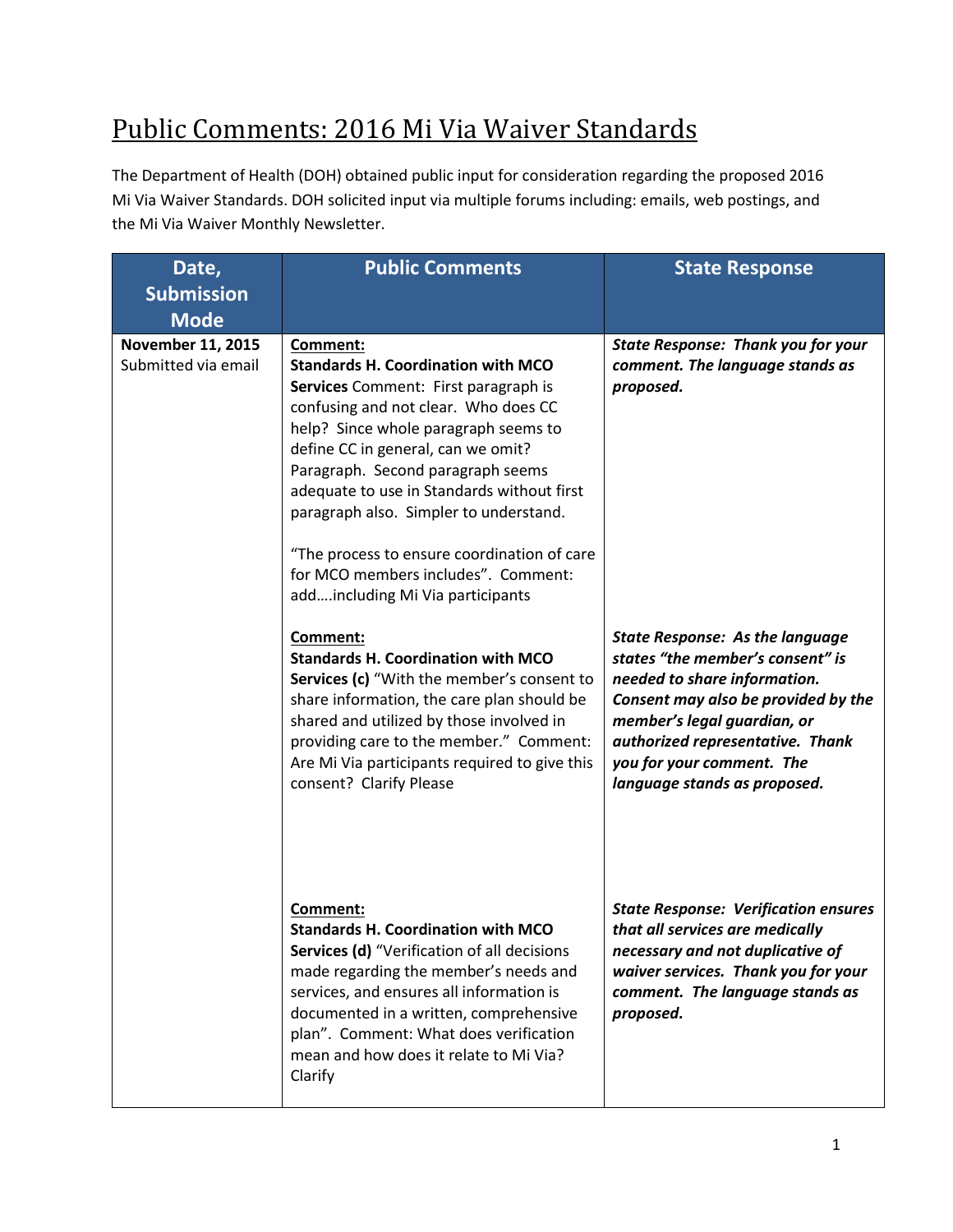# Public Comments: 2016 Mi Via Waiver Standards

The Department of Health (DOH) obtained public input for consideration regarding the proposed 2016 Mi Via Waiver Standards. DOH solicited input via multiple forums including: emails, web postings, and the Mi Via Waiver Monthly Newsletter.

| Date, Submission Mode | Public Comments | State Response |
|---|---|---|
| **November 11, 2015** Submitted via email | **Comment:** **Standards H. Coordination with MCO Services** Comment: First paragraph is confusing and not clear. Who does CC help? Since whole paragraph seems to define CC in general, can we omit? Paragraph. Second paragraph seems adequate to use in Standards without first paragraph also. Simpler to understand.<br><br>"The process to ensure coordination of care for MCO members includes". Comment: add….including Mi Via participants | ***State Response: Thank you for your comment. The language stands as proposed.*** |
| | **Comment:** **Standards H. Coordination with MCO Services (c)** "With the member's consent to share information, the care plan should be shared and utilized by those involved in providing care to the member." Comment: Are Mi Via participants required to give this consent? Clarify Please | ***State Response: As the language states "the member's consent" is needed to share information. Consent may also be provided by the member's legal guardian, or authorized representative. Thank you for your comment. The language stands as proposed.*** |
| | **Comment:** **Standards H. Coordination with MCO Services (d)** "Verification of all decisions made regarding the member's needs and services, and ensures all information is documented in a written, comprehensive plan". Comment: What does verification mean and how does it relate to Mi Via? Clarify | ***State Response: Verification ensures that all services are medically necessary and not duplicative of waiver services. Thank you for your comment. The language stands as proposed.*** |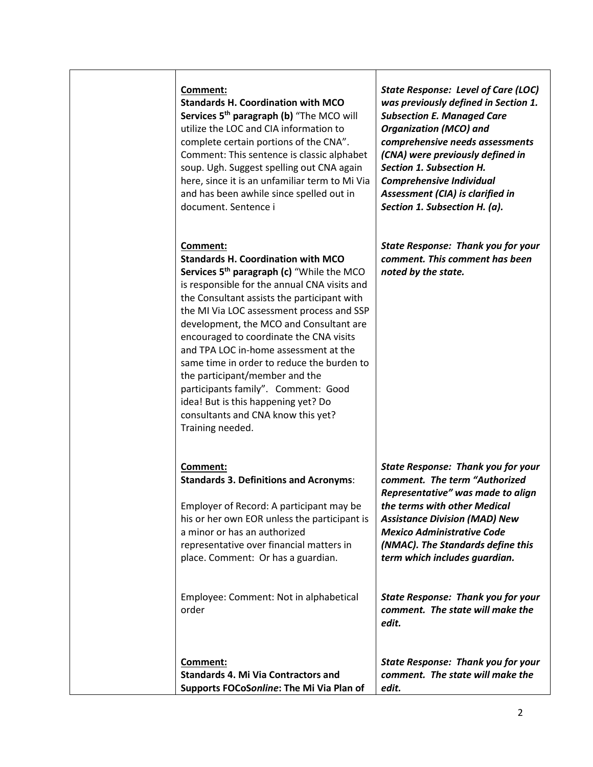| | | |
|---|---|---|
| | **Comment:**<br>**Standards H. Coordination with MCO Services 5th paragraph (b)** "The MCO will utilize the LOC and CIA information to complete certain portions of the CNA". Comment: This sentence is classic alphabet soup. Ugh. Suggest spelling out CNA again here, since it is an unfamiliar term to Mi Via and has been awhile since spelled out in document. Sentence i | ***State Response: Level of Care (LOC) was previously defined in Section 1. Subsection E. Managed Care Organization (MCO) and comprehensive needs assessments (CNA) were previously defined in Section 1. Subsection H. Comprehensive Individual Assessment (CIA) is clarified in Section 1. Subsection H. (a).*** |
| | **Comment:**<br>**Standards H. Coordination with MCO Services 5th paragraph (c)** "While the MCO is responsible for the annual CNA visits and the Consultant assists the participant with the MI Via LOC assessment process and SSP development, the MCO and Consultant are encouraged to coordinate the CNA visits and TPA LOC in-home assessment at the same time in order to reduce the burden to the participant/member and the participants family". Comment: Good idea! But is this happening yet? Do consultants and CNA know this yet? Training needed. | ***State Response: Thank you for your comment. This comment has been noted by the state.*** |
| | **Comment:**<br>**Standards 3. Definitions and Acronyms**:<br><br>Employer of Record: A participant may be his or her own EOR unless the participant is a minor or has an authorized representative over financial matters in place. Comment: Or has a guardian. | ***State Response: Thank you for your comment. The term "Authorized Representative" was made to align the terms with other Medical Assistance Division (MAD) New Mexico Administrative Code (NMAC). The Standards define this term which includes guardian.*** |
| | Employee: Comment: Not in alphabetical order | ***State Response: Thank you for your comment. The state will make the edit.*** |
| | **Comment:**<br>**Standards 4. Mi Via Contractors and Supports FOCoS*online*: The Mi Via Plan of** | ***State Response: Thank you for your comment. The state will make the edit.*** |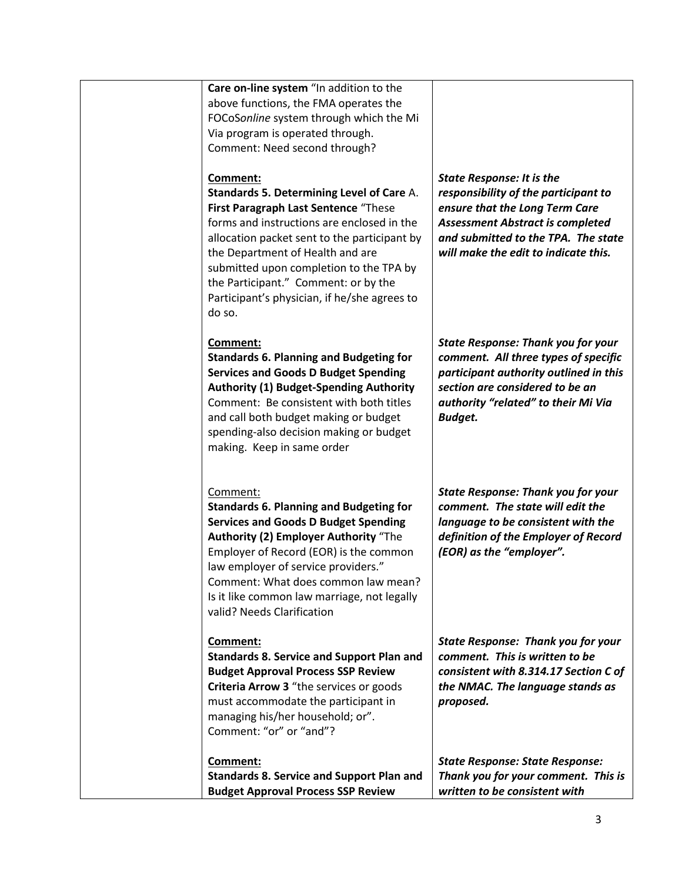| | | |
|---|---|---|
| | **Care on-line system** "In addition to the above functions, the FMA operates the FOCoS*online* system through which the Mi Via program is operated through. Comment: Need second through? | |
| | **Comment:** **Standards 5. Determining Level of Care** A. **First Paragraph Last Sentence** "These forms and instructions are enclosed in the allocation packet sent to the participant by the Department of Health and are submitted upon completion to the TPA by the Participant." Comment: or by the Participant's physician, if he/she agrees to do so. | ***State Response: It is the responsibility of the participant to ensure that the Long Term Care Assessment Abstract is completed and submitted to the TPA. The state will make the edit to indicate this.*** |
| | **Comment:** **Standards 6. Planning and Budgeting for Services and Goods D Budget Spending Authority (1) Budget-Spending Authority** Comment: Be consistent with both titles and call both budget making or budget spending-also decision making or budget making. Keep in same order | ***State Response: Thank you for your comment. All three types of specific participant authority outlined in this section are considered to be an authority "related" to their Mi Via Budget.*** |
| | Comment: **Standards 6. Planning and Budgeting for Services and Goods D Budget Spending Authority (2) Employer Authority** "The Employer of Record (EOR) is the common law employer of service providers." Comment: What does common law mean? Is it like common law marriage, not legally valid? Needs Clarification | ***State Response: Thank you for your comment. The state will edit the language to be consistent with the definition of the Employer of Record (EOR) as the "employer".*** |
| | **Comment:** **Standards 8. Service and Support Plan and Budget Approval Process SSP Review Criteria Arrow 3** "the services or goods must accommodate the participant in managing his/her household; or". Comment: "or" or "and"? | ***State Response: Thank you for your comment. This is written to be consistent with 8.314.17 Section C of the NMAC. The language stands as proposed.*** |
| | **Comment:** **Standards 8. Service and Support Plan and Budget Approval Process SSP Review** | ***State Response: State Response: Thank you for your comment. This is written to be consistent with*** |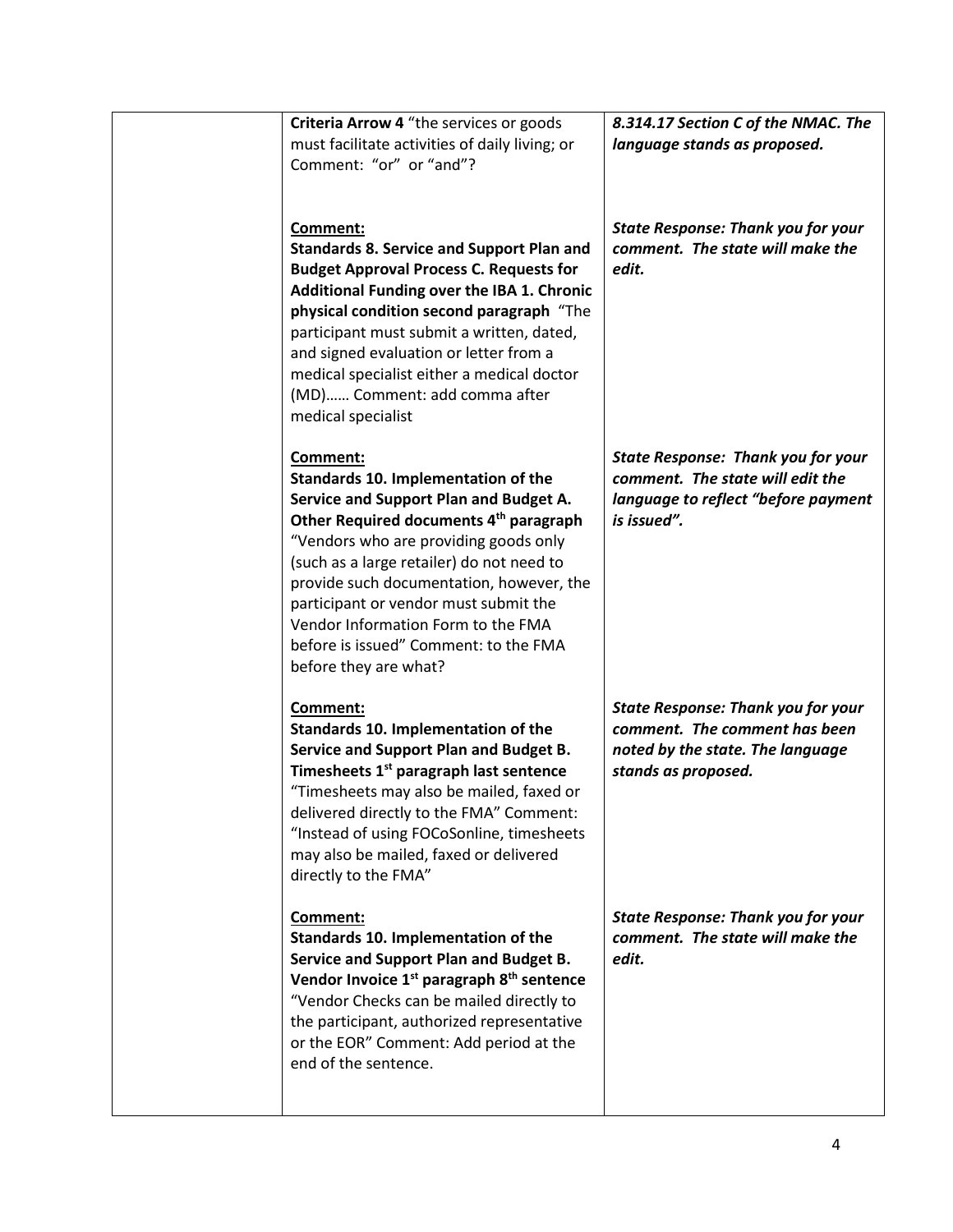| | | |
|---|---|---|
| | **Criteria Arrow 4** "the services or goods must facilitate activities of daily living; or Comment: "or" or "and"? | ***8.314.17 Section C of the NMAC. The language stands as proposed.*** |
| | **Comment:**<br>**Standards 8. Service and Support Plan and Budget Approval Process C. Requests for Additional Funding over the IBA 1. Chronic physical condition second paragraph** "The participant must submit a written, dated, and signed evaluation or letter from a medical specialist either a medical doctor (MD)…… Comment: add comma after medical specialist | ***State Response: Thank you for your comment. The state will make the edit.*** |
| | **Comment:**<br>**Standards 10. Implementation of the Service and Support Plan and Budget A. Other Required documents 4th paragraph** "Vendors who are providing goods only (such as a large retailer) do not need to provide such documentation, however, the participant or vendor must submit the Vendor Information Form to the FMA before is issued" Comment: to the FMA before they are what? | ***State Response: Thank you for your comment. The state will edit the language to reflect "before payment is issued".*** |
| | **Comment:**<br>**Standards 10. Implementation of the Service and Support Plan and Budget B. Timesheets 1st paragraph last sentence** "Timesheets may also be mailed, faxed or delivered directly to the FMA" Comment: "Instead of using FOCoSonline, timesheets may also be mailed, faxed or delivered directly to the FMA" | ***State Response: Thank you for your comment. The comment has been noted by the state. The language stands as proposed.*** |
| | **Comment:**<br>**Standards 10. Implementation of the Service and Support Plan and Budget B. Vendor Invoice 1st paragraph 8th sentence** "Vendor Checks can be mailed directly to the participant, authorized representative or the EOR" Comment: Add period at the end of the sentence. | ***State Response: Thank you for your comment. The state will make the edit.*** |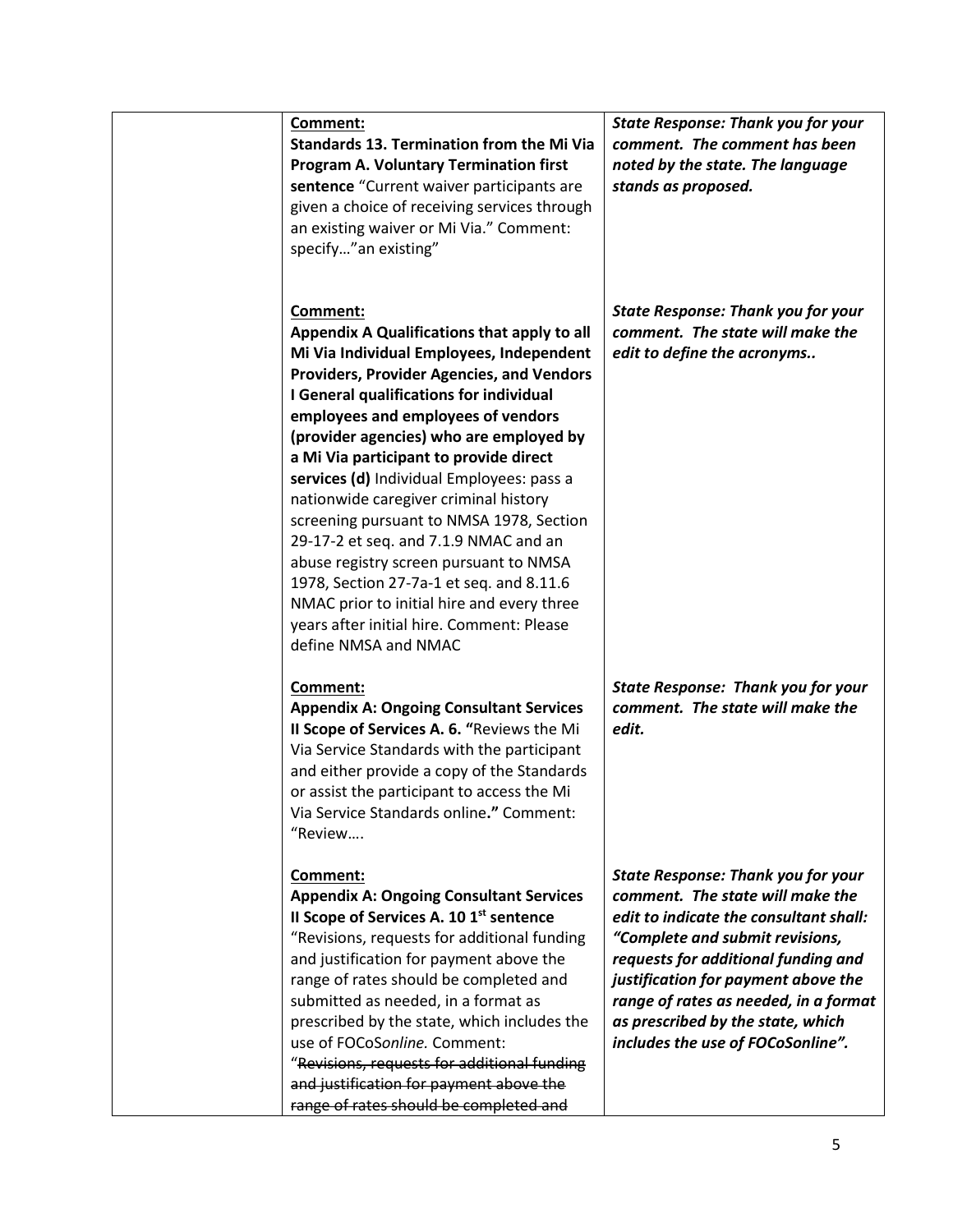| | | |
|---|---|---|
| | **Comment:**<br>**Standards 13. Termination from the Mi Via Program A. Voluntary Termination first sentence** "Current waiver participants are given a choice of receiving services through an existing waiver or Mi Via." Comment: specify…"an existing" | ***State Response: Thank you for your comment. The comment has been noted by the state. The language stands as proposed.*** |
| | **Comment:**<br>**Appendix A Qualifications that apply to all Mi Via Individual Employees, Independent Providers, Provider Agencies, and Vendors I General qualifications for individual employees and employees of vendors (provider agencies) who are employed by a Mi Via participant to provide direct services (d)** Individual Employees: pass a nationwide caregiver criminal history screening pursuant to NMSA 1978, Section 29-17-2 et seq. and 7.1.9 NMAC and an abuse registry screen pursuant to NMSA 1978, Section 27-7a-1 et seq. and 8.11.6 NMAC prior to initial hire and every three years after initial hire. Comment: Please define NMSA and NMAC | ***State Response: Thank you for your comment. The state will make the edit to define the acronyms..*** |
| | **Comment:**<br>**Appendix A: Ongoing Consultant Services II Scope of Services A. 6. "**Reviews the Mi Via Service Standards with the participant and either provide a copy of the Standards or assist the participant to access the Mi Via Service Standards online**."** Comment: "Review…. | ***State Response: Thank you for your comment. The state will make the edit.*** |
| | **Comment:**<br>**Appendix A: Ongoing Consultant Services II Scope of Services A. 10 1st sentence** "Revisions, requests for additional funding and justification for payment above the range of rates should be completed and submitted as needed, in a format as prescribed by the state, which includes the use of FOCoS*online.* Comment: "~~Revisions, requests for additional funding and justification for payment above the range of rates should be completed and~~ | ***State Response: Thank you for your comment. The state will make the edit to indicate the consultant shall: "Complete and submit revisions, requests for additional funding and justification for payment above the range of rates as needed, in a format as prescribed by the state, which includes the use of FOCoSonline".*** |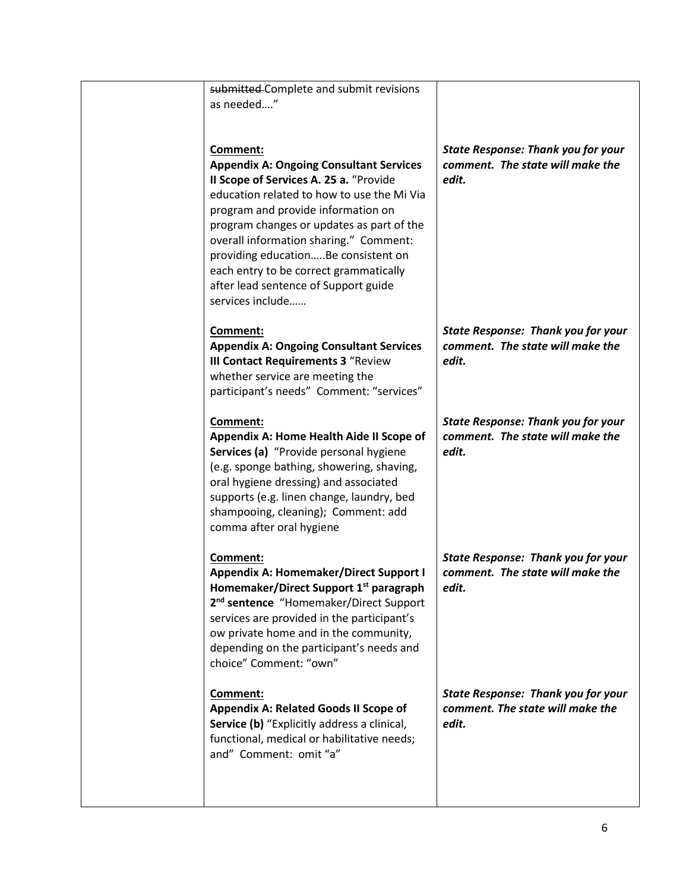| | | |
|---|---|---|
| | ~~submitted~~ Complete and submit revisions as needed…."<br><br>**<u>Comment:</u>**<br>**Appendix A: Ongoing Consultant Services II Scope of Services A. 25 a.** "Provide education related to how to use the Mi Via program and provide information on program changes or updates as part of the overall information sharing." Comment: providing education…..Be consistent on each entry to be correct grammatically after lead sentence of Support guide services include…… | <br><br><br>***State Response: Thank you for your comment. The state will make the edit.*** |
| | **<u>Comment:</u>**<br>**Appendix A: Ongoing Consultant Services III Contact Requirements 3** "Review whether service are meeting the participant's needs" Comment: "services" | ***State Response: Thank you for your comment. The state will make the edit.*** |
| | **<u>Comment:</u>**<br>**Appendix A: Home Health Aide II Scope of Services (a)** "Provide personal hygiene (e.g. sponge bathing, showering, shaving, oral hygiene dressing) and associated supports (e.g. linen change, laundry, bed shampooing, cleaning); Comment: add comma after oral hygiene | ***State Response: Thank you for your comment. The state will make the edit.*** |
| | **<u>Comment:</u>**<br>**Appendix A: Homemaker/Direct Support I Homemaker/Direct Support 1st paragraph 2nd sentence** "Homemaker/Direct Support services are provided in the participant's ow private home and in the community, depending on the participant's needs and choice" Comment: "own" | ***State Response: Thank you for your comment. The state will make the edit.*** |
| | **<u>Comment:</u>**<br>**Appendix A: Related Goods II Scope of Service (b)** "Explicitly address a clinical, functional, medical or habilitative needs; and" Comment: omit "a" | ***State Response: Thank you for your comment. The state will make the edit.*** |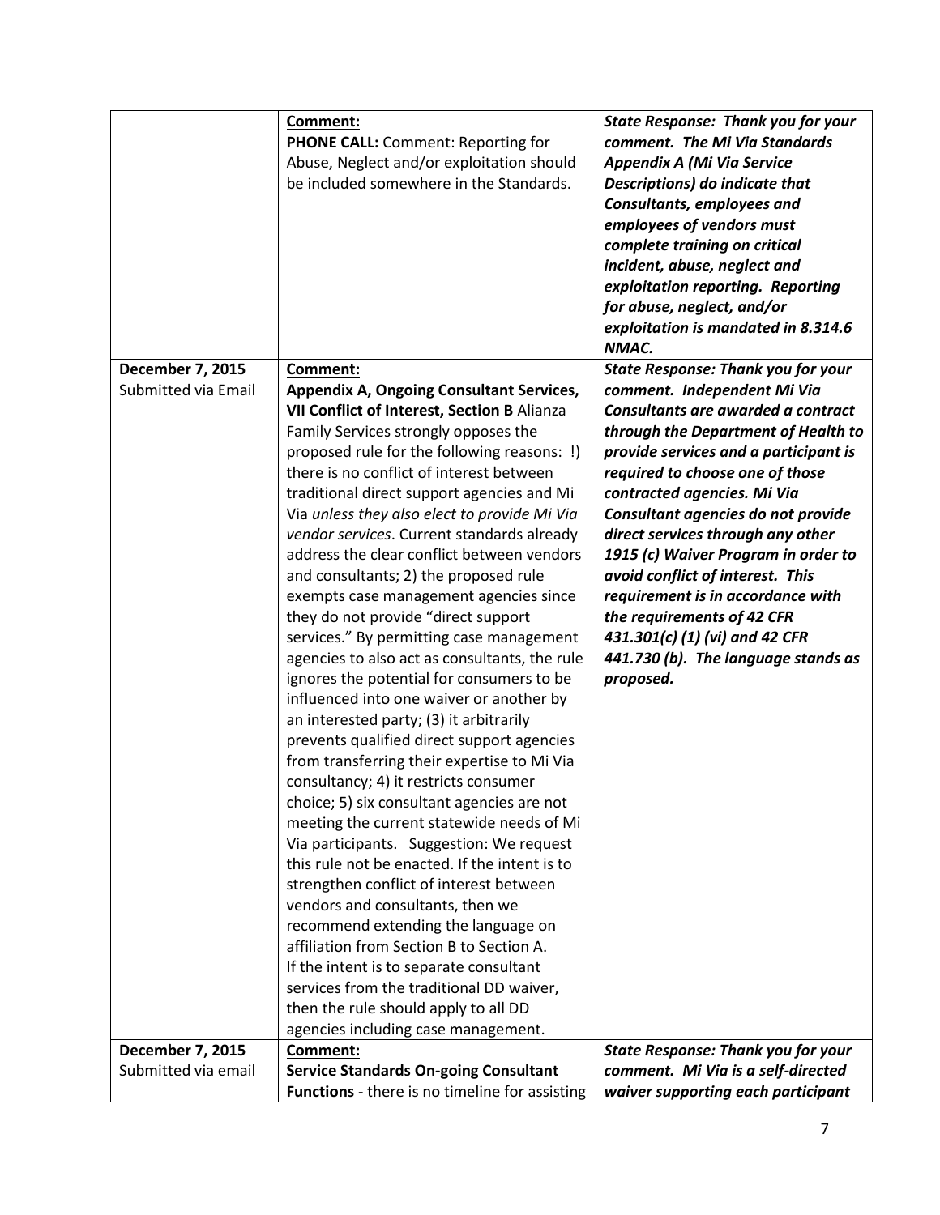| | | |
|---|---|---|
| | **Comment:**<br>**PHONE CALL:** Comment: Reporting for Abuse, Neglect and/or exploitation should be included somewhere in the Standards. | ***State Response: Thank you for your comment. The Mi Via Standards Appendix A (Mi Via Service Descriptions) do indicate that Consultants, employees and employees of vendors must complete training on critical incident, abuse, neglect and exploitation reporting. Reporting for abuse, neglect, and/or exploitation is mandated in 8.314.6 NMAC.*** |
| **December 7, 2015**<br>Submitted via Email | **Comment:**<br>**Appendix A, Ongoing Consultant Services, VII Conflict of Interest, Section B** Alianza Family Services strongly opposes the proposed rule for the following reasons: !) there is no conflict of interest between traditional direct support agencies and Mi Via *unless they also elect to provide Mi Via vendor services*. Current standards already address the clear conflict between vendors and consultants; 2) the proposed rule exempts case management agencies since they do not provide "direct support services." By permitting case management agencies to also act as consultants, the rule ignores the potential for consumers to be influenced into one waiver or another by an interested party; (3) it arbitrarily prevents qualified direct support agencies from transferring their expertise to Mi Via consultancy; 4) it restricts consumer choice; 5) six consultant agencies are not meeting the current statewide needs of Mi Via participants. Suggestion: We request this rule not be enacted. If the intent is to strengthen conflict of interest between vendors and consultants, then we recommend extending the language on affiliation from Section B to Section A. If the intent is to separate consultant services from the traditional DD waiver, then the rule should apply to all DD agencies including case management. | ***State Response: Thank you for your comment. Independent Mi Via Consultants are awarded a contract through the Department of Health to provide services and a participant is required to choose one of those contracted agencies. Mi Via Consultant agencies do not provide direct services through any other 1915 (c) Waiver Program in order to avoid conflict of interest. This requirement is in accordance with the requirements of 42 CFR 431.301(c) (1) (vi) and 42 CFR 441.730 (b). The language stands as proposed.*** |
| **December 7, 2015**<br>Submitted via email | **Comment:**<br>**Service Standards On-going Consultant Functions** - there is no timeline for assisting | ***State Response: Thank you for your comment. Mi Via is a self-directed waiver supporting each participant*** |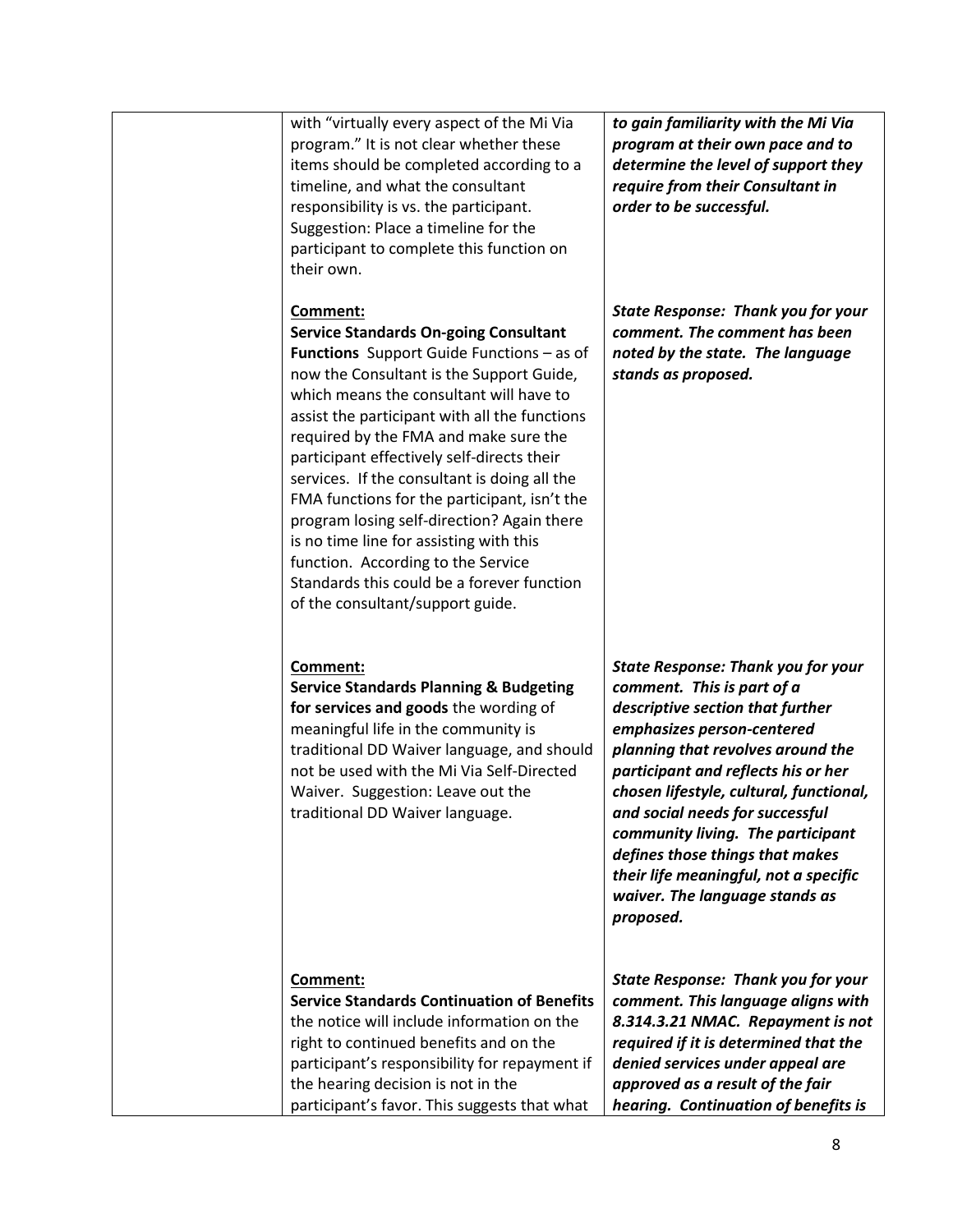| | | |
|---|---|---|
| | with "virtually every aspect of the Mi Via program." It is not clear whether these items should be completed according to a timeline, and what the consultant responsibility is vs. the participant. Suggestion: Place a timeline for the participant to complete this function on their own. | ***to gain familiarity with the Mi Via program at their own pace and to determine the level of support they require from their Consultant in order to be successful.*** |
| | <u>**Comment:**</u><br>**Service Standards On-going Consultant Functions** Support Guide Functions – as of now the Consultant is the Support Guide, which means the consultant will have to assist the participant with all the functions required by the FMA and make sure the participant effectively self-directs their services. If the consultant is doing all the FMA functions for the participant, isn't the program losing self-direction? Again there is no time line for assisting with this function. According to the Service Standards this could be a forever function of the consultant/support guide. | ***State Response: Thank you for your comment. The comment has been noted by the state. The language stands as proposed.*** |
| | <u>**Comment:**</u><br>**Service Standards Planning & Budgeting for services and goods** the wording of meaningful life in the community is traditional DD Waiver language, and should not be used with the Mi Via Self-Directed Waiver. Suggestion: Leave out the traditional DD Waiver language. | ***State Response: Thank you for your comment. This is part of a descriptive section that further emphasizes person-centered planning that revolves around the participant and reflects his or her chosen lifestyle, cultural, functional, and social needs for successful community living. The participant defines those things that makes their life meaningful, not a specific waiver. The language stands as proposed.*** |
| | <u>**Comment:**</u><br>**Service Standards Continuation of Benefits** the notice will include information on the right to continued benefits and on the participant's responsibility for repayment if the hearing decision is not in the participant's favor. This suggests that what | ***State Response: Thank you for your comment. This language aligns with 8.314.3.21 NMAC. Repayment is not required if it is determined that the denied services under appeal are approved as a result of the fair hearing. Continuation of benefits is*** |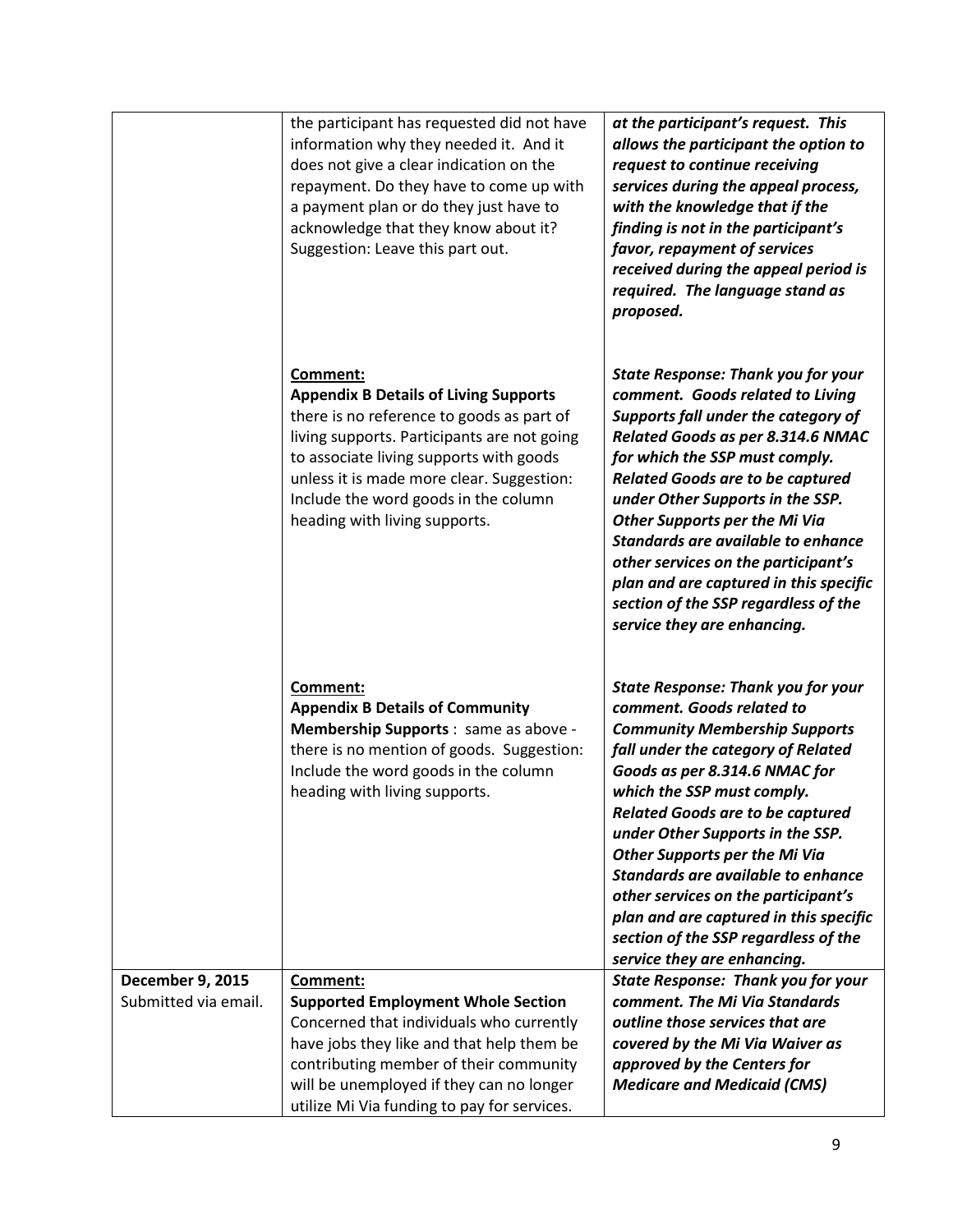| | | |
|---|---|---|
| | the participant has requested did not have information why they needed it. And it does not give a clear indication on the repayment. Do they have to come up with a payment plan or do they just have to acknowledge that they know about it? Suggestion: Leave this part out. | ***at the participant's request. This allows the participant the option to request to continue receiving services during the appeal process, with the knowledge that if the finding is not in the participant's favor, repayment of services received during the appeal period is required. The language stand as proposed.*** |
| | **Comment:**<br>**Appendix B Details of Living Supports** there is no reference to goods as part of living supports. Participants are not going to associate living supports with goods unless it is made more clear. Suggestion: Include the word goods in the column heading with living supports. | ***State Response: Thank you for your comment. Goods related to Living Supports fall under the category of Related Goods as per 8.314.6 NMAC for which the SSP must comply. Related Goods are to be captured under Other Supports in the SSP. Other Supports per the Mi Via Standards are available to enhance other services on the participant's plan and are captured in this specific section of the SSP regardless of the service they are enhancing.*** |
| | **Comment:**<br>**Appendix B Details of Community Membership Supports** : same as above - there is no mention of goods. Suggestion: Include the word goods in the column heading with living supports. | ***State Response: Thank you for your comment. Goods related to Community Membership Supports fall under the category of Related Goods as per 8.314.6 NMAC for which the SSP must comply. Related Goods are to be captured under Other Supports in the SSP. Other Supports per the Mi Via Standards are available to enhance other services on the participant's plan and are captured in this specific section of the SSP regardless of the service they are enhancing.*** |
| **December 9, 2015**<br>Submitted via email. | **Comment:**<br>**Supported Employment Whole Section** Concerned that individuals who currently have jobs they like and that help them be contributing member of their community will be unemployed if they can no longer utilize Mi Via funding to pay for services. | ***State Response: Thank you for your comment. The Mi Via Standards outline those services that are covered by the Mi Via Waiver as approved by the Centers for Medicare and Medicaid (CMS)*** |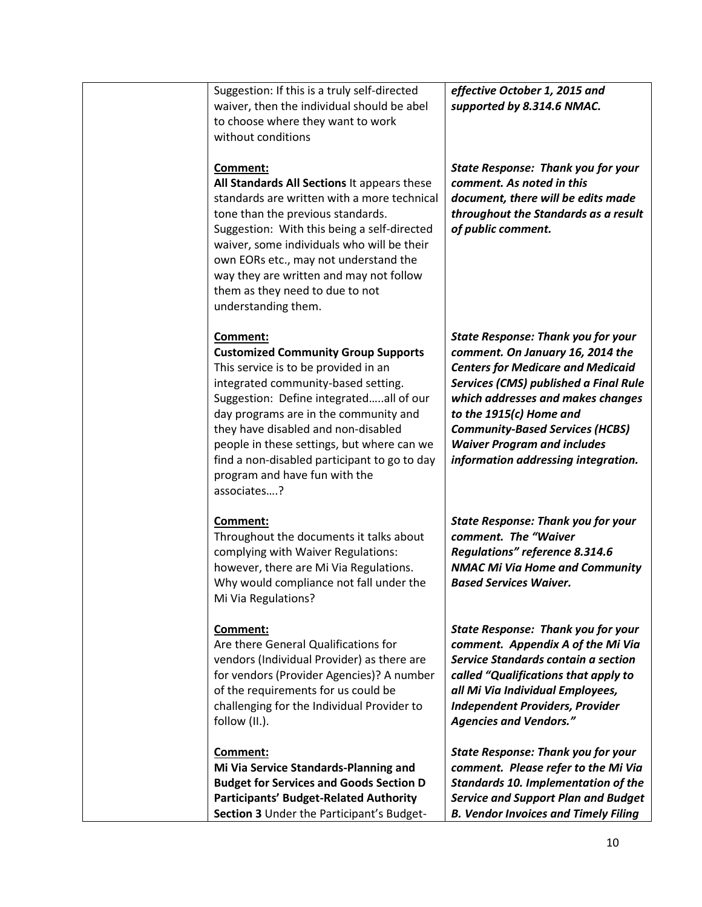| | | |
|---|---|---|
| | Suggestion: If this is a truly self-directed waiver, then the individual should be abel to choose where they want to work without conditions | ***effective October 1, 2015 and supported by 8.314.6 NMAC.*** |
| | <u>**Comment:**</u><br>**All Standards All Sections** It appears these standards are written with a more technical tone than the previous standards. Suggestion: With this being a self-directed waiver, some individuals who will be their own EORs etc., may not understand the way they are written and may not follow them as they need to due to not understanding them. | ***State Response: Thank you for your comment. As noted in this document, there will be edits made throughout the Standards as a result of public comment.*** |
| | <u>**Comment:**</u><br>**Customized Community Group Supports** This service is to be provided in an integrated community-based setting. Suggestion: Define integrated…..all of our day programs are in the community and they have disabled and non-disabled people in these settings, but where can we find a non-disabled participant to go to day program and have fun with the associates….? | ***State Response: Thank you for your comment. On January 16, 2014 the Centers for Medicare and Medicaid Services (CMS) published a Final Rule which addresses and makes changes to the 1915(c) Home and Community-Based Services (HCBS) Waiver Program and includes information addressing integration.*** |
| | <u>**Comment:**</u><br>Throughout the documents it talks about complying with Waiver Regulations: however, there are Mi Via Regulations. Why would compliance not fall under the Mi Via Regulations? | ***State Response: Thank you for your comment. The "Waiver Regulations" reference 8.314.6 NMAC Mi Via Home and Community Based Services Waiver.*** |
| | <u>**Comment:**</u><br>Are there General Qualifications for vendors (Individual Provider) as there are for vendors (Provider Agencies)? A number of the requirements for us could be challenging for the Individual Provider to follow (II.). | ***State Response: Thank you for your comment. Appendix A of the Mi Via Service Standards contain a section called "Qualifications that apply to all Mi Via Individual Employees, Independent Providers, Provider Agencies and Vendors."*** |
| | <u>**Comment:**</u><br>**Mi Via Service Standards-Planning and Budget for Services and Goods Section D Participants' Budget-Related Authority Section 3** Under the Participant's Budget- | ***State Response: Thank you for your comment. Please refer to the Mi Via Standards 10. Implementation of the Service and Support Plan and Budget B. Vendor Invoices and Timely Filing*** |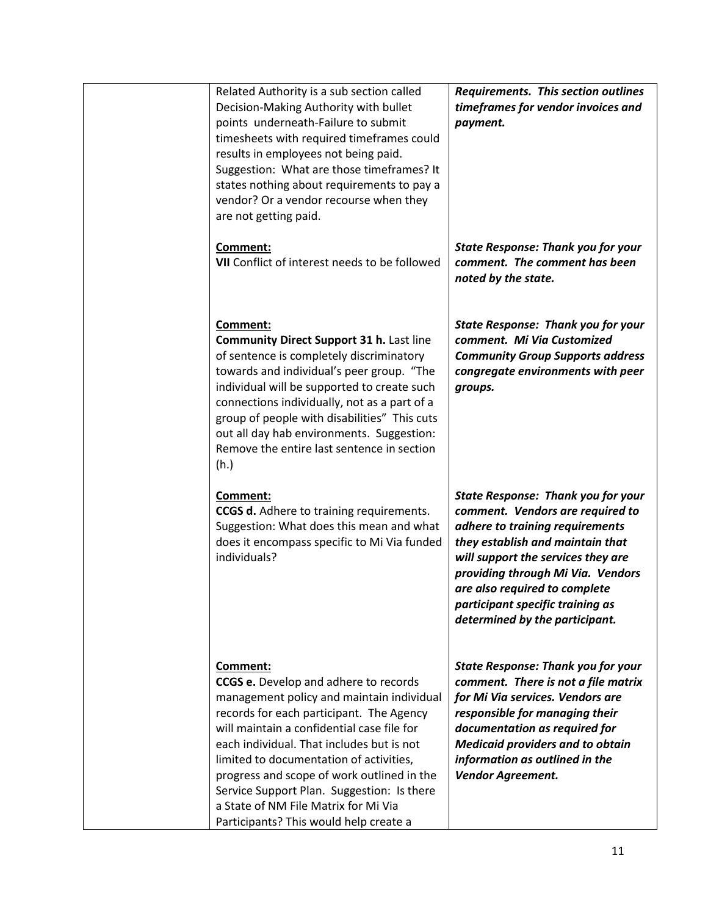|  |  |  |
|---|---|---|
|  | Related Authority is a sub section called Decision-Making Authority with bullet points underneath-Failure to submit timesheets with required timeframes could results in employees not being paid. Suggestion: What are those timeframes? It states nothing about requirements to pay a vendor? Or a vendor recourse when they are not getting paid. | ***Requirements. This section outlines timeframes for vendor invoices and payment.*** |
|  | **Comment:**<br>**VII** Conflict of interest needs to be followed | ***State Response: Thank you for your comment. The comment has been noted by the state.*** |
|  | **Comment:**<br>**Community Direct Support 31 h.** Last line of sentence is completely discriminatory towards and individual's peer group. "The individual will be supported to create such connections individually, not as a part of a group of people with disabilities" This cuts out all day hab environments. Suggestion: Remove the entire last sentence in section (h.) | ***State Response: Thank you for your comment. Mi Via Customized Community Group Supports address congregate environments with peer groups.*** |
|  | **Comment:**<br>**CCGS d.** Adhere to training requirements. Suggestion: What does this mean and what does it encompass specific to Mi Via funded individuals? | ***State Response: Thank you for your comment. Vendors are required to adhere to training requirements they establish and maintain that will support the services they are providing through Mi Via. Vendors are also required to complete participant specific training as determined by the participant.*** |
|  | **Comment:**<br>**CCGS e.** Develop and adhere to records management policy and maintain individual records for each participant. The Agency will maintain a confidential case file for each individual. That includes but is not limited to documentation of activities, progress and scope of work outlined in the Service Support Plan. Suggestion: Is there a State of NM File Matrix for Mi Via Participants? This would help create a | ***State Response: Thank you for your comment. There is not a file matrix for Mi Via services. Vendors are responsible for managing their documentation as required for Medicaid providers and to obtain information as outlined in the Vendor Agreement.*** |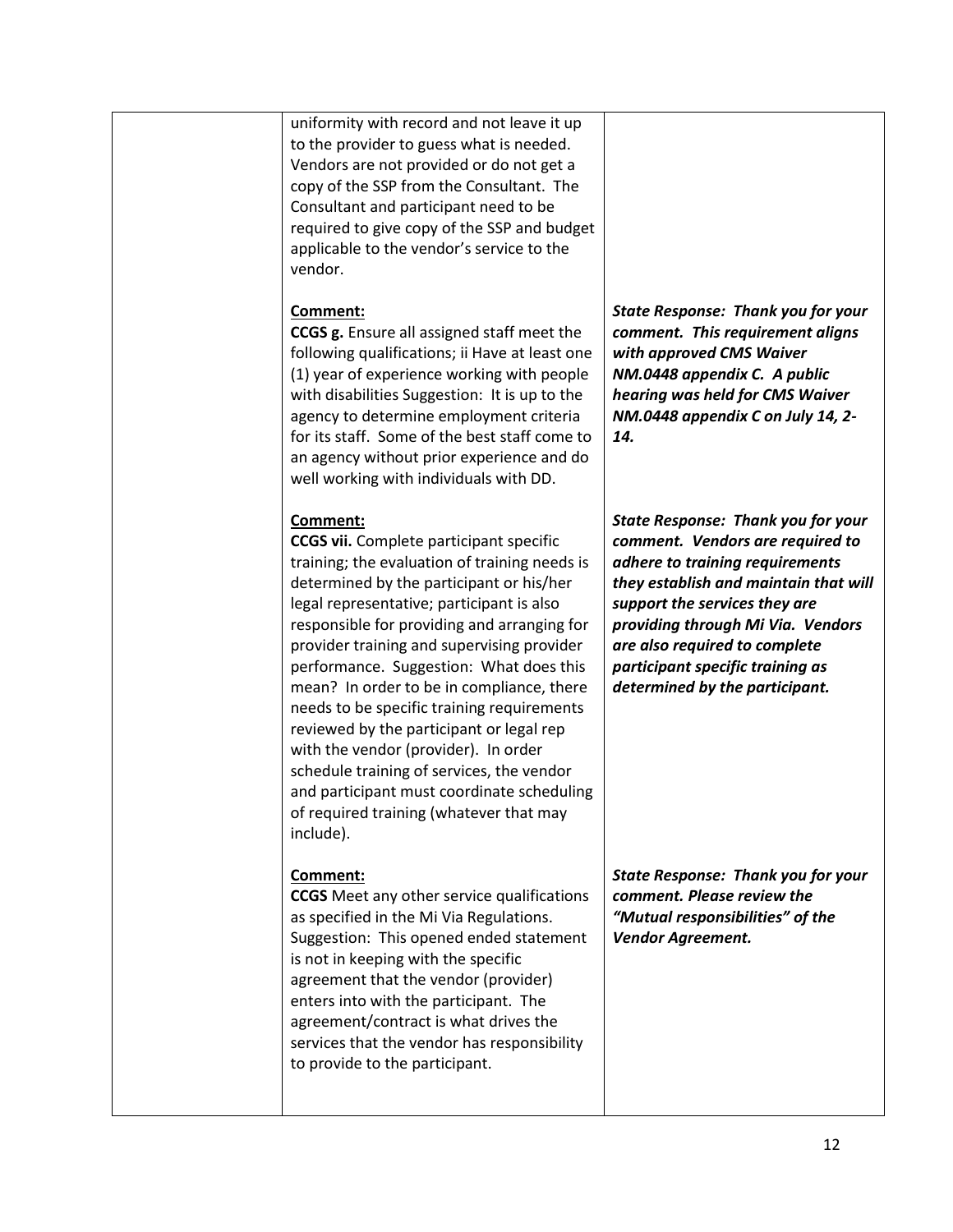| | | |
|---|---|---|
| | uniformity with record and not leave it up to the provider to guess what is needed. Vendors are not provided or do not get a copy of the SSP from the Consultant. The Consultant and participant need to be required to give copy of the SSP and budget applicable to the vendor's service to the vendor. | |
| | <u>**Comment:**</u><br>**CCGS g.** Ensure all assigned staff meet the following qualifications; ii Have at least one (1) year of experience working with people with disabilities Suggestion: It is up to the agency to determine employment criteria for its staff. Some of the best staff come to an agency without prior experience and do well working with individuals with DD. | ***State Response: Thank you for your comment. This requirement aligns with approved CMS Waiver NM.0448 appendix C. A public hearing was held for CMS Waiver NM.0448 appendix C on July 14, 2-14.*** |
| | <u>**Comment:**</u><br>**CCGS vii.** Complete participant specific training; the evaluation of training needs is determined by the participant or his/her legal representative; participant is also responsible for providing and arranging for provider training and supervising provider performance. Suggestion: What does this mean? In order to be in compliance, there needs to be specific training requirements reviewed by the participant or legal rep with the vendor (provider). In order schedule training of services, the vendor and participant must coordinate scheduling of required training (whatever that may include). | ***State Response: Thank you for your comment. Vendors are required to adhere to training requirements they establish and maintain that will support the services they are providing through Mi Via. Vendors are also required to complete participant specific training as determined by the participant.*** |
| | <u>**Comment:**</u><br>**CCGS** Meet any other service qualifications as specified in the Mi Via Regulations. Suggestion: This opened ended statement is not in keeping with the specific agreement that the vendor (provider) enters into with the participant. The agreement/contract is what drives the services that the vendor has responsibility to provide to the participant. | ***State Response: Thank you for your comment. Please review the "Mutual responsibilities" of the Vendor Agreement.*** |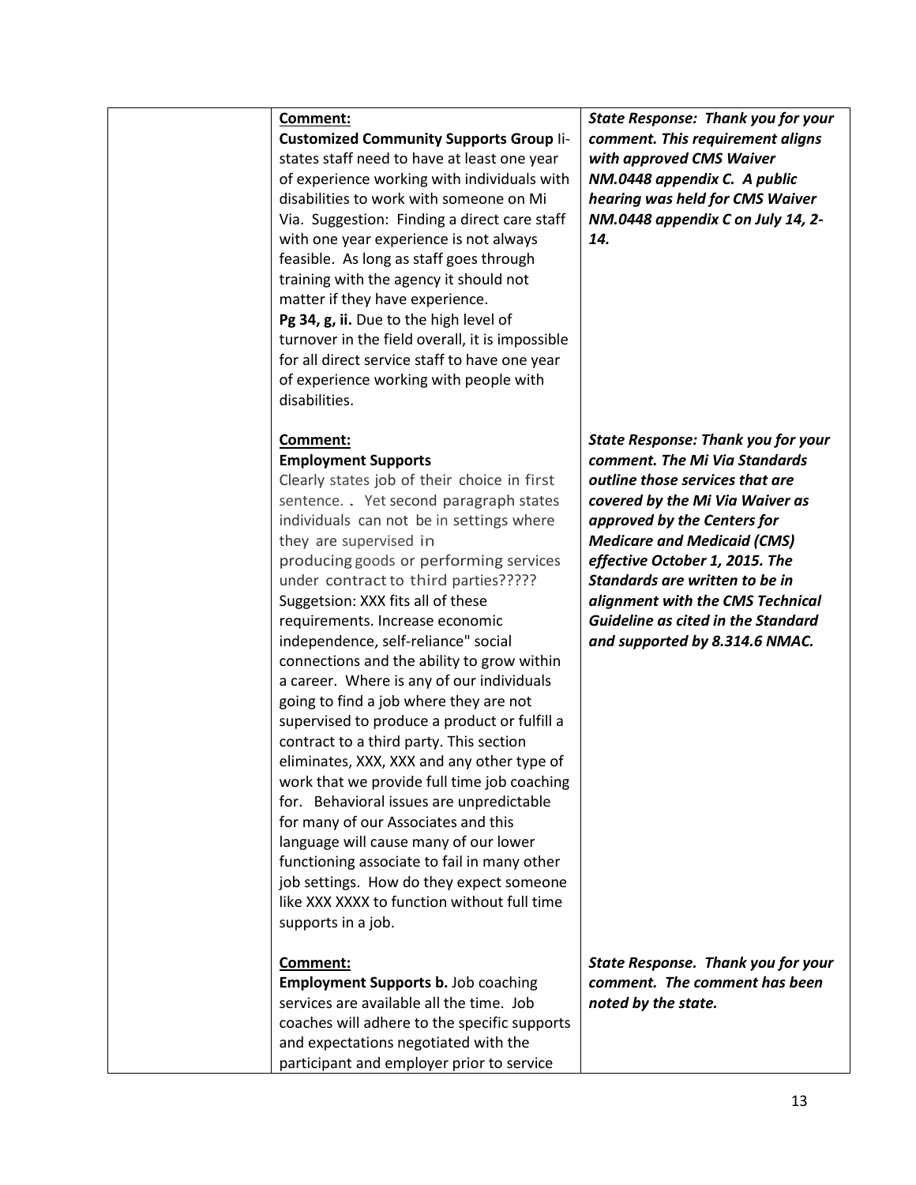| | | |
|---|---|---|
| | **Comment:**<br>**Customized Community Supports Group** li-states staff need to have at least one year of experience working with individuals with disabilities to work with someone on Mi Via. Suggestion: Finding a direct care staff with one year experience is not always feasible. As long as staff goes through training with the agency it should not matter if they have experience.<br>**Pg 34, g, ii.** Due to the high level of turnover in the field overall, it is impossible for all direct service staff to have one year of experience working with people with disabilities. | ***State Response: Thank you for your comment. This requirement aligns with approved CMS Waiver NM.0448 appendix C. A public hearing was held for CMS Waiver NM.0448 appendix C on July 14, 2-14.*** |
| | **Comment:**<br>**Employment Supports**<br>Clearly states job of their choice in first sentence. . Yet second paragraph states individuals can not be in settings where they are supervised in producing goods or performing services under contract to third parties?????<br>Suggetsion: XXX fits all of these requirements. Increase economic independence, self-reliance" social connections and the ability to grow within a career. Where is any of our individuals going to find a job where they are not supervised to produce a product or fulfill a contract to a third party. This section eliminates, XXX, XXX and any other type of work that we provide full time job coaching for. Behavioral issues are unpredictable for many of our Associates and this language will cause many of our lower functioning associate to fail in many other job settings. How do they expect someone like XXX XXXX to function without full time supports in a job. | ***State Response: Thank you for your comment. The Mi Via Standards outline those services that are covered by the Mi Via Waiver as approved by the Centers for Medicare and Medicaid (CMS) effective October 1, 2015. The Standards are written to be in alignment with the CMS Technical Guideline as cited in the Standard and supported by 8.314.6 NMAC.*** |
| | **Comment:**<br>**Employment Supports b.** Job coaching services are available all the time. Job coaches will adhere to the specific supports and expectations negotiated with the participant and employer prior to service | ***State Response. Thank you for your comment. The comment has been noted by the state.*** |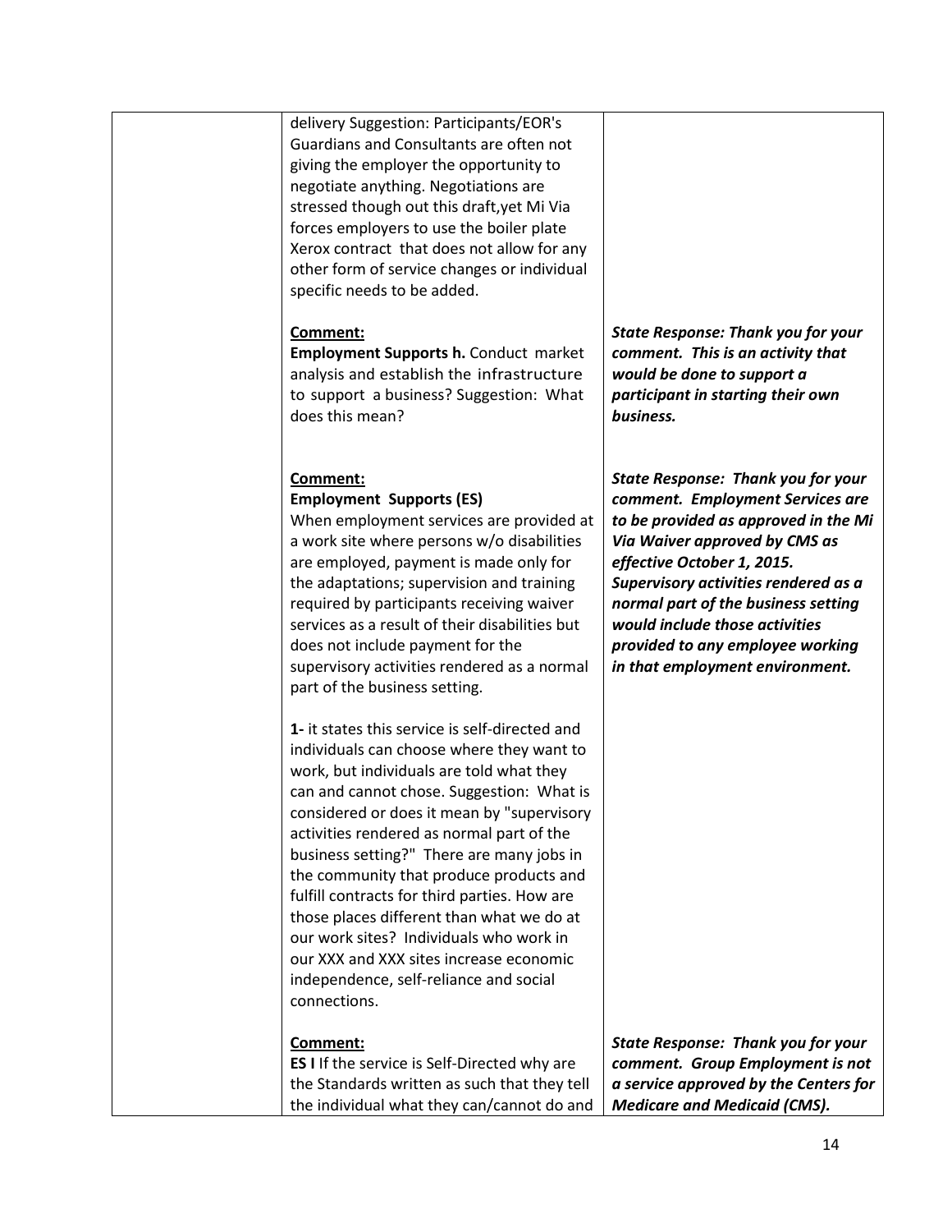| | | |
|---|---|---|
| | delivery Suggestion: Participants/EOR's Guardians and Consultants are often not giving the employer the opportunity to negotiate anything. Negotiations are stressed though out this draft,yet Mi Via forces employers to use the boiler plate Xerox contract that does not allow for any other form of service changes or individual specific needs to be added. | |
| | <u>**Comment:**</u><br>**Employment Supports h.** Conduct market analysis and establish the infrastructure to support a business? Suggestion: What does this mean? | ***State Response: Thank you for your comment. This is an activity that would be done to support a participant in starting their own business.*** |
| | <u>**Comment:**</u><br>**Employment Supports (ES)**<br>When employment services are provided at a work site where persons w/o disabilities are employed, payment is made only for the adaptations; supervision and training required by participants receiving waiver services as a result of their disabilities but does not include payment for the supervisory activities rendered as a normal part of the business setting.<br><br>**1-** it states this service is self-directed and individuals can choose where they want to work, but individuals are told what they can and cannot chose. Suggestion: What is considered or does it mean by "supervisory activities rendered as normal part of the business setting?" There are many jobs in the community that produce products and fulfill contracts for third parties. How are those places different than what we do at our work sites? Individuals who work in our XXX and XXX sites increase economic independence, self-reliance and social connections. | ***State Response: Thank you for your comment. Employment Services are to be provided as approved in the Mi Via Waiver approved by CMS as effective October 1, 2015. Supervisory activities rendered as a normal part of the business setting would include those activities provided to any employee working in that employment environment.*** |
| | <u>**Comment:**</u><br>**ES I** If the service is Self-Directed why are the Standards written as such that they tell the individual what they can/cannot do and | ***State Response: Thank you for your comment. Group Employment is not a service approved by the Centers for Medicare and Medicaid (CMS).*** |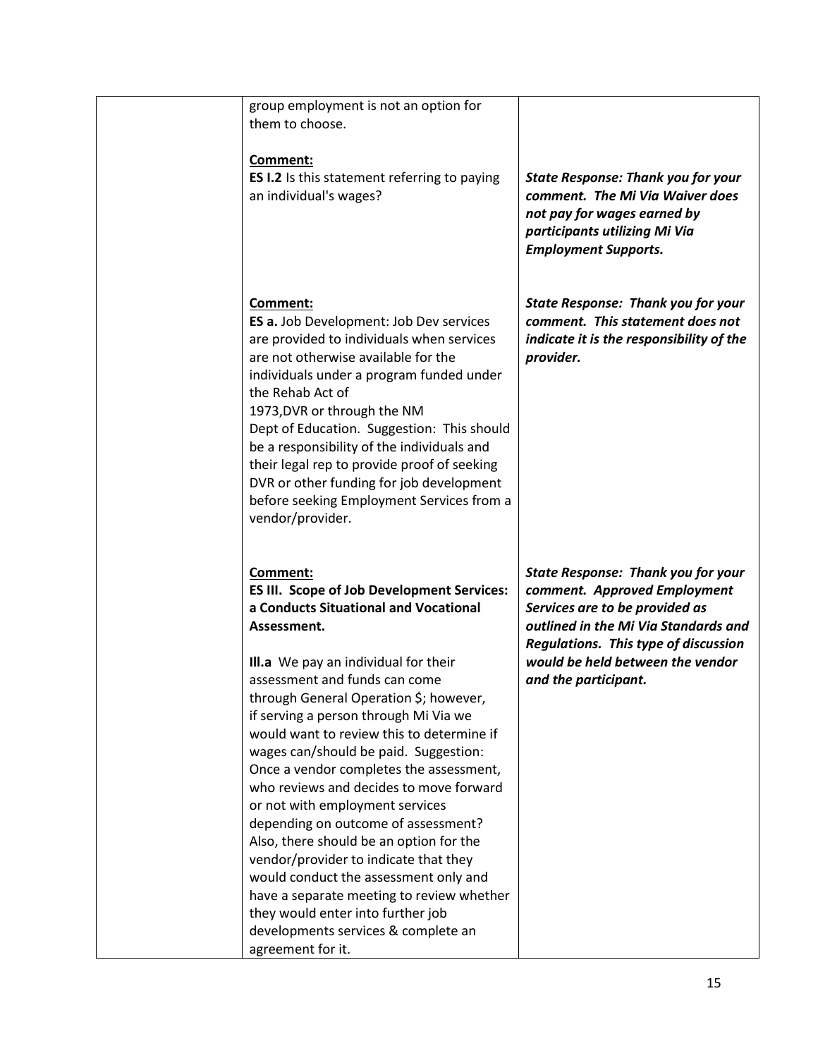| | | |
|---|---|---|
| | group employment is not an option for them to choose.<br><br>**<u>Comment:</u>**<br>**ES I.2** Is this statement referring to paying an individual's wages? | <br><br><br>***State Response: Thank you for your comment. The Mi Via Waiver does not pay for wages earned by participants utilizing Mi Via Employment Supports.*** |
| | **<u>Comment:</u>**<br>**ES a.** Job Development: Job Dev services are provided to individuals when services are not otherwise available for the individuals under a program funded under the Rehab Act of 1973,DVR or through the NM Dept of Education. Suggestion: This should be a responsibility of the individuals and their legal rep to provide proof of seeking DVR or other funding for job development before seeking Employment Services from a vendor/provider. | ***State Response: Thank you for your comment. This statement does not indicate it is the responsibility of the provider.*** |
| | **<u>Comment:</u>**<br>**ES III. Scope of Job Development Services: a Conducts Situational and Vocational Assessment.**<br><br>**III.a** We pay an individual for their assessment and funds can come through General Operation $; however, if serving a person through Mi Via we would want to review this to determine if wages can/should be paid. Suggestion: Once a vendor completes the assessment, who reviews and decides to move forward or not with employment services depending on outcome of assessment? Also, there should be an option for the vendor/provider to indicate that they would conduct the assessment only and have a separate meeting to review whether they would enter into further job developments services & complete an agreement for it. | ***State Response: Thank you for your comment. Approved Employment Services are to be provided as outlined in the Mi Via Standards and Regulations. This type of discussion would be held between the vendor and the participant.*** |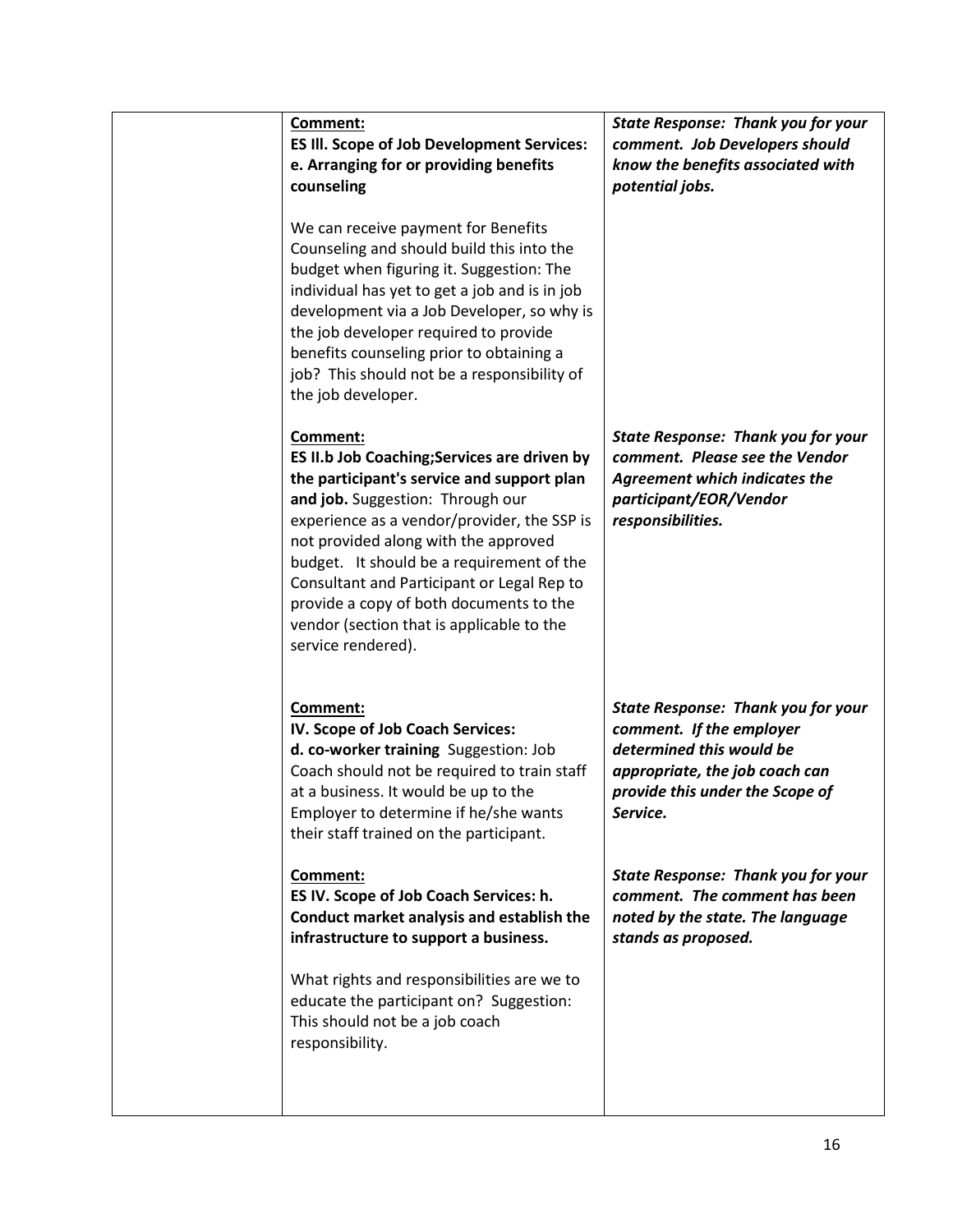| | | |
|---|---|---|
| | **Comment:**<br>**ES Ill. Scope of Job Development Services: e. Arranging for or providing benefits counseling**<br><br>We can receive payment for Benefits Counseling and should build this into the budget when figuring it. Suggestion: The individual has yet to get a job and is in job development via a Job Developer, so why is the job developer required to provide benefits counseling prior to obtaining a job? This should not be a responsibility of the job developer. | ***State Response: Thank you for your comment. Job Developers should know the benefits associated with potential jobs.*** |
| | **Comment:**<br>**ES II.b Job Coaching;Services are driven by the participant's service and support plan and job.** Suggestion: Through our experience as a vendor/provider, the SSP is not provided along with the approved budget. It should be a requirement of the Consultant and Participant or Legal Rep to provide a copy of both documents to the vendor (section that is applicable to the service rendered). | ***State Response: Thank you for your comment. Please see the Vendor Agreement which indicates the participant/EOR/Vendor responsibilities.*** |
| | **Comment:**<br>**IV. Scope of Job Coach Services:**<br>**d. co-worker training** Suggestion: Job Coach should not be required to train staff at a business. It would be up to the Employer to determine if he/she wants their staff trained on the participant. | ***State Response: Thank you for your comment. If the employer determined this would be appropriate, the job coach can provide this under the Scope of Service.*** |
| | **Comment:**<br>**ES IV. Scope of Job Coach Services: h. Conduct market analysis and establish the infrastructure to support a business.**<br><br>What rights and responsibilities are we to educate the participant on? Suggestion: This should not be a job coach responsibility. | ***State Response: Thank you for your comment. The comment has been noted by the state. The language stands as proposed.*** |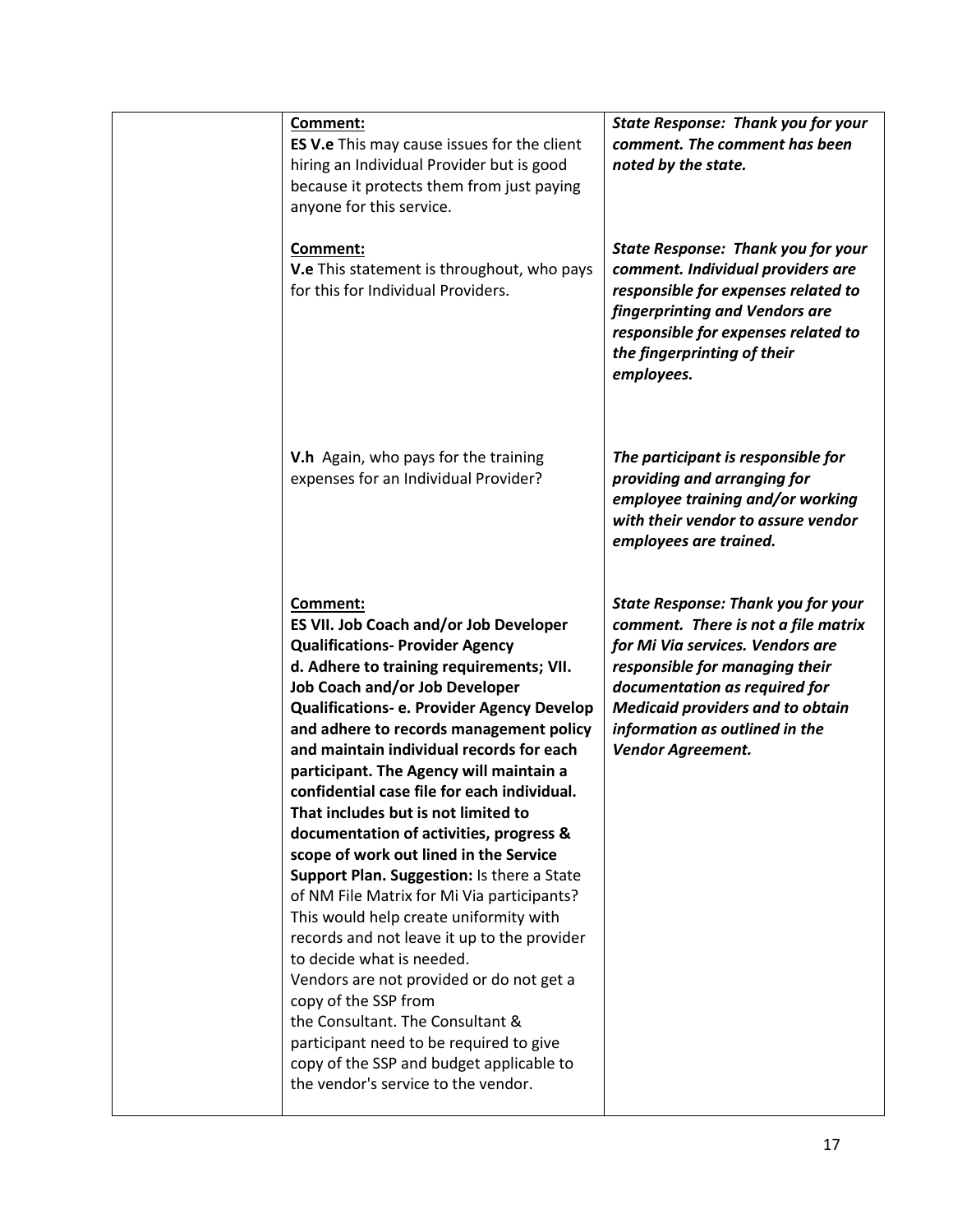| | | |
|---|---|---|
| | <u>**Comment:**</u><br>**ES V.e** This may cause issues for the client hiring an Individual Provider but is good because it protects them from just paying anyone for this service. | ***State Response: Thank you for your comment. The comment has been noted by the state.*** |
| | <u>**Comment:**</u><br>**V.e** This statement is throughout, who pays for this for Individual Providers. | ***State Response: Thank you for your comment. Individual providers are responsible for expenses related to fingerprinting and Vendors are responsible for expenses related to the fingerprinting of their employees.*** |
| | **V.h** Again, who pays for the training expenses for an Individual Provider? | ***The participant is responsible for providing and arranging for employee training and/or working with their vendor to assure vendor employees are trained.*** |
| | <u>**Comment:**</u><br>**ES VII. Job Coach and/or Job Developer Qualifications- Provider Agency d. Adhere to training requirements; VII. Job Coach and/or Job Developer Qualifications- e. Provider Agency Develop and adhere to records management policy and maintain individual records for each participant. The Agency will maintain a confidential case file for each individual. That includes but is not limited to documentation of activities, progress & scope of work out lined in the Service Support Plan. Suggestion:** Is there a State of NM File Matrix for Mi Via participants? This would help create uniformity with records and not leave it up to the provider to decide what is needed.<br>Vendors are not provided or do not get a copy of the SSP from the Consultant. The Consultant & participant need to be required to give copy of the SSP and budget applicable to the vendor's service to the vendor. | ***State Response: Thank you for your comment. There is not a file matrix for Mi Via services. Vendors are responsible for managing their documentation as required for Medicaid providers and to obtain information as outlined in the Vendor Agreement.*** |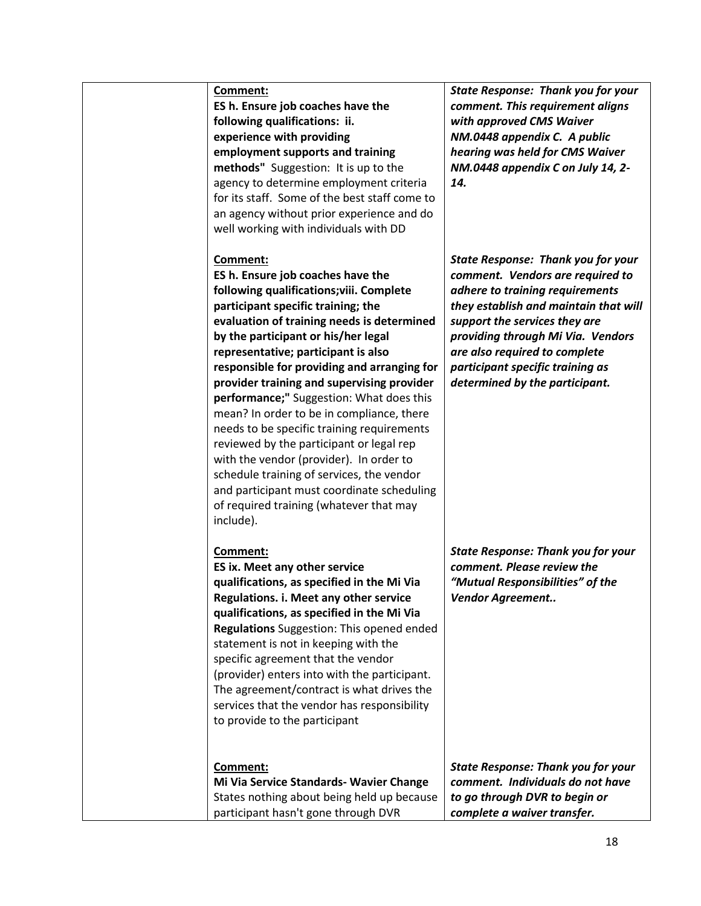| | | |
|---|---|---|
| | **Comment:**<br>**ES h. Ensure job coaches have the following qualifications: ii. experience with providing employment supports and training methods"** Suggestion: It is up to the agency to determine employment criteria for its staff. Some of the best staff come to an agency without prior experience and do well working with individuals with DD | ***State Response: Thank you for your comment. This requirement aligns with approved CMS Waiver NM.0448 appendix C. A public hearing was held for CMS Waiver NM.0448 appendix C on July 14, 2-14.*** |
| | **Comment:**<br>**ES h. Ensure job coaches have the following qualifications;viii. Complete participant specific training; the evaluation of training needs is determined by the participant or his/her legal representative; participant is also responsible for providing and arranging for provider training and supervising provider performance;"** Suggestion: What does this mean? In order to be in compliance, there needs to be specific training requirements reviewed by the participant or legal rep with the vendor (provider). In order to schedule training of services, the vendor and participant must coordinate scheduling of required training (whatever that may include). | ***State Response: Thank you for your comment. Vendors are required to adhere to training requirements they establish and maintain that will support the services they are providing through Mi Via. Vendors are also required to complete participant specific training as determined by the participant.*** |
| | **Comment:**<br>**ES ix. Meet any other service qualifications, as specified in the Mi Via Regulations. i. Meet any other service qualifications, as specified in the Mi Via Regulations** Suggestion: This opened ended statement is not in keeping with the specific agreement that the vendor (provider) enters into with the participant. The agreement/contract is what drives the services that the vendor has responsibility to provide to the participant | ***State Response: Thank you for your comment. Please review the "Mutual Responsibilities" of the Vendor Agreement..*** |
| | **Comment:**<br>**Mi Via Service Standards- Wavier Change** States nothing about being held up because participant hasn't gone through DVR | ***State Response: Thank you for your comment. Individuals do not have to go through DVR to begin or complete a waiver transfer.*** |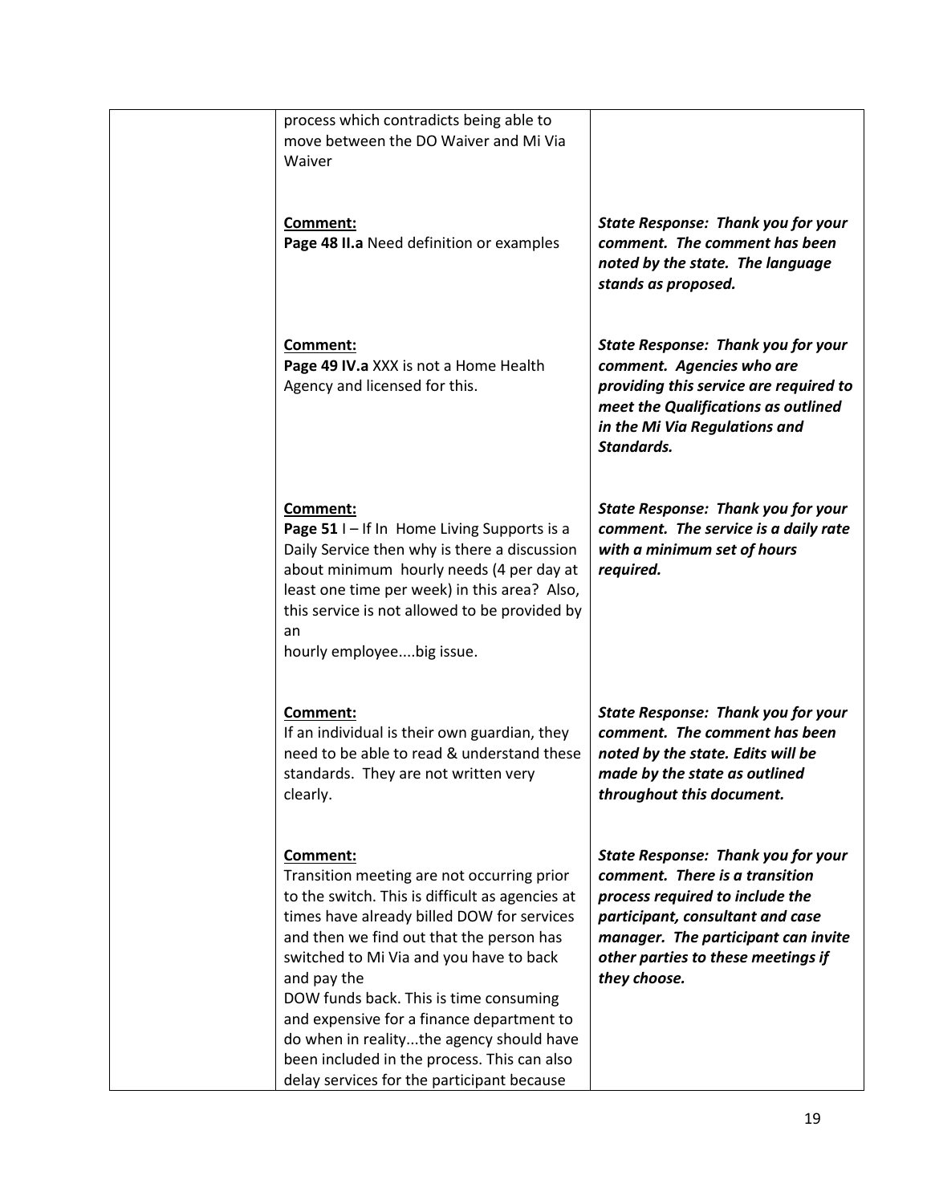| | | |
|---|---|---|
| | process which contradicts being able to move between the DO Waiver and Mi Via Waiver | |
| | **Comment:**<br>**Page 48 II.a** Need definition or examples | ***State Response: Thank you for your comment. The comment has been noted by the state. The language stands as proposed.*** |
| | **Comment:**<br>**Page 49 IV.a** XXX is not a Home Health Agency and licensed for this. | ***State Response: Thank you for your comment. Agencies who are providing this service are required to meet the Qualifications as outlined in the Mi Via Regulations and Standards.*** |
| | **Comment:**<br>**Page 51** I – If In Home Living Supports is a Daily Service then why is there a discussion about minimum hourly needs (4 per day at least one time per week) in this area? Also, this service is not allowed to be provided by an hourly employee....big issue. | ***State Response: Thank you for your comment. The service is a daily rate with a minimum set of hours required.*** |
| | **Comment:**<br>If an individual is their own guardian, they need to be able to read & understand these standards. They are not written very clearly. | ***State Response: Thank you for your comment. The comment has been noted by the state. Edits will be made by the state as outlined throughout this document.*** |
| | **Comment:**<br>Transition meeting are not occurring prior to the switch. This is difficult as agencies at times have already billed DOW for services and then we find out that the person has switched to Mi Via and you have to back and pay the DOW funds back. This is time consuming and expensive for a finance department to do when in reality...the agency should have been included in the process. This can also delay services for the participant because | ***State Response: Thank you for your comment. There is a transition process required to include the participant, consultant and case manager. The participant can invite other parties to these meetings if they choose.*** |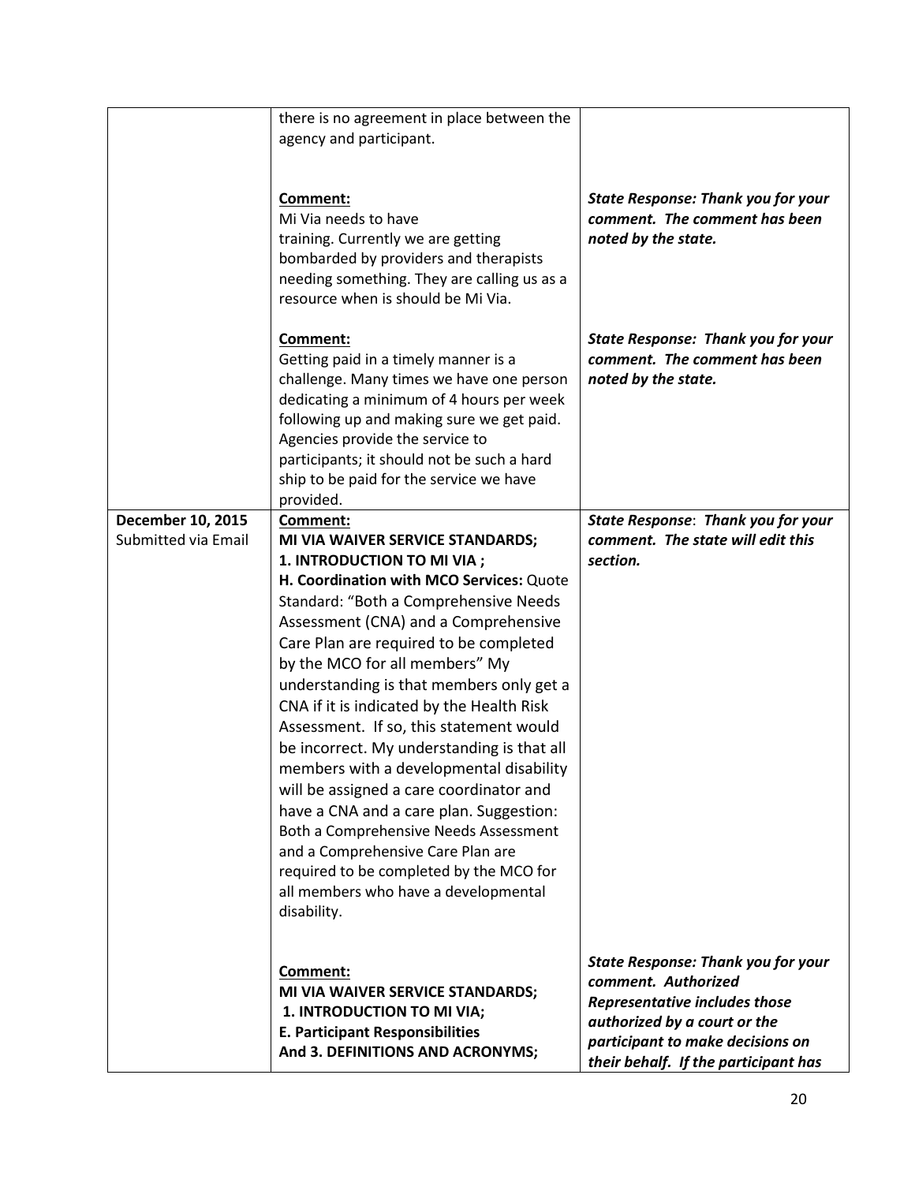| | | |
|---|---|---|
| | there is no agreement in place between the agency and participant. | |
| | **Comment:**<br>Mi Via needs to have training. Currently we are getting bombarded by providers and therapists needing something. They are calling us as a resource when is should be Mi Via. | ***State Response: Thank you for your comment. The comment has been noted by the state.*** |
| | **Comment:**<br>Getting paid in a timely manner is a challenge. Many times we have one person dedicating a minimum of 4 hours per week following up and making sure we get paid. Agencies provide the service to participants; it should not be such a hard ship to be paid for the service we have provided. | ***State Response: Thank you for your comment. The comment has been noted by the state.*** |
| **December 10, 2015**<br>Submitted via Email | **Comment:**<br>**MI VIA WAIVER SERVICE STANDARDS; 1. INTRODUCTION TO MI VIA ; H. Coordination with MCO Services:** Quote Standard: "Both a Comprehensive Needs Assessment (CNA) and a Comprehensive Care Plan are required to be completed by the MCO for all members" My understanding is that members only get a CNA if it is indicated by the Health Risk Assessment. If so, this statement would be incorrect. My understanding is that all members with a developmental disability will be assigned a care coordinator and have a CNA and a care plan. Suggestion: Both a Comprehensive Needs Assessment and a Comprehensive Care Plan are required to be completed by the MCO for all members who have a developmental disability. | ***State Response*: *Thank you for your comment. The state will edit this section.*** |
| | **Comment:**<br>**MI VIA WAIVER SERVICE STANDARDS; 1. INTRODUCTION TO MI VIA; E. Participant Responsibilities And 3. DEFINITIONS AND ACRONYMS;** | ***State Response: Thank you for your comment. Authorized Representative includes those authorized by a court or the participant to make decisions on their behalf. If the participant has*** |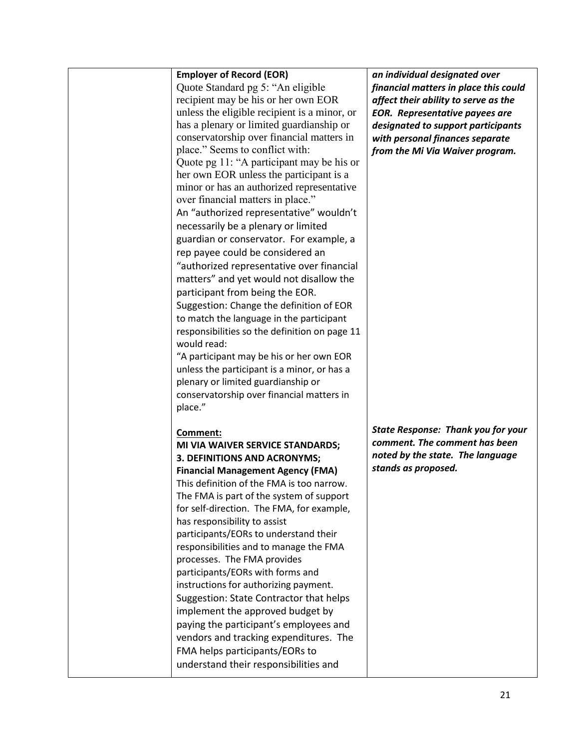| | | |
|---|---|---|
| | **Employer of Record (EOR)**<br>Quote Standard pg 5: "An eligible recipient may be his or her own EOR unless the eligible recipient is a minor, or has a plenary or limited guardianship or conservatorship over financial matters in place." Seems to conflict with:<br>Quote pg 11: "A participant may be his or her own EOR unless the participant is a minor or has an authorized representative over financial matters in place."<br>An "authorized representative" wouldn't necessarily be a plenary or limited guardian or conservator. For example, a rep payee could be considered an "authorized representative over financial matters" and yet would not disallow the participant from being the EOR.<br>Suggestion: Change the definition of EOR to match the language in the participant responsibilities so the definition on page 11 would read:<br>"A participant may be his or her own EOR unless the participant is a minor, or has a plenary or limited guardianship or conservatorship over financial matters in place." | ***an individual designated over financial matters in place this could affect their ability to serve as the EOR. Representative payees are designated to support participants with personal finances separate from the Mi Via Waiver program.*** |
| | **<u>Comment:</u>**<br>**MI VIA WAIVER SERVICE STANDARDS; 3. DEFINITIONS AND ACRONYMS; Financial Management Agency (FMA)**<br>This definition of the FMA is too narrow. The FMA is part of the system of support for self-direction. The FMA, for example, has responsibility to assist participants/EORs to understand their responsibilities and to manage the FMA processes. The FMA provides participants/EORs with forms and instructions for authorizing payment.<br>Suggestion: State Contractor that helps implement the approved budget by paying the participant's employees and vendors and tracking expenditures. The FMA helps participants/EORs to understand their responsibilities and | ***State Response: Thank you for your comment. The comment has been noted by the state. The language stands as proposed.*** |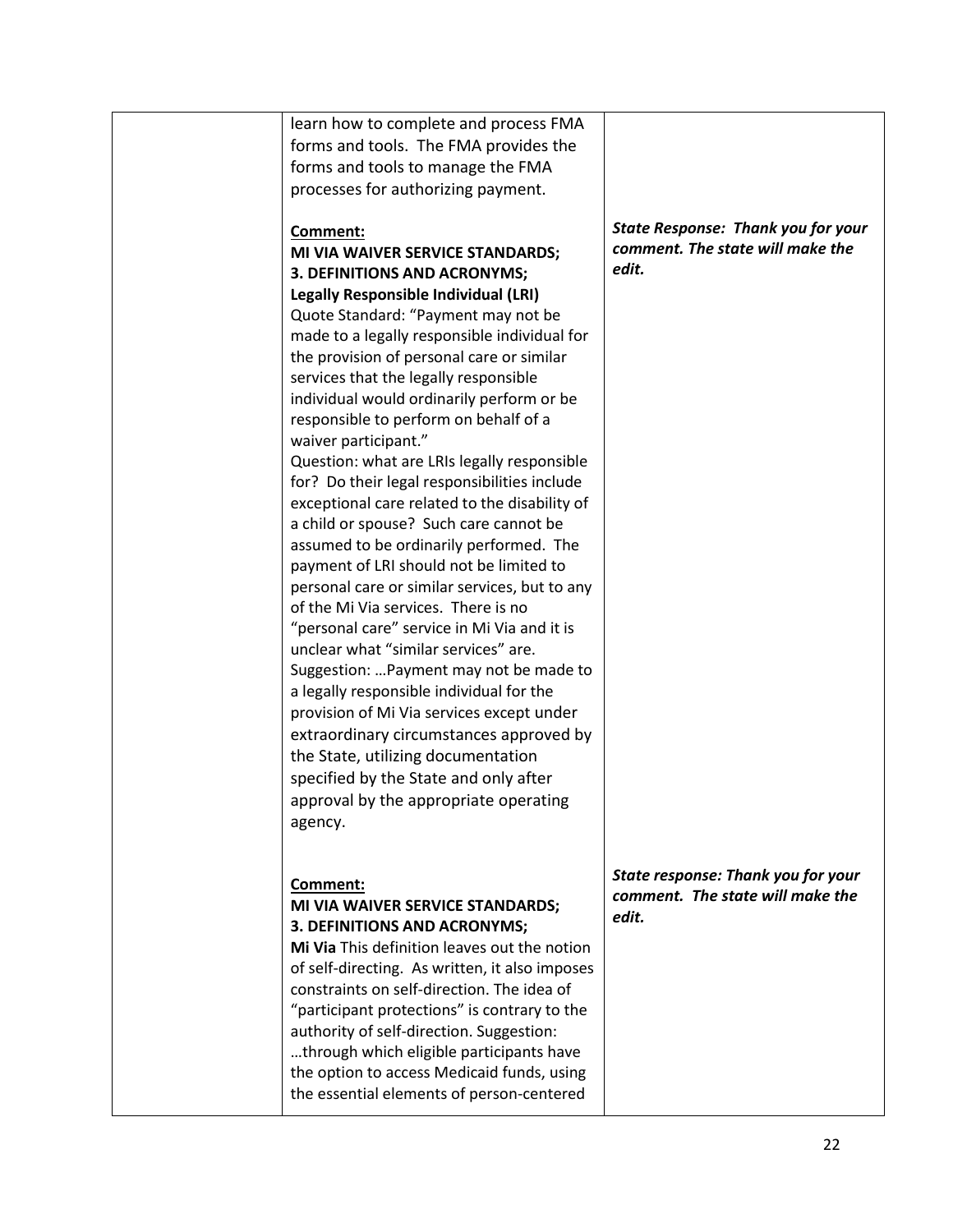| | | |
|---|---|---|
| | learn how to complete and process FMA forms and tools. The FMA provides the forms and tools to manage the FMA processes for authorizing payment. | |
| | **Comment:**<br>**MI VIA WAIVER SERVICE STANDARDS; 3. DEFINITIONS AND ACRONYMS; Legally Responsible Individual (LRI)**<br>Quote Standard: "Payment may not be made to a legally responsible individual for the provision of personal care or similar services that the legally responsible individual would ordinarily perform or be responsible to perform on behalf of a waiver participant."<br>Question: what are LRIs legally responsible for? Do their legal responsibilities include exceptional care related to the disability of a child or spouse? Such care cannot be assumed to be ordinarily performed. The payment of LRI should not be limited to personal care or similar services, but to any of the Mi Via services. There is no "personal care" service in Mi Via and it is unclear what "similar services" are.<br>Suggestion: …Payment may not be made to a legally responsible individual for the provision of Mi Via services except under extraordinary circumstances approved by the State, utilizing documentation specified by the State and only after approval by the appropriate operating agency. | ***State Response: Thank you for your comment. The state will make the edit.*** |
| | **Comment:**<br>**MI VIA WAIVER SERVICE STANDARDS; 3. DEFINITIONS AND ACRONYMS;**<br>**Mi Via** This definition leaves out the notion of self-directing. As written, it also imposes constraints on self-direction. The idea of "participant protections" is contrary to the authority of self-direction. Suggestion: …through which eligible participants have the option to access Medicaid funds, using the essential elements of person-centered | ***State response: Thank you for your comment. The state will make the edit.*** |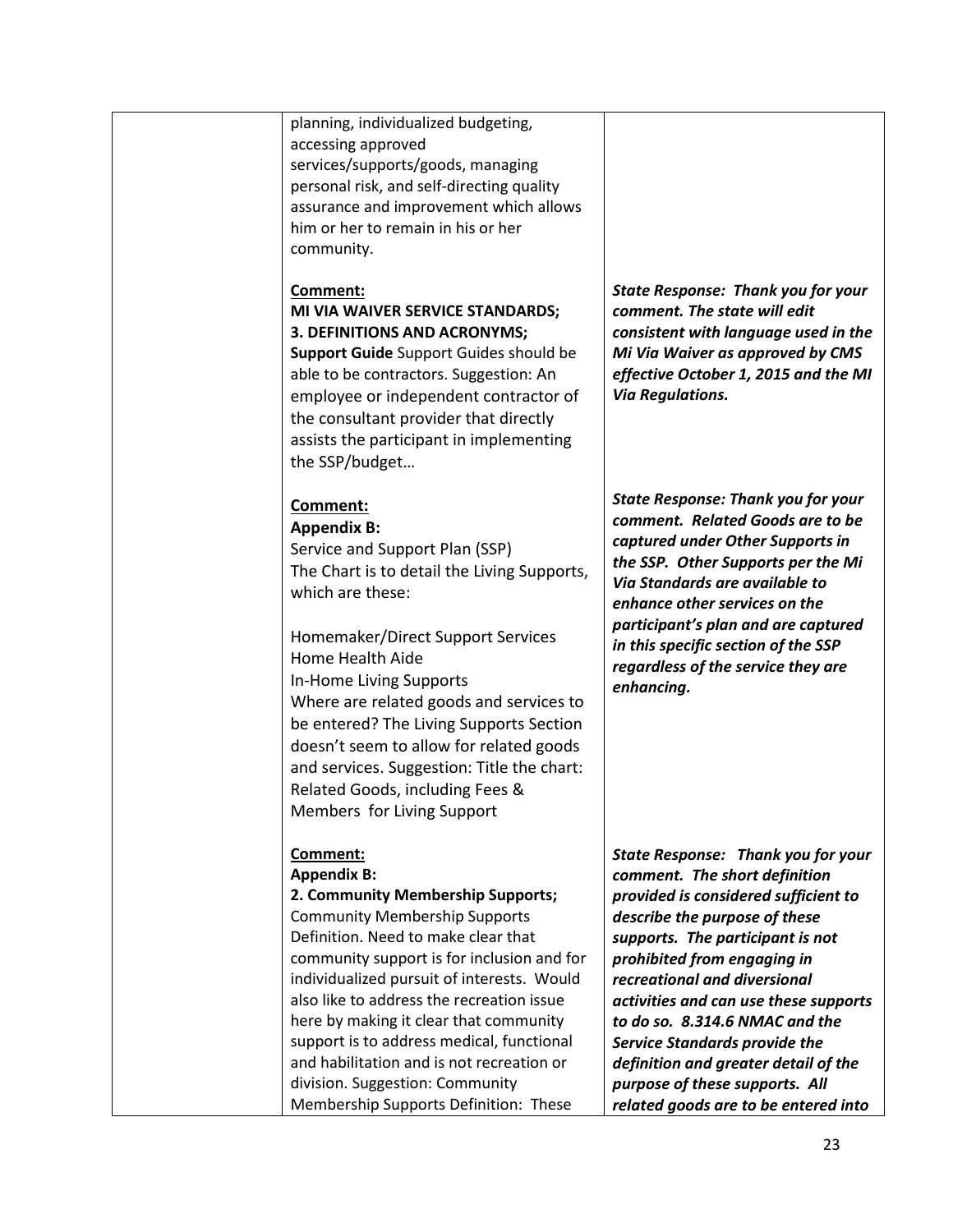| | | |
|---|---|---|
| | planning, individualized budgeting, accessing approved services/supports/goods, managing personal risk, and self-directing quality assurance and improvement which allows him or her to remain in his or her community. | |
| | **Comment:**<br>**MI VIA WAIVER SERVICE STANDARDS; 3. DEFINITIONS AND ACRONYMS;**<br>**Support Guide** Support Guides should be able to be contractors. Suggestion: An employee or independent contractor of the consultant provider that directly assists the participant in implementing the SSP/budget… | ***State Response: Thank you for your comment. The state will edit consistent with language used in the Mi Via Waiver as approved by CMS effective October 1, 2015 and the MI Via Regulations.*** |
| | **Comment:**<br>**Appendix B:**<br>Service and Support Plan (SSP)<br>The Chart is to detail the Living Supports, which are these:<br><br>Homemaker/Direct Support Services<br>Home Health Aide<br>In-Home Living Supports<br>Where are related goods and services to be entered? The Living Supports Section doesn't seem to allow for related goods and services. Suggestion: Title the chart: Related Goods, including Fees & Members for Living Support | ***State Response: Thank you for your comment. Related Goods are to be captured under Other Supports in the SSP. Other Supports per the Mi Via Standards are available to enhance other services on the participant's plan and are captured in this specific section of the SSP regardless of the service they are enhancing.*** |
| | **Comment:**<br>**Appendix B:**<br>**2. Community Membership Supports;**<br>Community Membership Supports Definition. Need to make clear that community support is for inclusion and for individualized pursuit of interests. Would also like to address the recreation issue here by making it clear that community support is to address medical, functional and habilitation and is not recreation or division. Suggestion: Community Membership Supports Definition: These | ***State Response: Thank you for your comment. The short definition provided is considered sufficient to describe the purpose of these supports. The participant is not prohibited from engaging in recreational and diversional activities and can use these supports to do so. 8.314.6 NMAC and the Service Standards provide the definition and greater detail of the purpose of these supports. All related goods are to be entered into*** |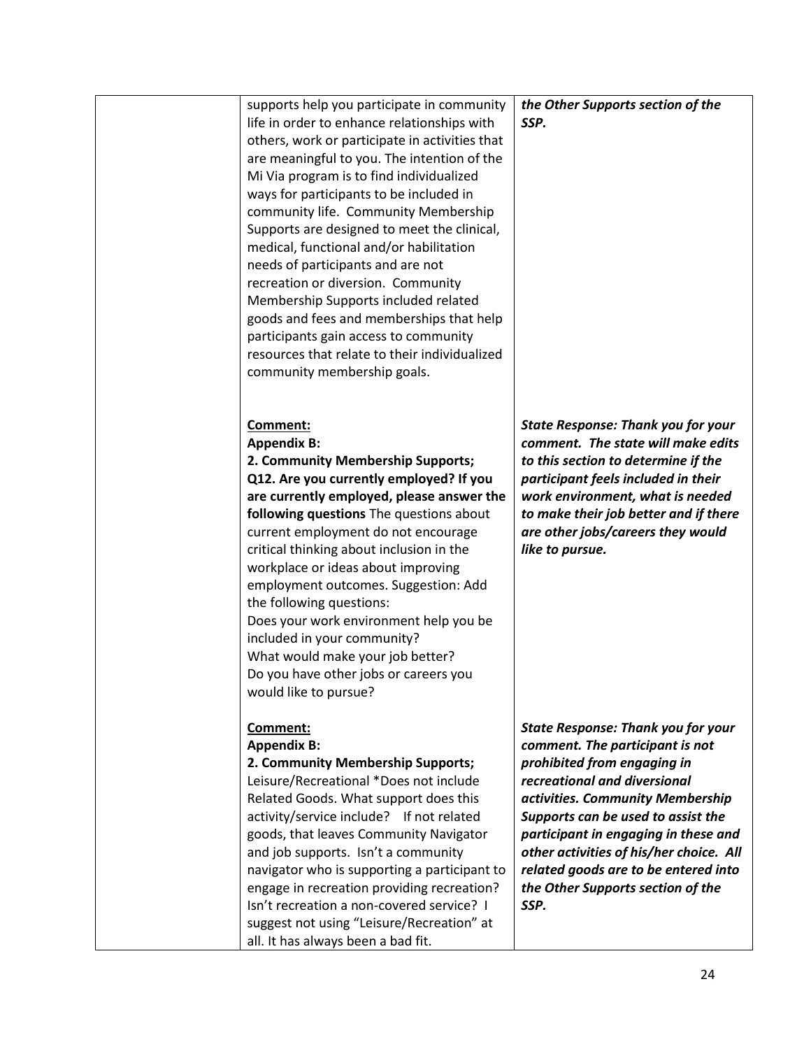| | | |
|---|---|---|
| | supports help you participate in community life in order to enhance relationships with others, work or participate in activities that are meaningful to you. The intention of the Mi Via program is to find individualized ways for participants to be included in community life. Community Membership Supports are designed to meet the clinical, medical, functional and/or habilitation needs of participants and are not recreation or diversion. Community Membership Supports included related goods and fees and memberships that help participants gain access to community resources that relate to their individualized community membership goals. | ***the Other Supports section of the SSP.*** |
| | <u>**Comment:**</u><br>**Appendix B:**<br>**2. Community Membership Supports;**<br>**Q12. Are you currently employed? If you are currently employed, please answer the following questions** The questions about current employment do not encourage critical thinking about inclusion in the workplace or ideas about improving employment outcomes. Suggestion: Add the following questions:<br>Does your work environment help you be included in your community?<br>What would make your job better?<br>Do you have other jobs or careers you would like to pursue? | ***State Response: Thank you for your comment. The state will make edits to this section to determine if the participant feels included in their work environment, what is needed to make their job better and if there are other jobs/careers they would like to pursue.*** |
| | <u>**Comment:**</u><br>**Appendix B:**<br>**2. Community Membership Supports;**<br>Leisure/Recreational *Does not include Related Goods. What support does this activity/service include? If not related goods, that leaves Community Navigator and job supports. Isn't a community navigator who is supporting a participant to engage in recreation providing recreation? Isn't recreation a non-covered service? I suggest not using "Leisure/Recreation" at all. It has always been a bad fit. | ***State Response: Thank you for your comment. The participant is not prohibited from engaging in recreational and diversional activities. Community Membership Supports can be used to assist the participant in engaging in these and other activities of his/her choice. All related goods are to be entered into the Other Supports section of the SSP.*** |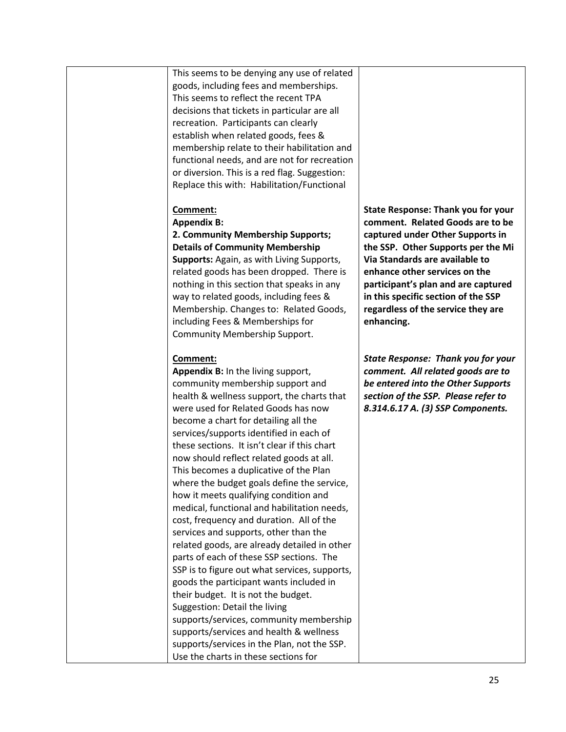| | | |
|---|---|---|
| | This seems to be denying any use of related goods, including fees and memberships. This seems to reflect the recent TPA decisions that tickets in particular are all recreation. Participants can clearly establish when related goods, fees & membership relate to their habilitation and functional needs, and are not for recreation or diversion. This is a red flag. Suggestion: Replace this with: Habilitation/Functional<br><br>**Comment:**<br>**Appendix B:**<br>**2. Community Membership Supports; Details of Community Membership Supports:** Again, as with Living Supports, related goods has been dropped. There is nothing in this section that speaks in any way to related goods, including fees & Membership. Changes to: Related Goods, including Fees & Memberships for Community Membership Support.<br><br>**Comment:**<br>**Appendix B:** In the living support, community membership support and health & wellness support, the charts that were used for Related Goods has now become a chart for detailing all the services/supports identified in each of these sections. It isn't clear if this chart now should reflect related goods at all. This becomes a duplicative of the Plan where the budget goals define the service, how it meets qualifying condition and medical, functional and habilitation needs, cost, frequency and duration. All of the services and supports, other than the related goods, are already detailed in other parts of each of these SSP sections. The SSP is to figure out what services, supports, goods the participant wants included in their budget. It is not the budget. Suggestion: Detail the living supports/services, community membership supports/services and health & wellness supports/services in the Plan, not the SSP. Use the charts in these sections for | <br><br><br><br><br><br><br><br><br><br>**State Response: Thank you for your comment. Related Goods are to be captured under Other Supports in the SSP. Other Supports per the Mi Via Standards are available to enhance other services on the participant's plan and are captured in this specific section of the SSP regardless of the service they are enhancing.**<br><br>***State Response: Thank you for your comment. All related goods are to be entered into the Other Supports section of the SSP. Please refer to 8.314.6.17 A. (3) SSP Components.*** |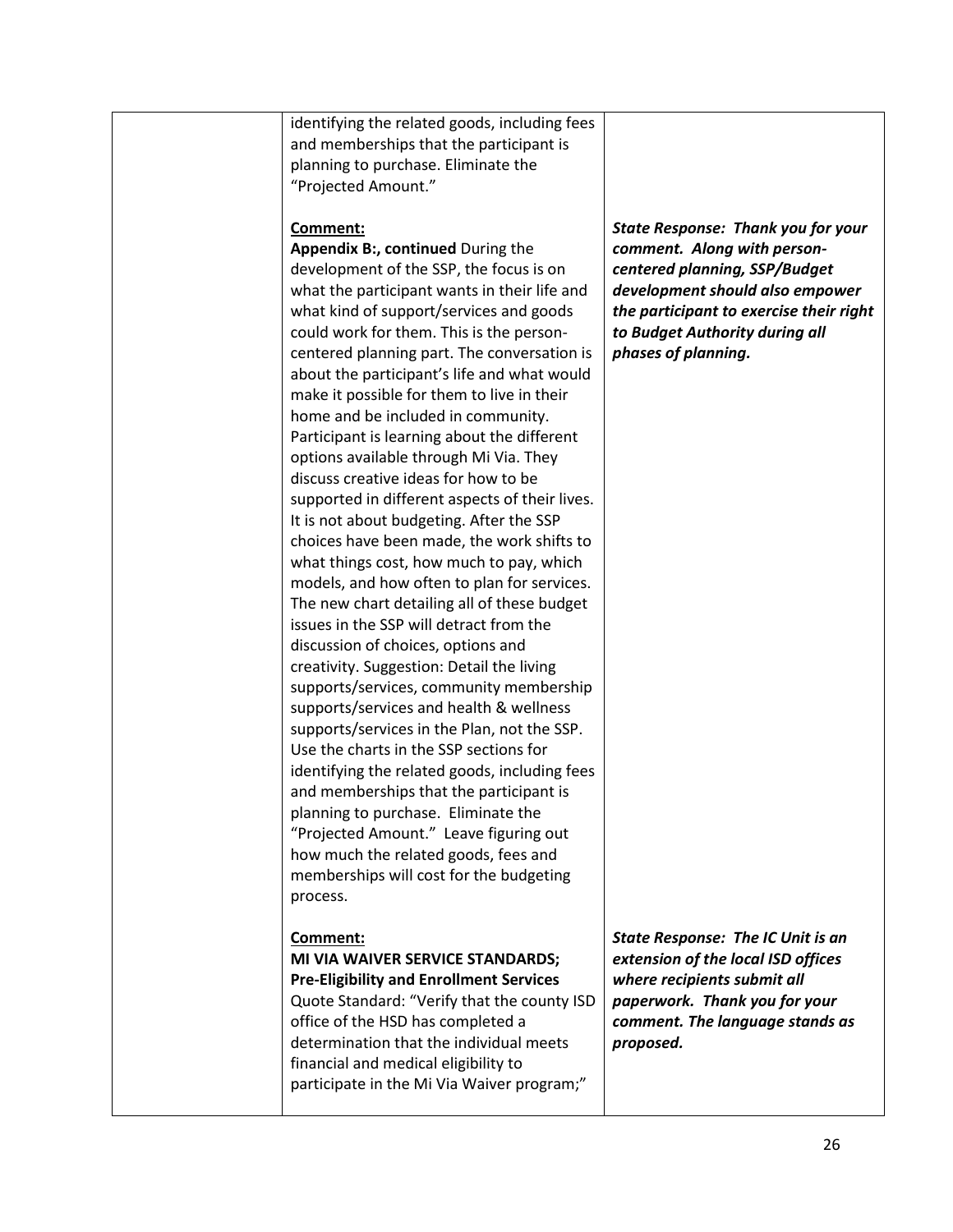| | | |
|---|---|---|
| | identifying the related goods, including fees and memberships that the participant is planning to purchase. Eliminate the "Projected Amount." | |
| | **<u>Comment:</u>**<br>**Appendix B:, continued** During the development of the SSP, the focus is on what the participant wants in their life and what kind of support/services and goods could work for them. This is the person-centered planning part. The conversation is about the participant's life and what would make it possible for them to live in their home and be included in community. Participant is learning about the different options available through Mi Via. They discuss creative ideas for how to be supported in different aspects of their lives. It is not about budgeting. After the SSP choices have been made, the work shifts to what things cost, how much to pay, which models, and how often to plan for services. The new chart detailing all of these budget issues in the SSP will detract from the discussion of choices, options and creativity. Suggestion: Detail the living supports/services, community membership supports/services and health & wellness supports/services in the Plan, not the SSP. Use the charts in the SSP sections for identifying the related goods, including fees and memberships that the participant is planning to purchase. Eliminate the "Projected Amount." Leave figuring out how much the related goods, fees and memberships will cost for the budgeting process. | ***State Response: Thank you for your comment. Along with person-centered planning, SSP/Budget development should also empower the participant to exercise their right to Budget Authority during all phases of planning.*** |
| | **<u>Comment:</u>**<br>**MI VIA WAIVER SERVICE STANDARDS; Pre-Eligibility and Enrollment Services**<br>Quote Standard: "Verify that the county ISD office of the HSD has completed a determination that the individual meets financial and medical eligibility to participate in the Mi Via Waiver program;" | ***State Response: The IC Unit is an extension of the local ISD offices where recipients submit all paperwork. Thank you for your comment. The language stands as proposed.*** |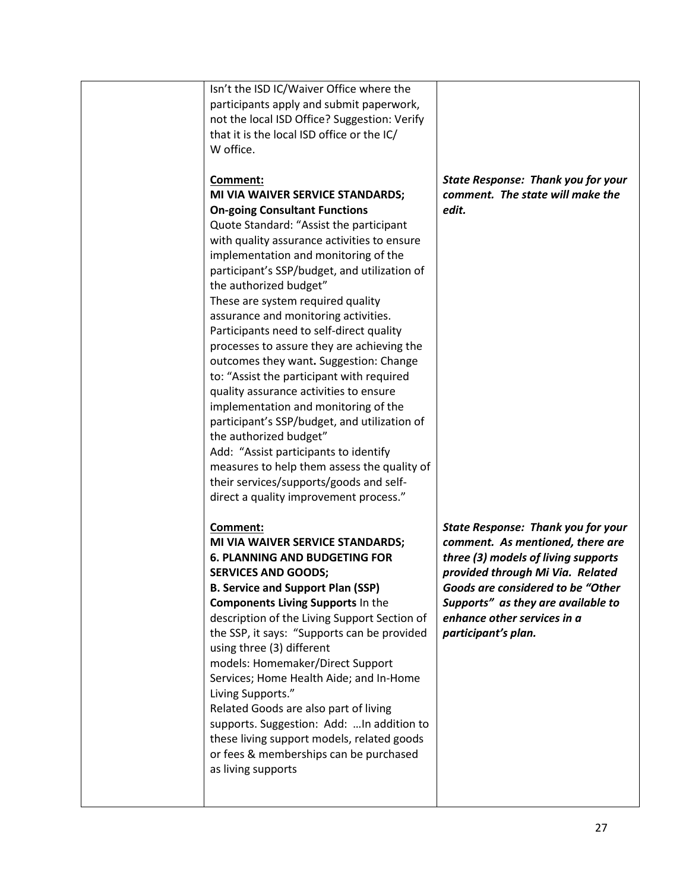| | | |
|---|---|---|
| | Isn't the ISD IC/Waiver Office where the participants apply and submit paperwork, not the local ISD Office? Suggestion: Verify that it is the local ISD office or the IC/ W office. | |
| | **Comment:**<br>**MI VIA WAIVER SERVICE STANDARDS; On-going Consultant Functions**<br>Quote Standard: "Assist the participant with quality assurance activities to ensure implementation and monitoring of the participant's SSP/budget, and utilization of the authorized budget"<br>These are system required quality assurance and monitoring activities. Participants need to self-direct quality processes to assure they are achieving the outcomes they want. Suggestion: Change to: "Assist the participant with required quality assurance activities to ensure implementation and monitoring of the participant's SSP/budget, and utilization of the authorized budget"<br>Add: "Assist participants to identify measures to help them assess the quality of their services/supports/goods and self-direct a quality improvement process." | ***State Response: Thank you for your comment. The state will make the edit.*** |
| | **Comment:**<br>**MI VIA WAIVER SERVICE STANDARDS; 6. PLANNING AND BUDGETING FOR SERVICES AND GOODS; B. Service and Support Plan (SSP) Components Living Supports** In the description of the Living Support Section of the SSP, it says: "Supports can be provided using three (3) different models: Homemaker/Direct Support Services; Home Health Aide; and In-Home Living Supports."<br>Related Goods are also part of living supports. Suggestion: Add: …In addition to these living support models, related goods or fees & memberships can be purchased as living supports | ***State Response: Thank you for your comment. As mentioned, there are three (3) models of living supports provided through Mi Via. Related Goods are considered to be "Other Supports" as they are available to enhance other services in a participant's plan.*** |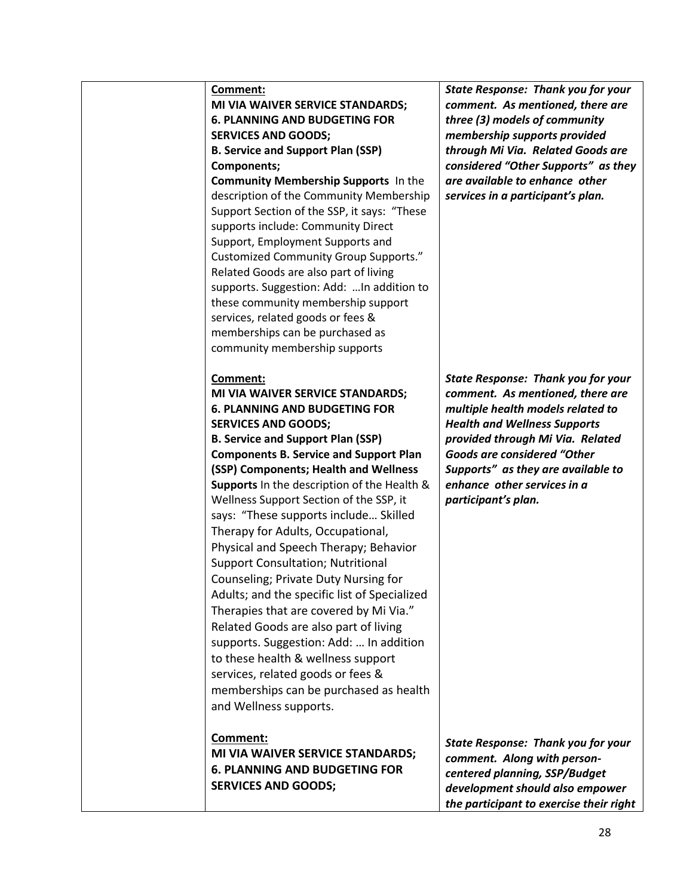| | | |
|---|---|---|
| | **Comment:**<br>**MI VIA WAIVER SERVICE STANDARDS; 6. PLANNING AND BUDGETING FOR SERVICES AND GOODS; B. Service and Support Plan (SSP) Components; Community Membership Supports** In the description of the Community Membership Support Section of the SSP, it says: "These supports include: Community Direct Support, Employment Supports and Customized Community Group Supports." Related Goods are also part of living supports. Suggestion: Add: …In addition to these community membership support services, related goods or fees & memberships can be purchased as community membership supports | ***State Response: Thank you for your comment. As mentioned, there are three (3) models of community membership supports provided through Mi Via. Related Goods are considered "Other Supports" as they are available to enhance other services in a participant's plan.*** |
| | **Comment:**<br>**MI VIA WAIVER SERVICE STANDARDS; 6. PLANNING AND BUDGETING FOR SERVICES AND GOODS; B. Service and Support Plan (SSP) Components B. Service and Support Plan (SSP) Components; Health and Wellness Supports** In the description of the Health & Wellness Support Section of the SSP, it says: "These supports include… Skilled Therapy for Adults, Occupational, Physical and Speech Therapy; Behavior Support Consultation; Nutritional Counseling; Private Duty Nursing for Adults; and the specific list of Specialized Therapies that are covered by Mi Via." Related Goods are also part of living supports. Suggestion: Add: … In addition to these health & wellness support services, related goods or fees & memberships can be purchased as health and Wellness supports. | ***State Response: Thank you for your comment. As mentioned, there are multiple health models related to Health and Wellness Supports provided through Mi Via. Related Goods are considered "Other Supports" as they are available to enhance other services in a participant's plan.*** |
| | **Comment:**<br>**MI VIA WAIVER SERVICE STANDARDS; 6. PLANNING AND BUDGETING FOR SERVICES AND GOODS;** | ***State Response: Thank you for your comment. Along with person-centered planning, SSP/Budget development should also empower the participant to exercise their right*** |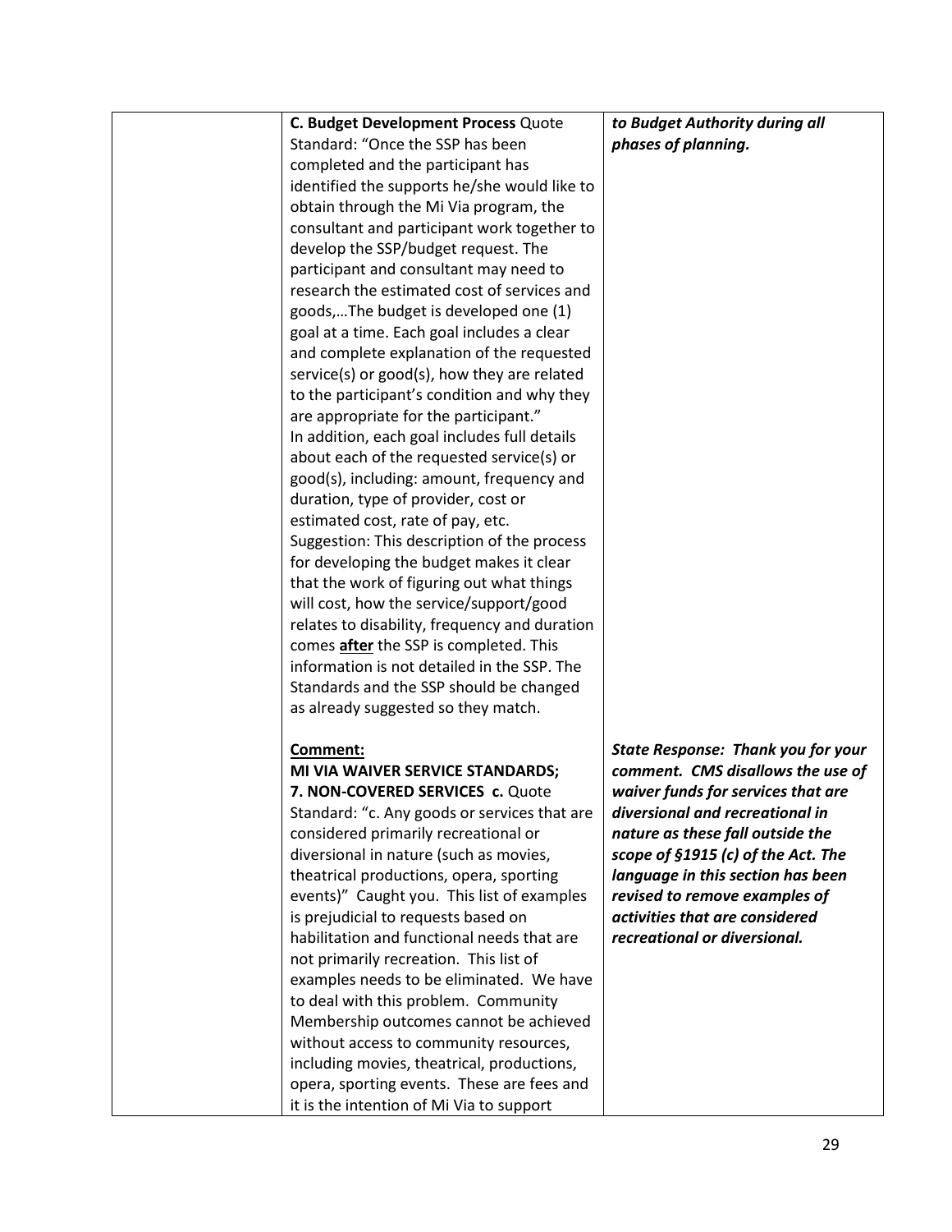| | | |
|---|---|---|
| | **C. Budget Development Process** Quote Standard: “Once the SSP has been completed and the participant has identified the supports he/she would like to obtain through the Mi Via program, the consultant and participant work together to develop the SSP/budget request. The participant and consultant may need to research the estimated cost of services and goods,…The budget is developed one (1) goal at a time. Each goal includes a clear and complete explanation of the requested service(s) or good(s), how they are related to the participant’s condition and why they are appropriate for the participant.”<br>In addition, each goal includes full details about each of the requested service(s) or good(s), including: amount, frequency and duration, type of provider, cost or estimated cost, rate of pay, etc.<br>Suggestion: This description of the process for developing the budget makes it clear that the work of figuring out what things will cost, how the service/support/good relates to disability, frequency and duration comes **<u>after</u>** the SSP is completed. This information is not detailed in the SSP. The Standards and the SSP should be changed as already suggested so they match. | ***to Budget Authority during all phases of planning.*** |
| | **<u>Comment:</u>**<br>**MI VIA WAIVER SERVICE STANDARDS;**<br>**7. NON-COVERED SERVICES c.** Quote Standard: “c. Any goods or services that are considered primarily recreational or diversional in nature (such as movies, theatrical productions, opera, sporting events)” Caught you. This list of examples is prejudicial to requests based on habilitation and functional needs that are not primarily recreation. This list of examples needs to be eliminated. We have to deal with this problem. Community Membership outcomes cannot be achieved without access to community resources, including movies, theatrical, productions, opera, sporting events. These are fees and it is the intention of Mi Via to support | ***State Response: Thank you for your comment. CMS disallows the use of waiver funds for services that are diversional and recreational in nature as these fall outside the scope of §1915 (c) of the Act. The language in this section has been revised to remove examples of activities that are considered recreational or diversional.*** |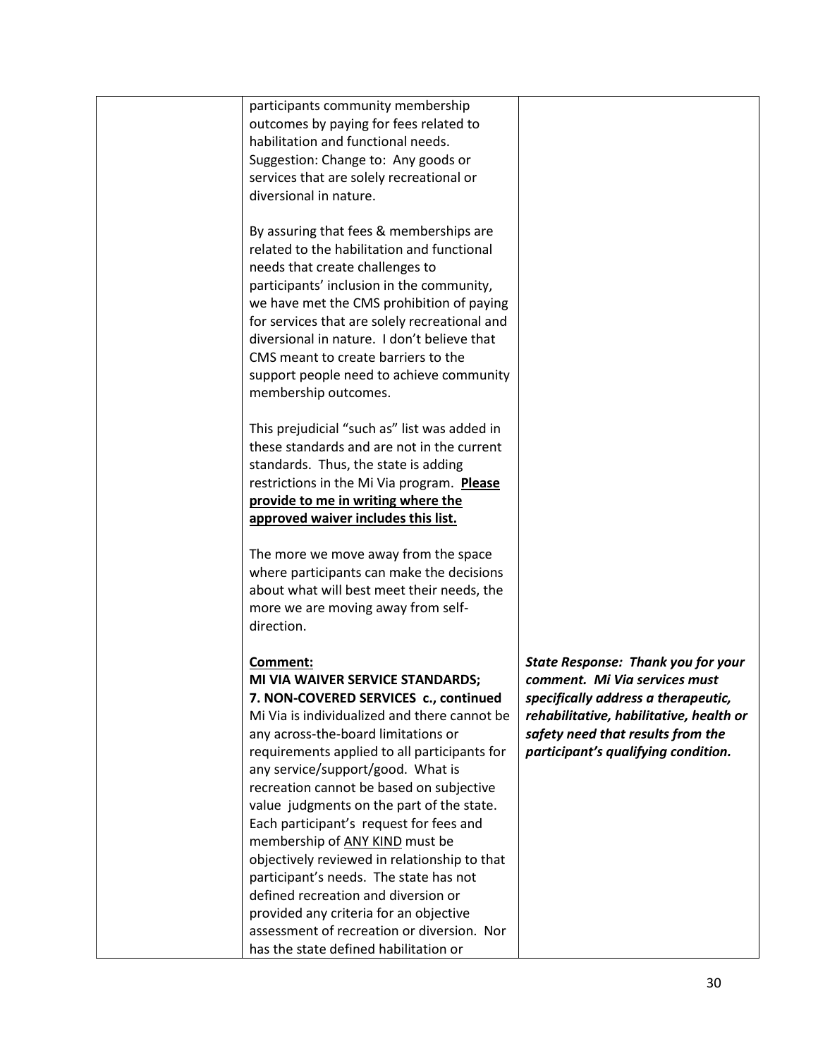| | | |
|---|---|---|
| | participants community membership outcomes by paying for fees related to habilitation and functional needs. Suggestion: Change to: Any goods or services that are solely recreational or diversional in nature.<br><br>By assuring that fees & memberships are related to the habilitation and functional needs that create challenges to participants' inclusion in the community, we have met the CMS prohibition of paying for services that are solely recreational and diversional in nature. I don't believe that CMS meant to create barriers to the support people need to achieve community membership outcomes.<br><br>This prejudicial "such as" list was added in these standards and are not in the current standards. Thus, the state is adding restrictions in the Mi Via program. <u>**Please provide to me in writing where the approved waiver includes this list.**</u><br><br>The more we move away from the space where participants can make the decisions about what will best meet their needs, the more we are moving away from self-direction.<br><br><u>**Comment:**</u><br>**MI VIA WAIVER SERVICE STANDARDS; 7. NON-COVERED SERVICES c., continued**<br>Mi Via is individualized and there cannot be any across-the-board limitations or requirements applied to all participants for any service/support/good. What is recreation cannot be based on subjective value judgments on the part of the state. Each participant's request for fees and membership of <u>ANY KIND</u> must be objectively reviewed in relationship to that participant's needs. The state has not defined recreation and diversion or provided any criteria for an objective assessment of recreation or diversion. Nor has the state defined habilitation or | <br><br><br><br><br><br><br><br><br><br><br><br><br><br><br><br><br><br><br><br><br><br><br><br><br><br>***State Response: Thank you for your comment. Mi Via services must specifically address a therapeutic, rehabilitative, habilitative, health or safety need that results from the participant's qualifying condition.*** |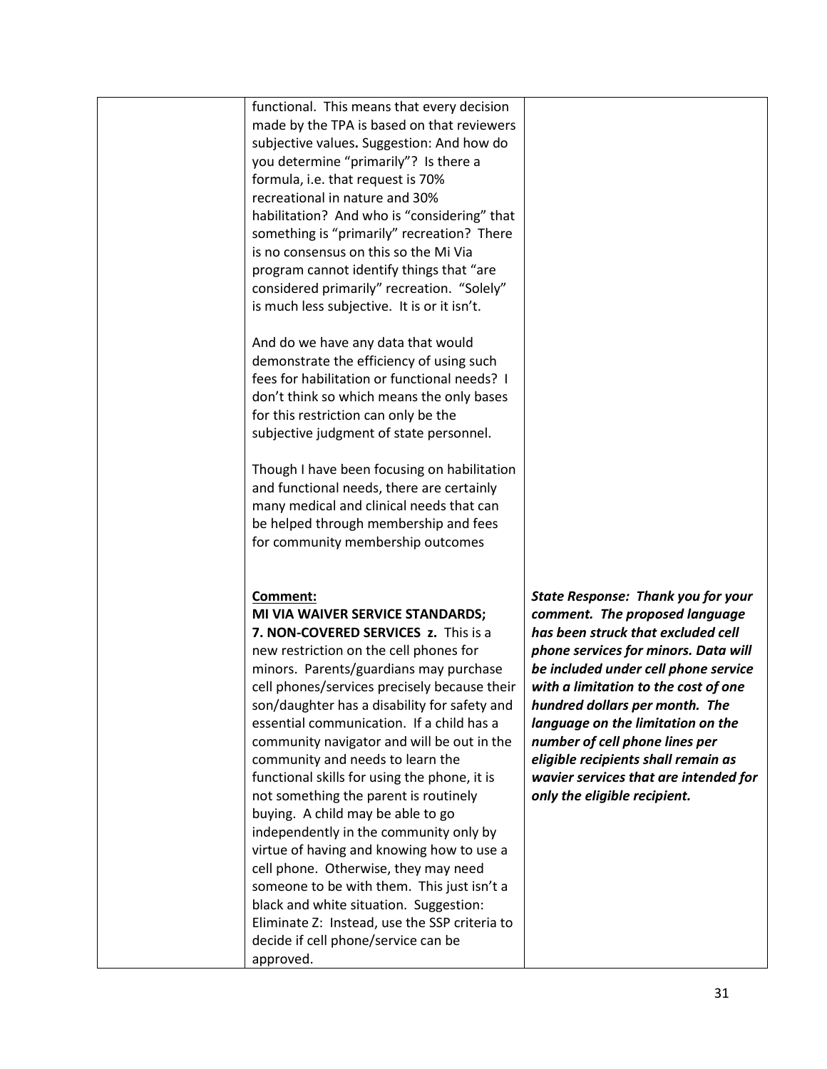| | | |
|---|---|---|
| | functional. This means that every decision made by the TPA is based on that reviewers subjective values**.** Suggestion: And how do you determine "primarily"? Is there a formula, i.e. that request is 70% recreational in nature and 30% habilitation? And who is "considering" that something is "primarily" recreation? There is no consensus on this so the Mi Via program cannot identify things that "are considered primarily" recreation. "Solely" is much less subjective. It is or it isn't.<br><br>And do we have any data that would demonstrate the efficiency of using such fees for habilitation or functional needs? I don't think so which means the only bases for this restriction can only be the subjective judgment of state personnel.<br><br>Though I have been focusing on habilitation and functional needs, there are certainly many medical and clinical needs that can be helped through membership and fees for community membership outcomes | |
| | **<u>Comment:</u>**<br>**MI VIA WAIVER SERVICE STANDARDS;**<br>**7. NON-COVERED SERVICES z.** This is a new restriction on the cell phones for minors. Parents/guardians may purchase cell phones/services precisely because their son/daughter has a disability for safety and essential communication. If a child has a community navigator and will be out in the community and needs to learn the functional skills for using the phone, it is not something the parent is routinely buying. A child may be able to go independently in the community only by virtue of having and knowing how to use a cell phone. Otherwise, they may need someone to be with them. This just isn't a black and white situation. Suggestion: Eliminate Z: Instead, use the SSP criteria to decide if cell phone/service can be approved. | ***State Response: Thank you for your comment. The proposed language has been struck that excluded cell phone services for minors. Data will be included under cell phone service with a limitation to the cost of one hundred dollars per month. The language on the limitation on the number of cell phone lines per eligible recipients shall remain as wavier services that are intended for only the eligible recipient.*** |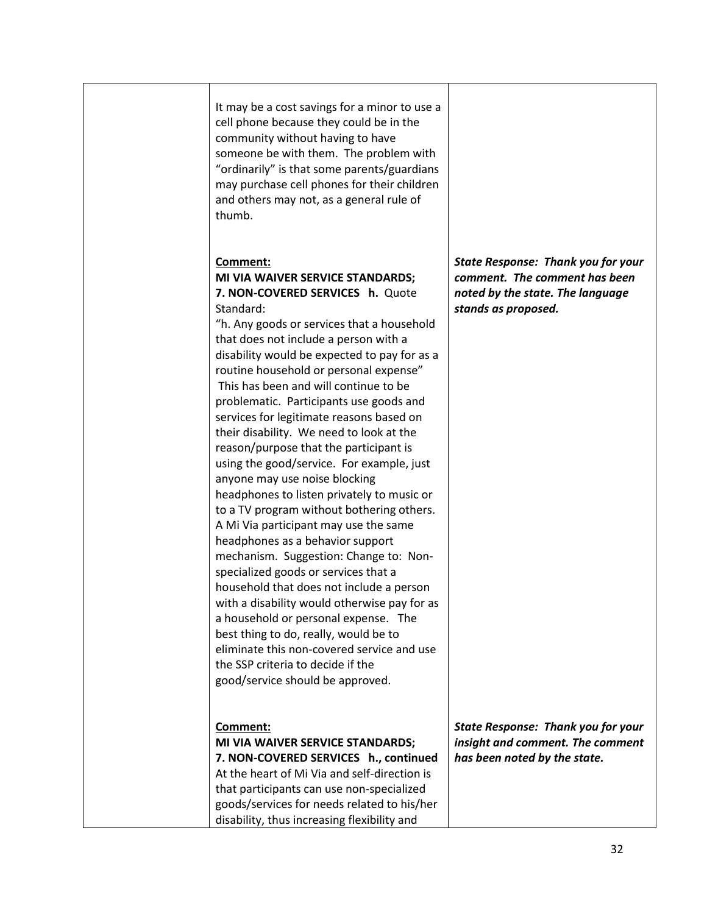| | | |
|---|---|---|
| | It may be a cost savings for a minor to use a cell phone because they could be in the community without having to have someone be with them. The problem with "ordinarily" is that some parents/guardians may purchase cell phones for their children and others may not, as a general rule of thumb. | |
| | **Comment:**<br>**MI VIA WAIVER SERVICE STANDARDS; 7. NON-COVERED SERVICES h.** Quote Standard:<br>"h. Any goods or services that a household that does not include a person with a disability would be expected to pay for as a routine household or personal expense"<br>This has been and will continue to be problematic. Participants use goods and services for legitimate reasons based on their disability. We need to look at the reason/purpose that the participant is using the good/service. For example, just anyone may use noise blocking headphones to listen privately to music or to a TV program without bothering others. A Mi Via participant may use the same headphones as a behavior support mechanism. Suggestion: Change to: Non-specialized goods or services that a household that does not include a person with a disability would otherwise pay for as a household or personal expense. The best thing to do, really, would be to eliminate this non-covered service and use the SSP criteria to decide if the good/service should be approved. | ***State Response: Thank you for your comment. The comment has been noted by the state. The language stands as proposed.*** |
| | **Comment:**<br>**MI VIA WAIVER SERVICE STANDARDS; 7. NON-COVERED SERVICES h., continued**<br>At the heart of Mi Via and self-direction is that participants can use non-specialized goods/services for needs related to his/her disability, thus increasing flexibility and | ***State Response: Thank you for your insight and comment. The comment has been noted by the state.*** |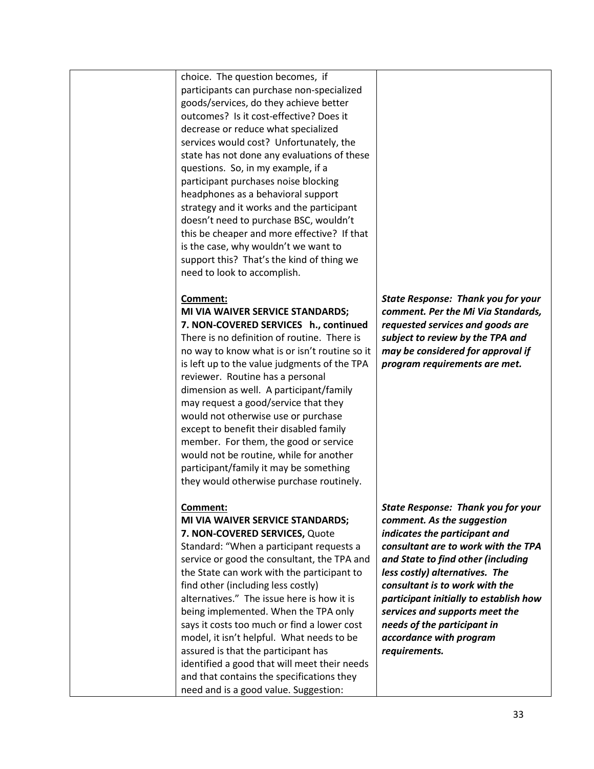| | | |
|---|---|---|
| | choice. The question becomes, if participants can purchase non-specialized goods/services, do they achieve better outcomes? Is it cost-effective? Does it decrease or reduce what specialized services would cost? Unfortunately, the state has not done any evaluations of these questions. So, in my example, if a participant purchases noise blocking headphones as a behavioral support strategy and it works and the participant doesn't need to purchase BSC, wouldn't this be cheaper and more effective? If that is the case, why wouldn't we want to support this? That's the kind of thing we need to look to accomplish. | |
| | **<u>Comment:</u>**<br>**MI VIA WAIVER SERVICE STANDARDS; 7. NON-COVERED SERVICES h., continued**<br>There is no definition of routine. There is no way to know what is or isn't routine so it is left up to the value judgments of the TPA reviewer. Routine has a personal dimension as well. A participant/family may request a good/service that they would not otherwise use or purchase except to benefit their disabled family member. For them, the good or service would not be routine, while for another participant/family it may be something they would otherwise purchase routinely. | ***State Response: Thank you for your comment. Per the Mi Via Standards, requested services and goods are subject to review by the TPA and may be considered for approval if program requirements are met.*** |
| | **<u>Comment:</u>**<br>**MI VIA WAIVER SERVICE STANDARDS; 7. NON-COVERED SERVICES,** Quote Standard: "When a participant requests a service or good the consultant, the TPA and the State can work with the participant to find other (including less costly) alternatives." The issue here is how it is being implemented. When the TPA only says it costs too much or find a lower cost model, it isn't helpful. What needs to be assured is that the participant has identified a good that will meet their needs and that contains the specifications they need and is a good value. Suggestion: | ***State Response: Thank you for your comment. As the suggestion indicates the participant and consultant are to work with the TPA and State to find other (including less costly) alternatives. The consultant is to work with the participant initially to establish how services and supports meet the needs of the participant in accordance with program requirements.*** |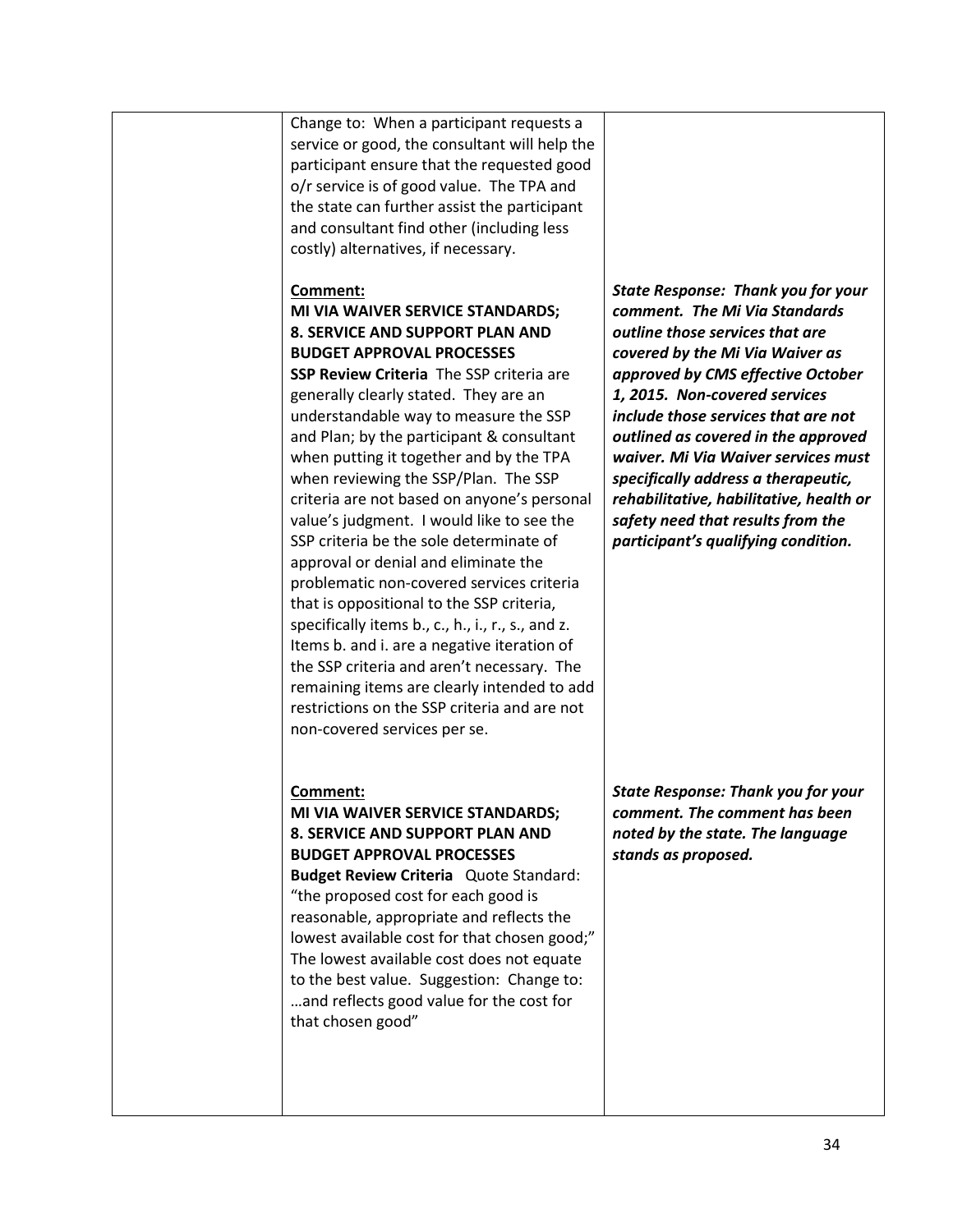| | | |
|---|---|---|
| | Change to: When a participant requests a service or good, the consultant will help the participant ensure that the requested good o/r service is of good value. The TPA and the state can further assist the participant and consultant find other (including less costly) alternatives, if necessary.<br><br>__Comment:__<br>**MI VIA WAIVER SERVICE STANDARDS; 8. SERVICE AND SUPPORT PLAN AND BUDGET APPROVAL PROCESSES**<br>**SSP Review Criteria** The SSP criteria are generally clearly stated. They are an understandable way to measure the SSP and Plan; by the participant & consultant when putting it together and by the TPA when reviewing the SSP/Plan. The SSP criteria are not based on anyone's personal value's judgment. I would like to see the SSP criteria be the sole determinate of approval or denial and eliminate the problematic non-covered services criteria that is oppositional to the SSP criteria, specifically items b., c., h., i., r., s., and z. Items b. and i. are a negative iteration of the SSP criteria and aren't necessary. The remaining items are clearly intended to add restrictions on the SSP criteria and are not non-covered services per se. | ***State Response: Thank you for your comment. The Mi Via Standards outline those services that are covered by the Mi Via Waiver as approved by CMS effective October 1, 2015. Non-covered services include those services that are not outlined as covered in the approved waiver. Mi Via Waiver services must specifically address a therapeutic, rehabilitative, habilitative, health or safety need that results from the participant's qualifying condition.*** |
| | __Comment:__<br>**MI VIA WAIVER SERVICE STANDARDS; 8. SERVICE AND SUPPORT PLAN AND BUDGET APPROVAL PROCESSES**<br>**Budget Review Criteria** Quote Standard: "the proposed cost for each good is reasonable, appropriate and reflects the lowest available cost for that chosen good;" The lowest available cost does not equate to the best value. Suggestion: Change to: …and reflects good value for the cost for that chosen good" | ***State Response: Thank you for your comment. The comment has been noted by the state. The language stands as proposed.*** |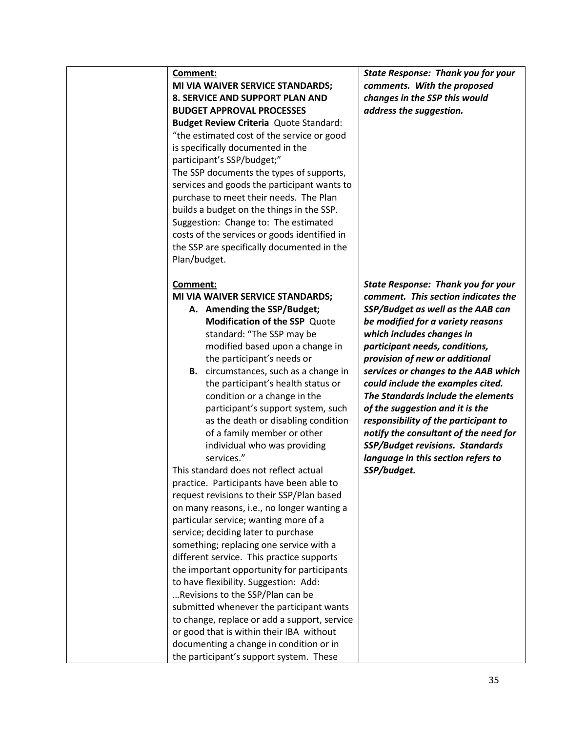| | | |
|---|---|---|
| | **Comment:**<br>**MI VIA WAIVER SERVICE STANDARDS; 8. SERVICE AND SUPPORT PLAN AND BUDGET APPROVAL PROCESSES**<br>**Budget Review Criteria** Quote Standard: "the estimated cost of the service or good is specifically documented in the participant's SSP/budget;"<br>The SSP documents the types of supports, services and goods the participant wants to purchase to meet their needs. The Plan builds a budget on the things in the SSP. Suggestion: Change to: The estimated costs of the services or goods identified in the SSP are specifically documented in the Plan/budget. | ***State Response: Thank you for your comments. With the proposed changes in the SSP this would address the suggestion.*** |
| | **Comment:**<br>**MI VIA WAIVER SERVICE STANDARDS;**<br>**A. Amending the SSP/Budget; Modification of the SSP** Quote standard: "The SSP may be modified based upon a change in the participant's needs or<br>**B.** circumstances, such as a change in the participant's health status or condition or a change in the participant's support system, such as the death or disabling condition of a family member or other individual who was providing services."<br>This standard does not reflect actual practice. Participants have been able to request revisions to their SSP/Plan based on many reasons, i.e., no longer wanting a particular service; wanting more of a service; deciding later to purchase something; replacing one service with a different service. This practice supports the important opportunity for participants to have flexibility. Suggestion: Add: …Revisions to the SSP/Plan can be submitted whenever the participant wants to change, replace or add a support, service or good that is within their IBA without documenting a change in condition or in the participant's support system. These | ***State Response: Thank you for your comment. This section indicates the SSP/Budget as well as the AAB can be modified for a variety reasons which includes changes in participant needs, conditions, provision of new or additional services or changes to the AAB which could include the examples cited. The Standards include the elements of the suggestion and it is the responsibility of the participant to notify the consultant of the need for SSP/Budget revisions. Standards language in this section refers to SSP/budget.*** |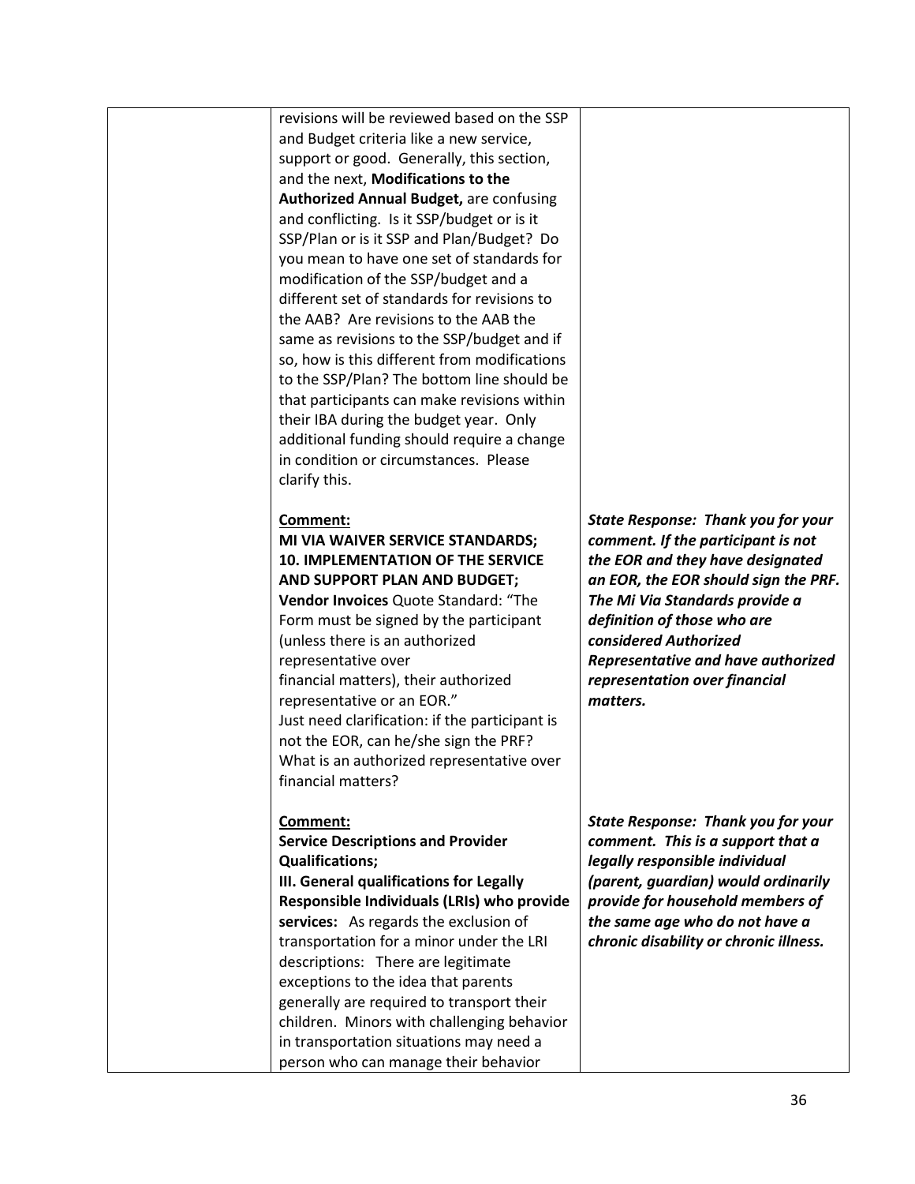| | | |
|---|---|---|
| | revisions will be reviewed based on the SSP and Budget criteria like a new service, support or good. Generally, this section, and the next, **Modifications to the Authorized Annual Budget,** are confusing and conflicting. Is it SSP/budget or is it SSP/Plan or is it SSP and Plan/Budget? Do you mean to have one set of standards for modification of the SSP/budget and a different set of standards for revisions to the AAB? Are revisions to the AAB the same as revisions to the SSP/budget and if so, how is this different from modifications to the SSP/Plan? The bottom line should be that participants can make revisions within their IBA during the budget year. Only additional funding should require a change in condition or circumstances. Please clarify this. | |
| | <u>**Comment:**</u><br>**MI VIA WAIVER SERVICE STANDARDS; 10. IMPLEMENTATION OF THE SERVICE AND SUPPORT PLAN AND BUDGET; Vendor Invoices** Quote Standard: "The Form must be signed by the participant (unless there is an authorized representative over financial matters), their authorized representative or an EOR."<br>Just need clarification: if the participant is not the EOR, can he/she sign the PRF? What is an authorized representative over financial matters? | ***State Response: Thank you for your comment. If the participant is not the EOR and they have designated an EOR, the EOR should sign the PRF. The Mi Via Standards provide a definition of those who are considered Authorized Representative and have authorized representation over financial matters.*** |
| | <u>**Comment:**</u><br>**Service Descriptions and Provider Qualifications;**<br>**III. General qualifications for Legally Responsible Individuals (LRIs) who provide services:** As regards the exclusion of transportation for a minor under the LRI descriptions: There are legitimate exceptions to the idea that parents generally are required to transport their children. Minors with challenging behavior in transportation situations may need a person who can manage their behavior | ***State Response: Thank you for your comment. This is a support that a legally responsible individual (parent, guardian) would ordinarily provide for household members of the same age who do not have a chronic disability or chronic illness.*** |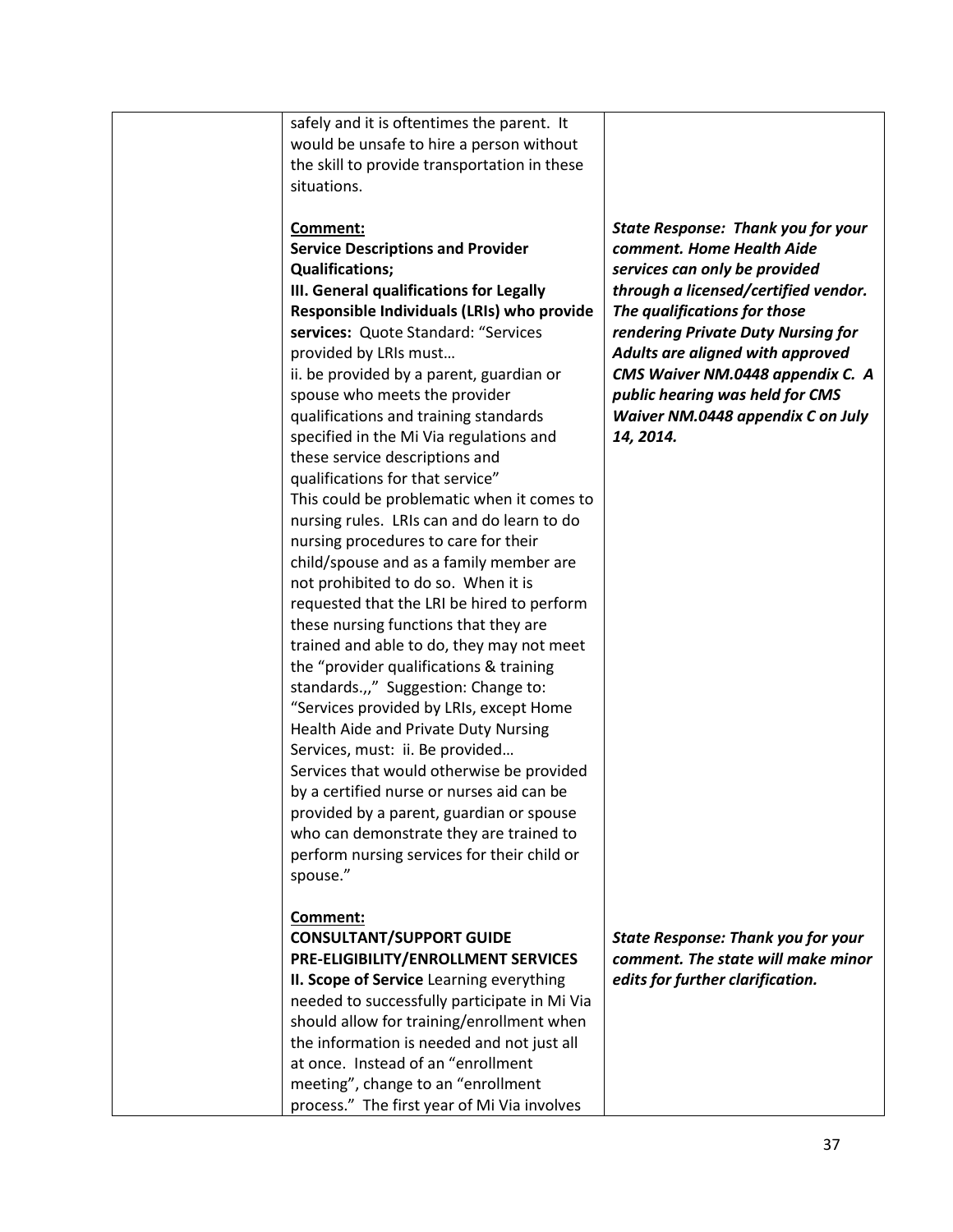| | | |
|---|---|---|
| | safely and it is oftentimes the parent. It would be unsafe to hire a person without the skill to provide transportation in these situations. | |
| | **Comment:**<br>**Service Descriptions and Provider Qualifications;**<br>**III. General qualifications for Legally Responsible Individuals (LRIs) who provide services:** Quote Standard: "Services provided by LRIs must…<br>ii. be provided by a parent, guardian or spouse who meets the provider qualifications and training standards specified in the Mi Via regulations and these service descriptions and qualifications for that service"<br>This could be problematic when it comes to nursing rules. LRIs can and do learn to do nursing procedures to care for their child/spouse and as a family member are not prohibited to do so. When it is requested that the LRI be hired to perform these nursing functions that they are trained and able to do, they may not meet the "provider qualifications & training standards.,," Suggestion: Change to: "Services provided by LRIs, except Home Health Aide and Private Duty Nursing Services, must: ii. Be provided…<br>Services that would otherwise be provided by a certified nurse or nurses aid can be provided by a parent, guardian or spouse who can demonstrate they are trained to perform nursing services for their child or spouse." | ***State Response: Thank you for your comment. Home Health Aide services can only be provided through a licensed/certified vendor. The qualifications for those rendering Private Duty Nursing for Adults are aligned with approved CMS Waiver NM.0448 appendix C. A public hearing was held for CMS Waiver NM.0448 appendix C on July 14, 2014.*** |
| | **Comment:**<br>**CONSULTANT/SUPPORT GUIDE PRE-ELIGIBILITY/ENROLLMENT SERVICES**<br>**II. Scope of Service** Learning everything needed to successfully participate in Mi Via should allow for training/enrollment when the information is needed and not just all at once. Instead of an "enrollment meeting", change to an "enrollment process." The first year of Mi Via involves | ***State Response: Thank you for your comment. The state will make minor edits for further clarification.*** |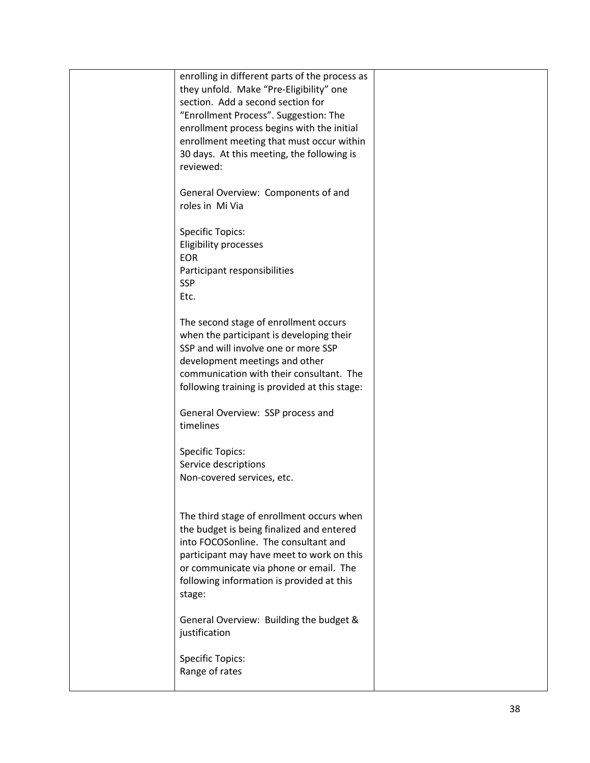| | | |
|---|---|---|
| | enrolling in different parts of the process as they unfold. Make "Pre-Eligibility" one section. Add a second section for "Enrollment Process". Suggestion: The enrollment process begins with the initial enrollment meeting that must occur within 30 days. At this meeting, the following is reviewed:<br><br>General Overview: Components of and roles in Mi Via<br><br>Specific Topics:<br>Eligibility processes<br>EOR<br>Participant responsibilities<br>SSP<br>Etc.<br><br>The second stage of enrollment occurs when the participant is developing their SSP and will involve one or more SSP development meetings and other communication with their consultant. The following training is provided at this stage:<br><br>General Overview: SSP process and timelines<br><br>Specific Topics:<br>Service descriptions<br>Non-covered services, etc.<br><br>The third stage of enrollment occurs when the budget is being finalized and entered into FOCOSonline. The consultant and participant may have meet to work on this or communicate via phone or email. The following information is provided at this stage:<br><br>General Overview: Building the budget & justification<br><br>Specific Topics:<br>Range of rates | |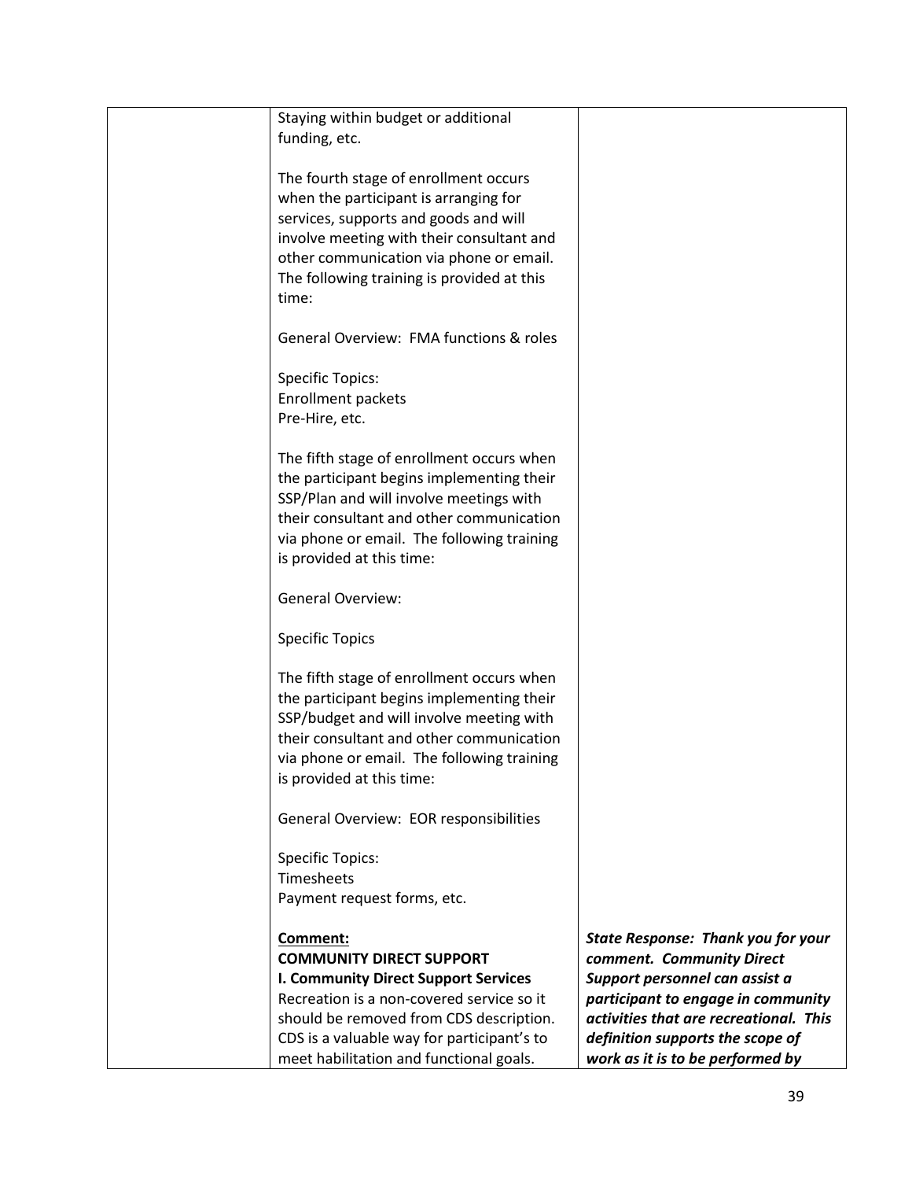| | | |
|---|---|---|
| | Staying within budget or additional funding, etc.<br><br>The fourth stage of enrollment occurs when the participant is arranging for services, supports and goods and will involve meeting with their consultant and other communication via phone or email. The following training is provided at this time:<br><br>General Overview: FMA functions & roles<br><br>Specific Topics:<br>Enrollment packets<br>Pre-Hire, etc.<br><br>The fifth stage of enrollment occurs when the participant begins implementing their SSP/Plan and will involve meetings with their consultant and other communication via phone or email. The following training is provided at this time:<br><br>General Overview:<br><br>Specific Topics<br><br>The fifth stage of enrollment occurs when the participant begins implementing their SSP/budget and will involve meeting with their consultant and other communication via phone or email. The following training is provided at this time:<br><br>General Overview: EOR responsibilities<br><br>Specific Topics:<br>Timesheets<br>Payment request forms, etc.<br><br>**<u>Comment:</u>**<br>**COMMUNITY DIRECT SUPPORT**<br>**I. Community Direct Support Services**<br>Recreation is a non-covered service so it should be removed from CDS description. CDS is a valuable way for participant's to meet habilitation and functional goals. | <br><br><br><br><br><br><br><br><br><br><br><br><br><br><br><br><br><br><br><br><br><br><br><br><br><br><br><br><br>***State Response: Thank you for your comment. Community Direct Support personnel can assist a participant to engage in community activities that are recreational. This definition supports the scope of work as it is to be performed by*** |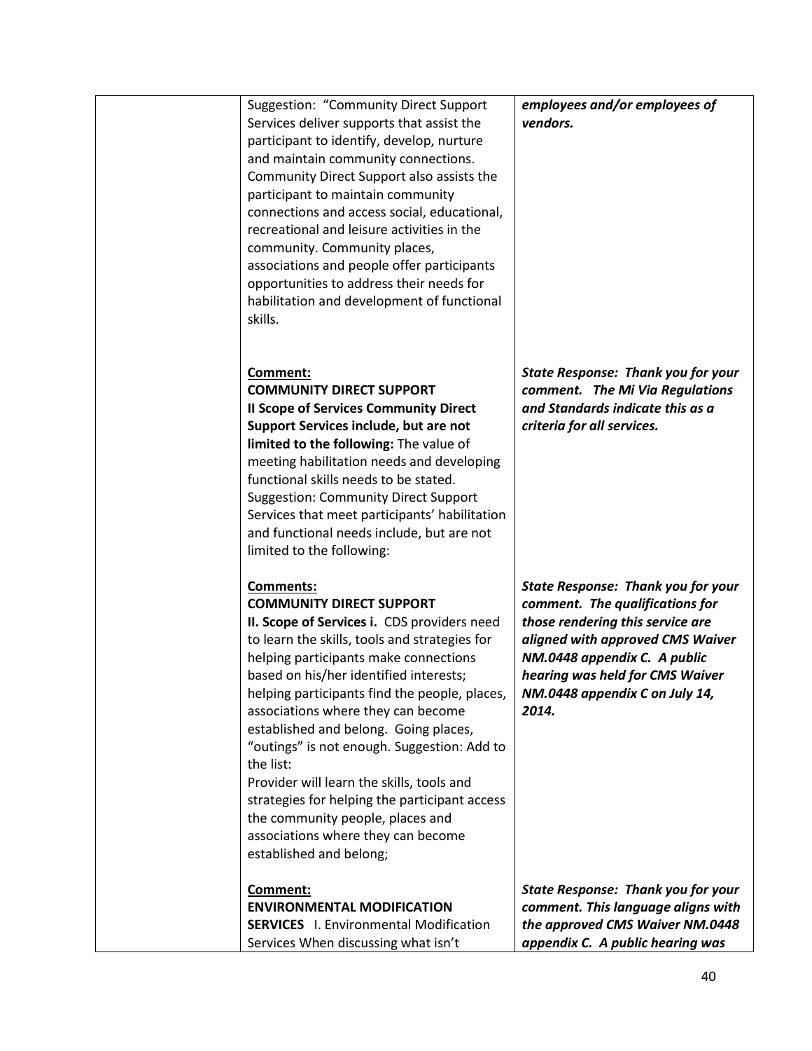| | | |
|---|---|---|
| | Suggestion: "Community Direct Support Services deliver supports that assist the participant to identify, develop, nurture and maintain community connections. Community Direct Support also assists the participant to maintain community connections and access social, educational, recreational and leisure activities in the community. Community places, associations and people offer participants opportunities to address their needs for habilitation and development of functional skills. | ***employees and/or employees of vendors.*** |
| | <u>**Comment:**</u><br>**COMMUNITY DIRECT SUPPORT**<br>**II Scope of Services Community Direct Support Services include, but are not limited to the following:** The value of meeting habilitation needs and developing functional skills needs to be stated. Suggestion: Community Direct Support Services that meet participants' habilitation and functional needs include, but are not limited to the following: | ***State Response: Thank you for your comment. The Mi Via Regulations and Standards indicate this as a criteria for all services.*** |
| | <u>**Comments:**</u><br>**COMMUNITY DIRECT SUPPORT**<br>**II. Scope of Services i.** CDS providers need to learn the skills, tools and strategies for helping participants make connections based on his/her identified interests; helping participants find the people, places, associations where they can become established and belong. Going places, "outings" is not enough. Suggestion: Add to the list:<br>Provider will learn the skills, tools and strategies for helping the participant access the community people, places and associations where they can become established and belong; | ***State Response: Thank you for your comment. The qualifications for those rendering this service are aligned with approved CMS Waiver NM.0448 appendix C. A public hearing was held for CMS Waiver NM.0448 appendix C on July 14, 2014.*** |
| | <u>**Comment:**</u><br>**ENVIRONMENTAL MODIFICATION SERVICES** I. Environmental Modification Services When discussing what isn't | ***State Response: Thank you for your comment. This language aligns with the approved CMS Waiver NM.0448 appendix C. A public hearing was*** |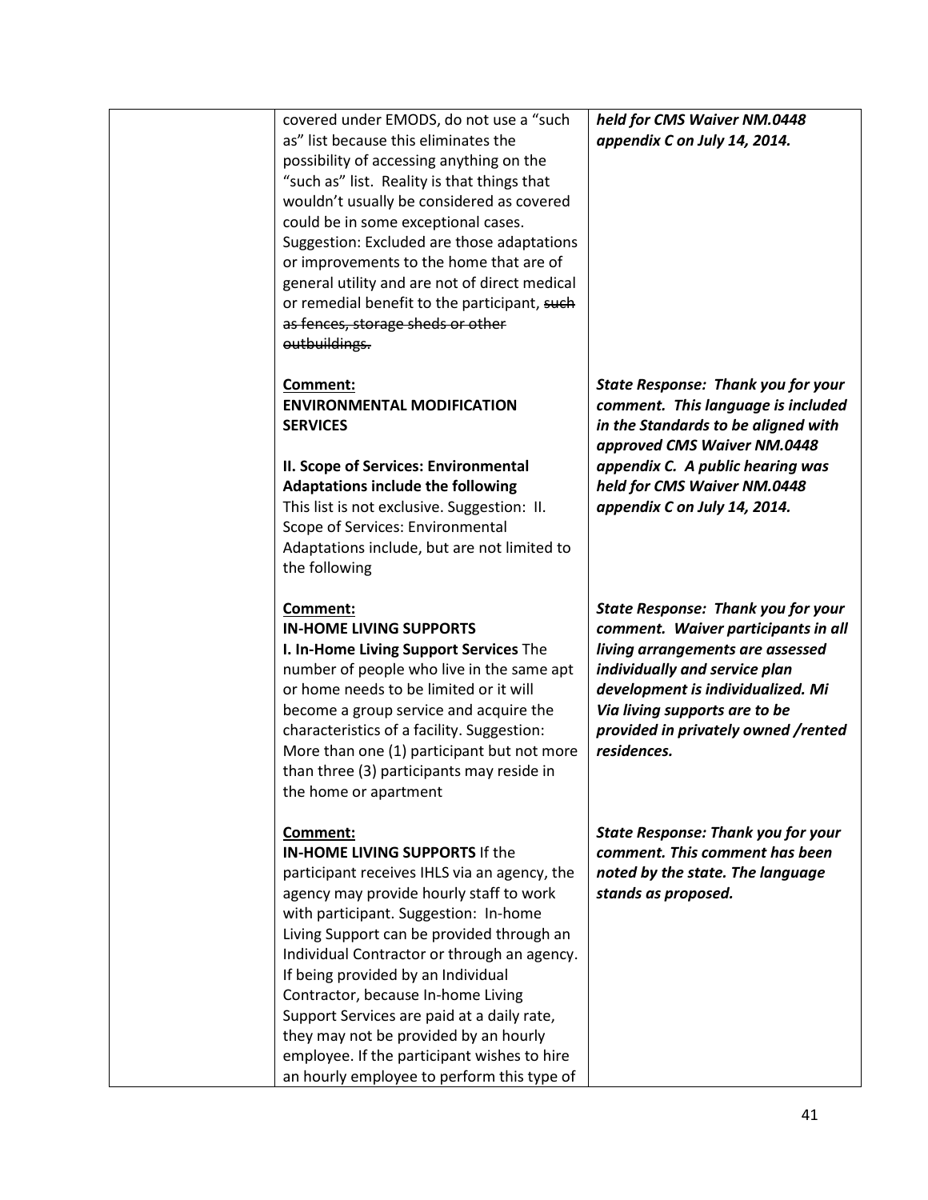| | | |
|---|---|---|
| | covered under EMODS, do not use a "such as" list because this eliminates the possibility of accessing anything on the "such as" list. Reality is that things that wouldn't usually be considered as covered could be in some exceptional cases. Suggestion: Excluded are those adaptations or improvements to the home that are of general utility and are not of direct medical or remedial benefit to the participant, ~~such as fences, storage sheds or other outbuildings.~~ | ***held for CMS Waiver NM.0448 appendix C on July 14, 2014.*** |
| | **<u>Comment:</u>**<br>**ENVIRONMENTAL MODIFICATION SERVICES**<br><br>**II. Scope of Services: Environmental Adaptations include the following** This list is not exclusive. Suggestion: II. Scope of Services: Environmental Adaptations include, but are not limited to the following | ***State Response: Thank you for your comment. This language is included in the Standards to be aligned with approved CMS Waiver NM.0448 appendix C. A public hearing was held for CMS Waiver NM.0448 appendix C on July 14, 2014.*** |
| | **<u>Comment:</u>**<br>**IN-HOME LIVING SUPPORTS**<br>**I. In-Home Living Support Services** The number of people who live in the same apt or home needs to be limited or it will become a group service and acquire the characteristics of a facility. Suggestion: More than one (1) participant but not more than three (3) participants may reside in the home or apartment | ***State Response: Thank you for your comment. Waiver participants in all living arrangements are assessed individually and service plan development is individualized. Mi Via living supports are to be provided in privately owned /rented residences.*** |
| | **<u>Comment:</u>**<br>**IN-HOME LIVING SUPPORTS** If the participant receives IHLS via an agency, the agency may provide hourly staff to work with participant. Suggestion: In-home Living Support can be provided through an Individual Contractor or through an agency. If being provided by an Individual Contractor, because In-home Living Support Services are paid at a daily rate, they may not be provided by an hourly employee. If the participant wishes to hire an hourly employee to perform this type of | ***State Response: Thank you for your comment. This comment has been noted by the state. The language stands as proposed.*** |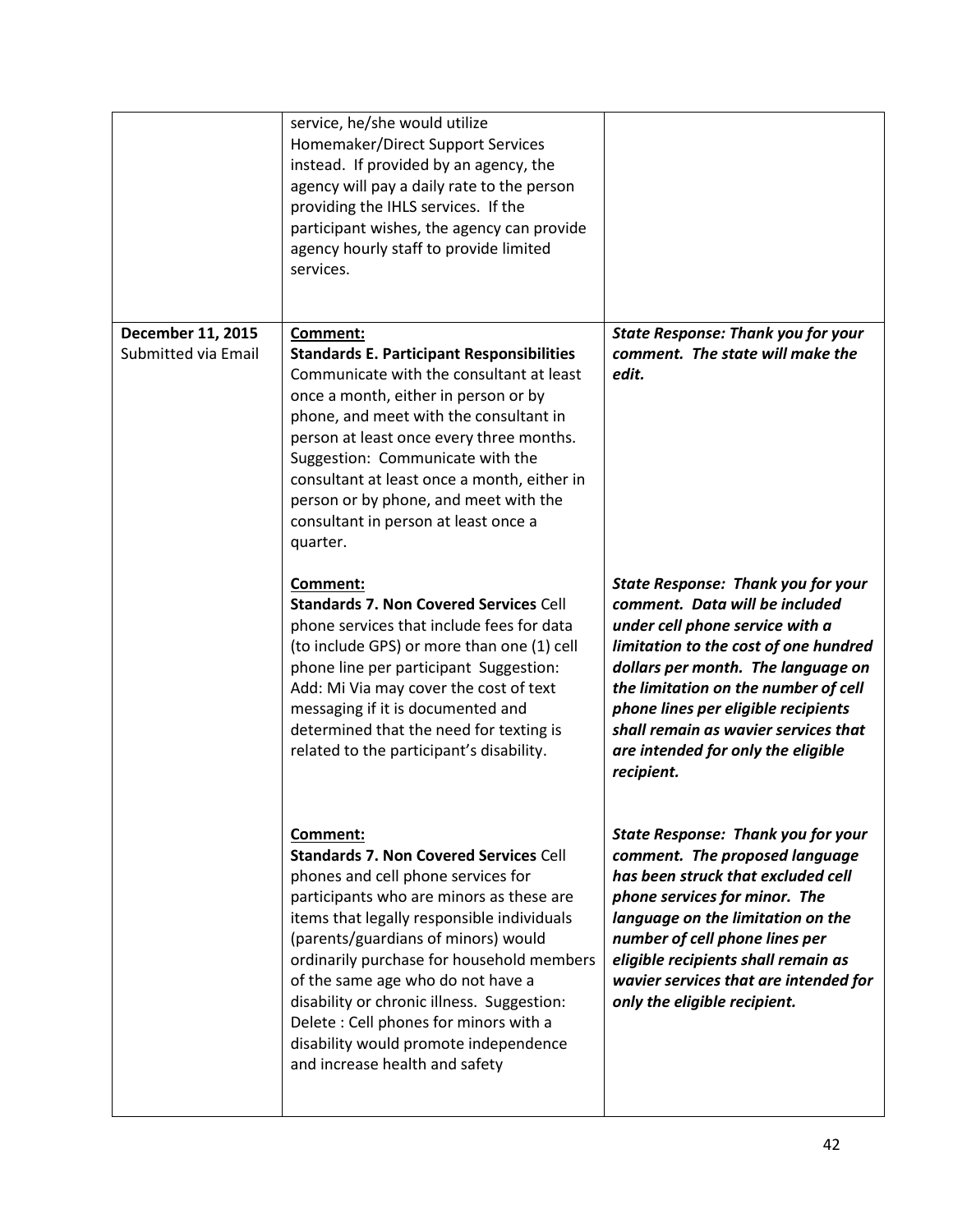|  |  |  |
| --- | --- | --- |
|  | service, he/she would utilize Homemaker/Direct Support Services instead. If provided by an agency, the agency will pay a daily rate to the person providing the IHLS services. If the participant wishes, the agency can provide agency hourly staff to provide limited services. |  |
| **December 11, 2015**<br>Submitted via Email | <u>**Comment:**</u><br>**Standards E. Participant Responsibilities** Communicate with the consultant at least once a month, either in person or by phone, and meet with the consultant in person at least once every three months. Suggestion: Communicate with the consultant at least once a month, either in person or by phone, and meet with the consultant in person at least once a quarter. | ***State Response: Thank you for your comment. The state will make the edit.*** |
|  | <u>**Comment:**</u><br>**Standards 7. Non Covered Services** Cell phone services that include fees for data (to include GPS) or more than one (1) cell phone line per participant Suggestion: Add: Mi Via may cover the cost of text messaging if it is documented and determined that the need for texting is related to the participant's disability. | ***State Response: Thank you for your comment. Data will be included under cell phone service with a limitation to the cost of one hundred dollars per month. The language on the limitation on the number of cell phone lines per eligible recipients shall remain as wavier services that are intended for only the eligible recipient.*** |
|  | <u>**Comment:**</u><br>**Standards 7. Non Covered Services** Cell phones and cell phone services for participants who are minors as these are items that legally responsible individuals (parents/guardians of minors) would ordinarily purchase for household members of the same age who do not have a disability or chronic illness. Suggestion: Delete : Cell phones for minors with a disability would promote independence and increase health and safety | ***State Response: Thank you for your comment. The proposed language has been struck that excluded cell phone services for minor. The language on the limitation on the number of cell phone lines per eligible recipients shall remain as wavier services that are intended for only the eligible recipient.*** |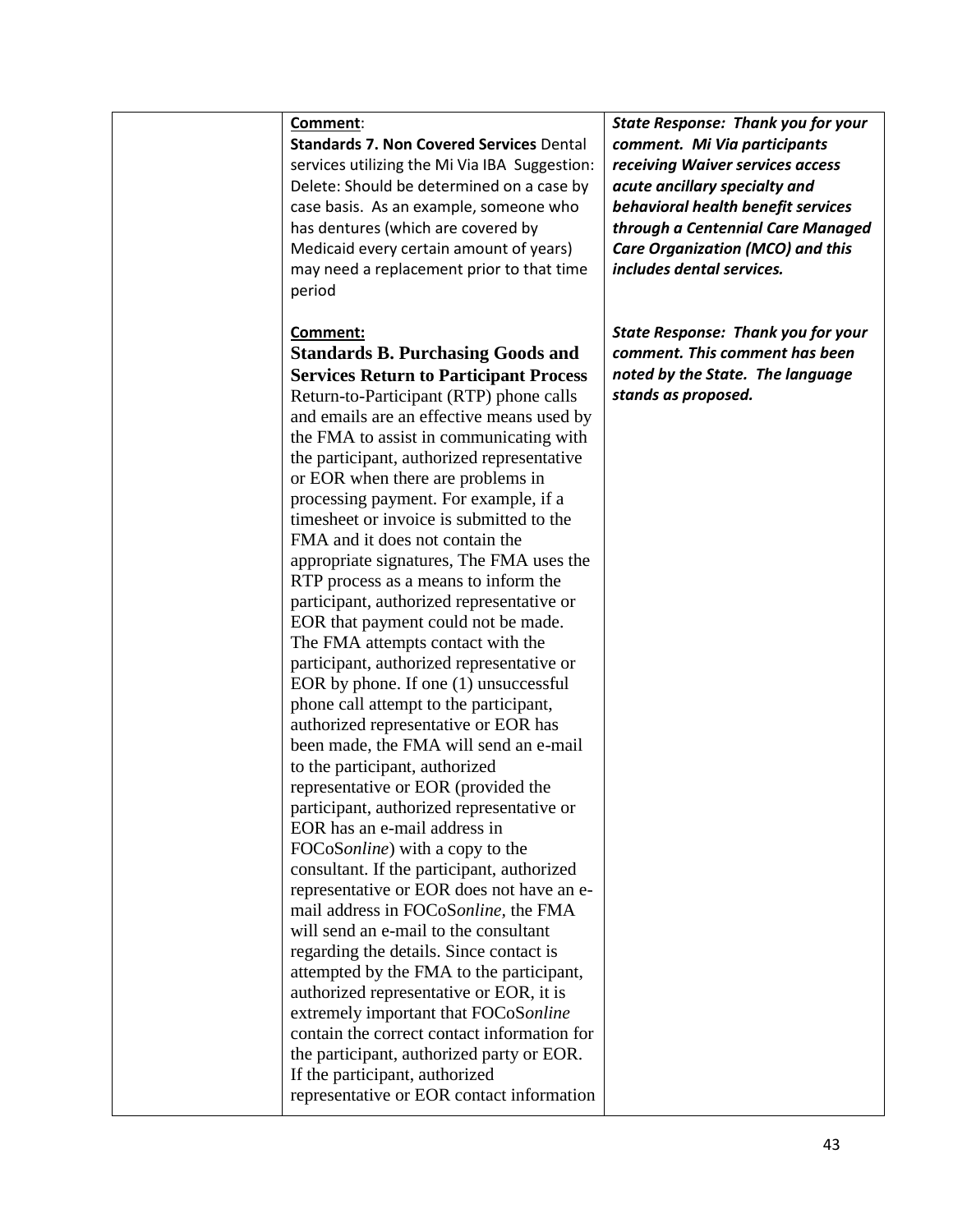| | | |
|---|---|---|
| | **Comment**:<br>**Standards 7. Non Covered Services** Dental services utilizing the Mi Via IBA Suggestion: Delete: Should be determined on a case by case basis. As an example, someone who has dentures (which are covered by Medicaid every certain amount of years) may need a replacement prior to that time period<br><br>**Comment:**<br>**Standards B. Purchasing Goods and Services Return to Participant Process** Return-to-Participant (RTP) phone calls and emails are an effective means used by the FMA to assist in communicating with the participant, authorized representative or EOR when there are problems in processing payment. For example, if a timesheet or invoice is submitted to the FMA and it does not contain the appropriate signatures, The FMA uses the RTP process as a means to inform the participant, authorized representative or EOR that payment could not be made. The FMA attempts contact with the participant, authorized representative or EOR by phone. If one (1) unsuccessful phone call attempt to the participant, authorized representative or EOR has been made, the FMA will send an e-mail to the participant, authorized representative or EOR (provided the participant, authorized representative or EOR has an e-mail address in FOCoS*online*) with a copy to the consultant. If the participant, authorized representative or EOR does not have an e-mail address in FOCoS*online*, the FMA will send an e-mail to the consultant regarding the details. Since contact is attempted by the FMA to the participant, authorized representative or EOR, it is extremely important that FOCoS*online* contain the correct contact information for the participant, authorized party or EOR. If the participant, authorized representative or EOR contact information | ***State Response: Thank you for your comment. Mi Via participants receiving Waiver services access acute ancillary specialty and behavioral health benefit services through a Centennial Care Managed Care Organization (MCO) and this includes dental services.***<br><br>***State Response: Thank you for your comment. This comment has been noted by the State. The language stands as proposed.*** |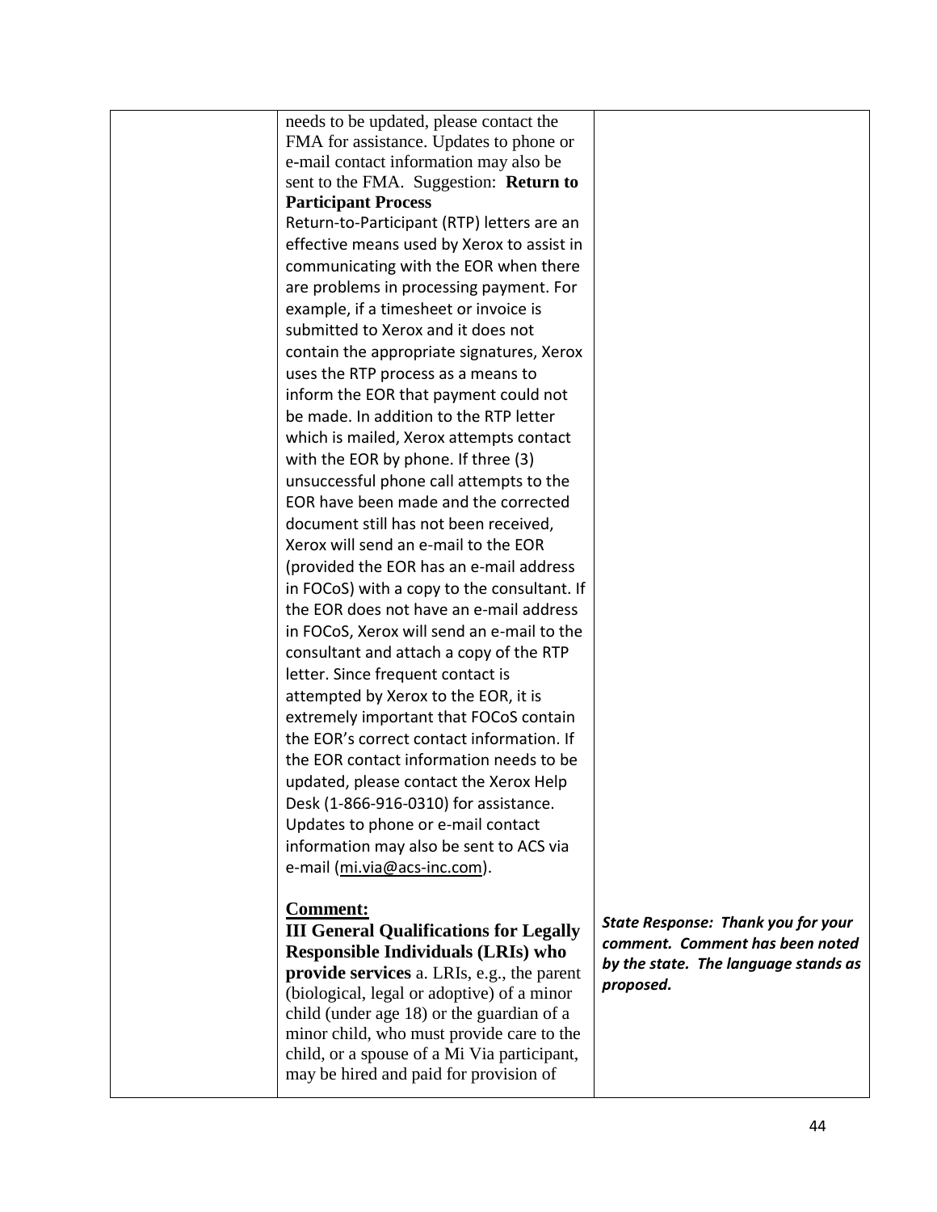| | | |
|---|---|---|
| | needs to be updated, please contact the FMA for assistance. Updates to phone or e-mail contact information may also be sent to the FMA. Suggestion: **Return to Participant Process**<br>Return-to-Participant (RTP) letters are an effective means used by Xerox to assist in communicating with the EOR when there are problems in processing payment. For example, if a timesheet or invoice is submitted to Xerox and it does not contain the appropriate signatures, Xerox uses the RTP process as a means to inform the EOR that payment could not be made. In addition to the RTP letter which is mailed, Xerox attempts contact with the EOR by phone. If three (3) unsuccessful phone call attempts to the EOR have been made and the corrected document still has not been received, Xerox will send an e-mail to the EOR (provided the EOR has an e-mail address in FOCoS) with a copy to the consultant. If the EOR does not have an e-mail address in FOCoS, Xerox will send an e-mail to the consultant and attach a copy of the RTP letter. Since frequent contact is attempted by Xerox to the EOR, it is extremely important that FOCoS contain the EOR's correct contact information. If the EOR contact information needs to be updated, please contact the Xerox Help Desk (1-866-916-0310) for assistance. Updates to phone or e-mail contact information may also be sent to ACS via e-mail (mi.via@acs-inc.com).<br><br>**Comment:**<br>**III General Qualifications for Legally Responsible Individuals (LRIs) who provide services** a. LRIs, e.g., the parent (biological, legal or adoptive) of a minor child (under age 18) or the guardian of a minor child, who must provide care to the child, or a spouse of a Mi Via participant, may be hired and paid for provision of | <br><br><br><br><br><br><br><br><br><br><br><br><br><br><br><br><br><br><br><br><br><br><br><br><br><br><br><br><br><br><br><br><br><br><br><br>***State Response: Thank you for your comment. Comment has been noted by the state. The language stands as proposed.*** |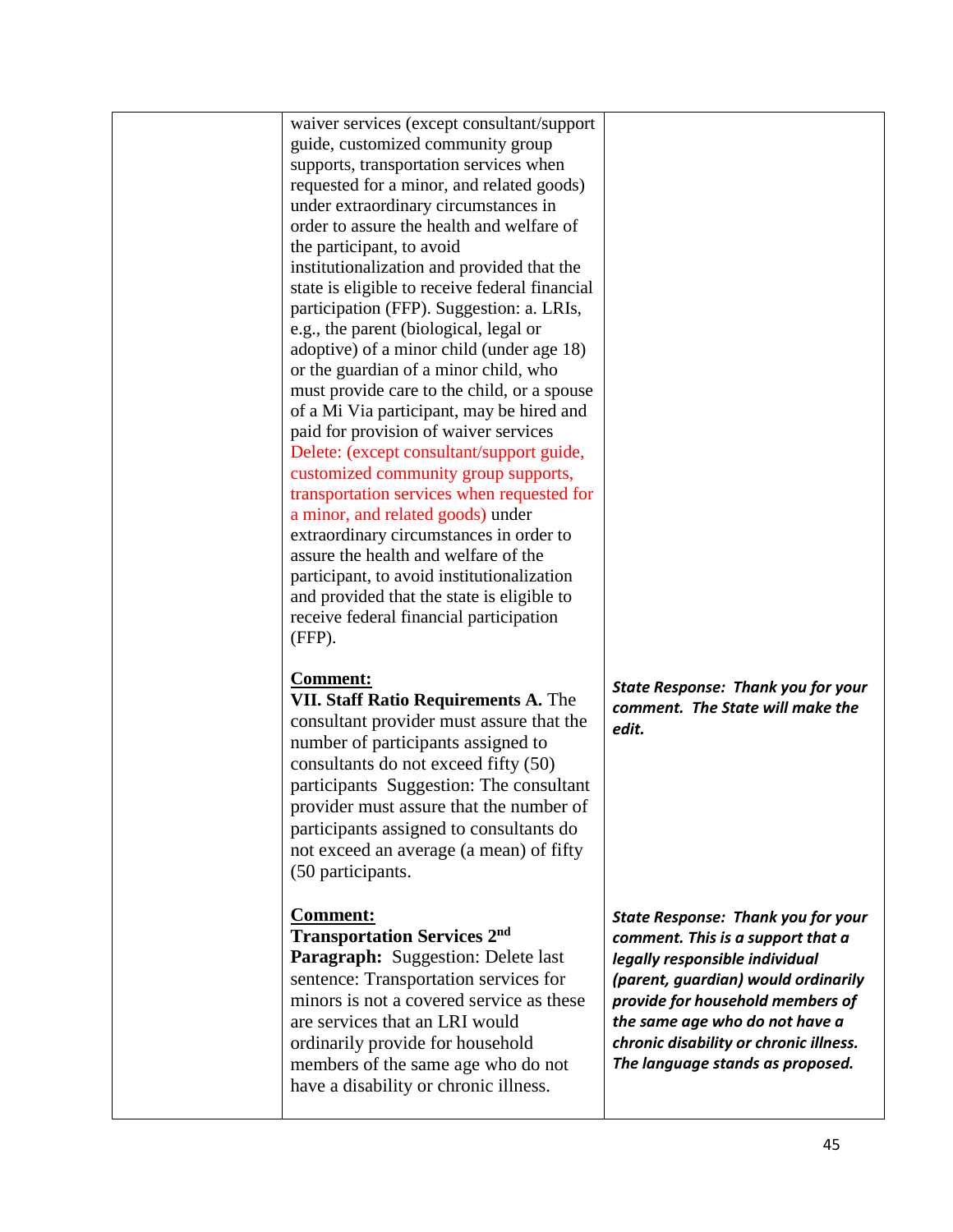| | | |
|---|---|---|
| | waiver services (except consultant/support guide, customized community group supports, transportation services when requested for a minor, and related goods) under extraordinary circumstances in order to assure the health and welfare of the participant, to avoid institutionalization and provided that the state is eligible to receive federal financial participation (FFP). Suggestion: a. LRIs, e.g., the parent (biological, legal or adoptive) of a minor child (under age 18) or the guardian of a minor child, who must provide care to the child, or a spouse of a Mi Via participant, may be hired and paid for provision of waiver services Delete: (except consultant/support guide, customized community group supports, transportation services when requested for a minor, and related goods) under extraordinary circumstances in order to assure the health and welfare of the participant, to avoid institutionalization and provided that the state is eligible to receive federal financial participation (FFP). | |
| | **Comment:**<br>**VII. Staff Ratio Requirements A.** The consultant provider must assure that the number of participants assigned to consultants do not exceed fifty (50) participants Suggestion: The consultant provider must assure that the number of participants assigned to consultants do not exceed an average (a mean) of fifty (50 participants. | ***State Response: Thank you for your comment. The State will make the edit.*** |
| | **Comment:**<br>**Transportation Services 2nd Paragraph:** Suggestion: Delete last sentence: Transportation services for minors is not a covered service as these are services that an LRI would ordinarily provide for household members of the same age who do not have a disability or chronic illness. | ***State Response: Thank you for your comment. This is a support that a legally responsible individual (parent, guardian) would ordinarily provide for household members of the same age who do not have a chronic disability or chronic illness. The language stands as proposed.*** |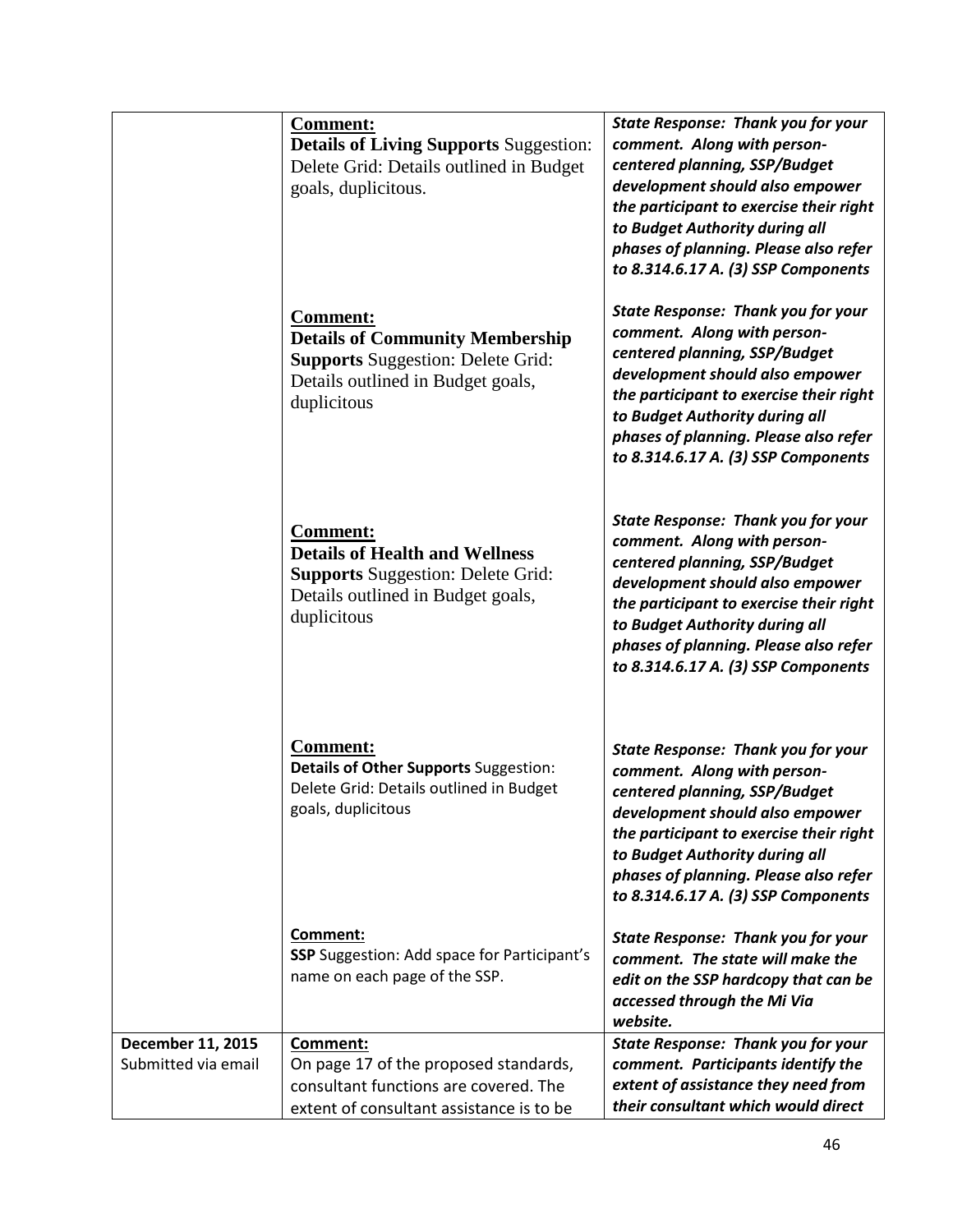| | | |
|---|---|---|
| | **Comment:**<br>**Details of Living Supports** Suggestion: Delete Grid: Details outlined in Budget goals, duplicitous. | ***State Response: Thank you for your comment. Along with person-centered planning, SSP/Budget development should also empower the participant to exercise their right to Budget Authority during all phases of planning. Please also refer to 8.314.6.17 A. (3) SSP Components*** |
| | **Comment:**<br>**Details of Community Membership Supports** Suggestion: Delete Grid: Details outlined in Budget goals, duplicitous | ***State Response: Thank you for your comment. Along with person-centered planning, SSP/Budget development should also empower the participant to exercise their right to Budget Authority during all phases of planning. Please also refer to 8.314.6.17 A. (3) SSP Components*** |
| | **Comment:**<br>**Details of Health and Wellness Supports** Suggestion: Delete Grid: Details outlined in Budget goals, duplicitous | ***State Response: Thank you for your comment. Along with person-centered planning, SSP/Budget development should also empower the participant to exercise their right to Budget Authority during all phases of planning. Please also refer to 8.314.6.17 A. (3) SSP Components*** |
| | **Comment:**<br>**Details of Other Supports** Suggestion: Delete Grid: Details outlined in Budget goals, duplicitous | ***State Response: Thank you for your comment. Along with person-centered planning, SSP/Budget development should also empower the participant to exercise their right to Budget Authority during all phases of planning. Please also refer to 8.314.6.17 A. (3) SSP Components*** |
| | **Comment:**<br>**SSP** Suggestion: Add space for Participant's name on each page of the SSP. | ***State Response: Thank you for your comment. The state will make the edit on the SSP hardcopy that can be accessed through the Mi Via website.*** |
| **December 11, 2015**<br>Submitted via email | **Comment:**<br>On page 17 of the proposed standards, consultant functions are covered. The extent of consultant assistance is to be | ***State Response: Thank you for your comment. Participants identify the extent of assistance they need from their consultant which would direct*** |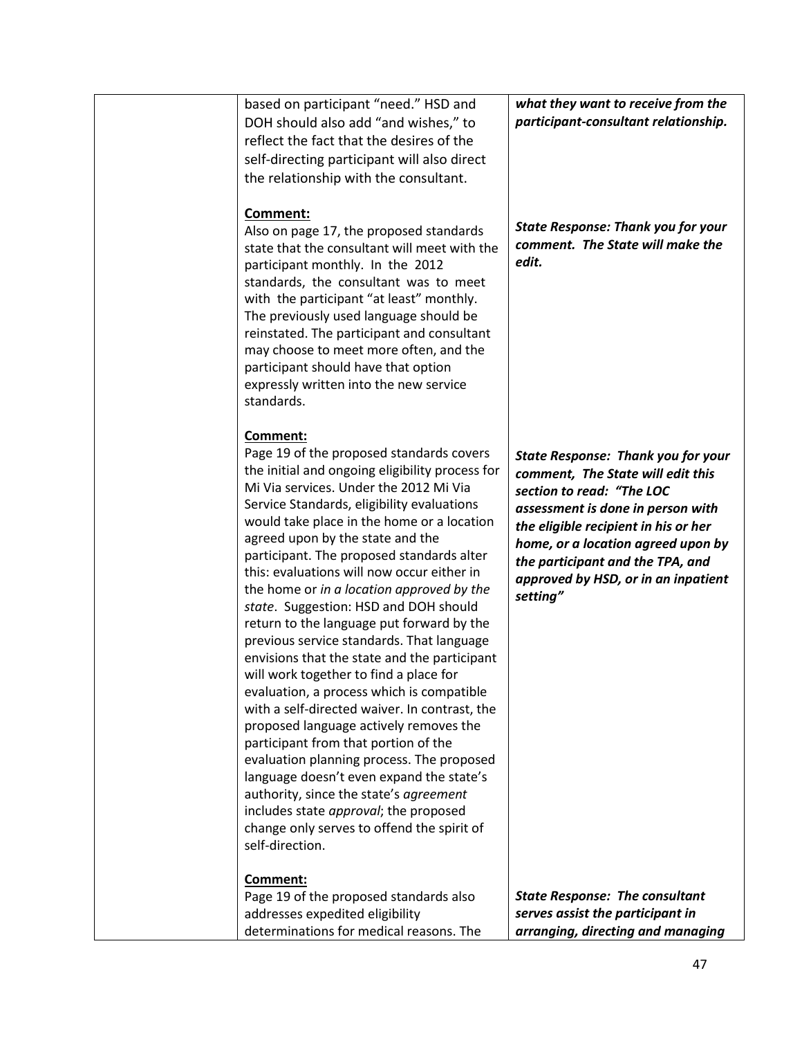| | | |
|---|---|---|
| | based on participant "need." HSD and DOH should also add "and wishes," to reflect the fact that the desires of the self-directing participant will also direct the relationship with the consultant.<br><br>**Comment:**<br>Also on page 17, the proposed standards state that the consultant will meet with the participant monthly. In the 2012 standards, the consultant was to meet with the participant "at least" monthly. The previously used language should be reinstated. The participant and consultant may choose to meet more often, and the participant should have that option expressly written into the new service standards.<br><br>**Comment:**<br>Page 19 of the proposed standards covers the initial and ongoing eligibility process for Mi Via services. Under the 2012 Mi Via Service Standards, eligibility evaluations would take place in the home or a location agreed upon by the state and the participant. The proposed standards alter this: evaluations will now occur either in the home or *in a location approved by the state*. Suggestion: HSD and DOH should return to the language put forward by the previous service standards. That language envisions that the state and the participant will work together to find a place for evaluation, a process which is compatible with a self-directed waiver. In contrast, the proposed language actively removes the participant from that portion of the evaluation planning process. The proposed language doesn't even expand the state's authority, since the state's *agreement* includes state *approval*; the proposed change only serves to offend the spirit of self-direction.<br><br>**Comment:**<br>Page 19 of the proposed standards also addresses expedited eligibility determinations for medical reasons. The | ***what they want to receive from the participant-consultant relationship.***<br><br>***State Response: Thank you for your comment. The State will make the edit.***<br><br>***State Response: Thank you for your comment, The State will edit this section to read: "The LOC assessment is done in person with the eligible recipient in his or her home, or a location agreed upon by the participant and the TPA, and approved by HSD, or in an inpatient setting"***<br><br>***State Response: The consultant serves assist the participant in arranging, directing and managing*** |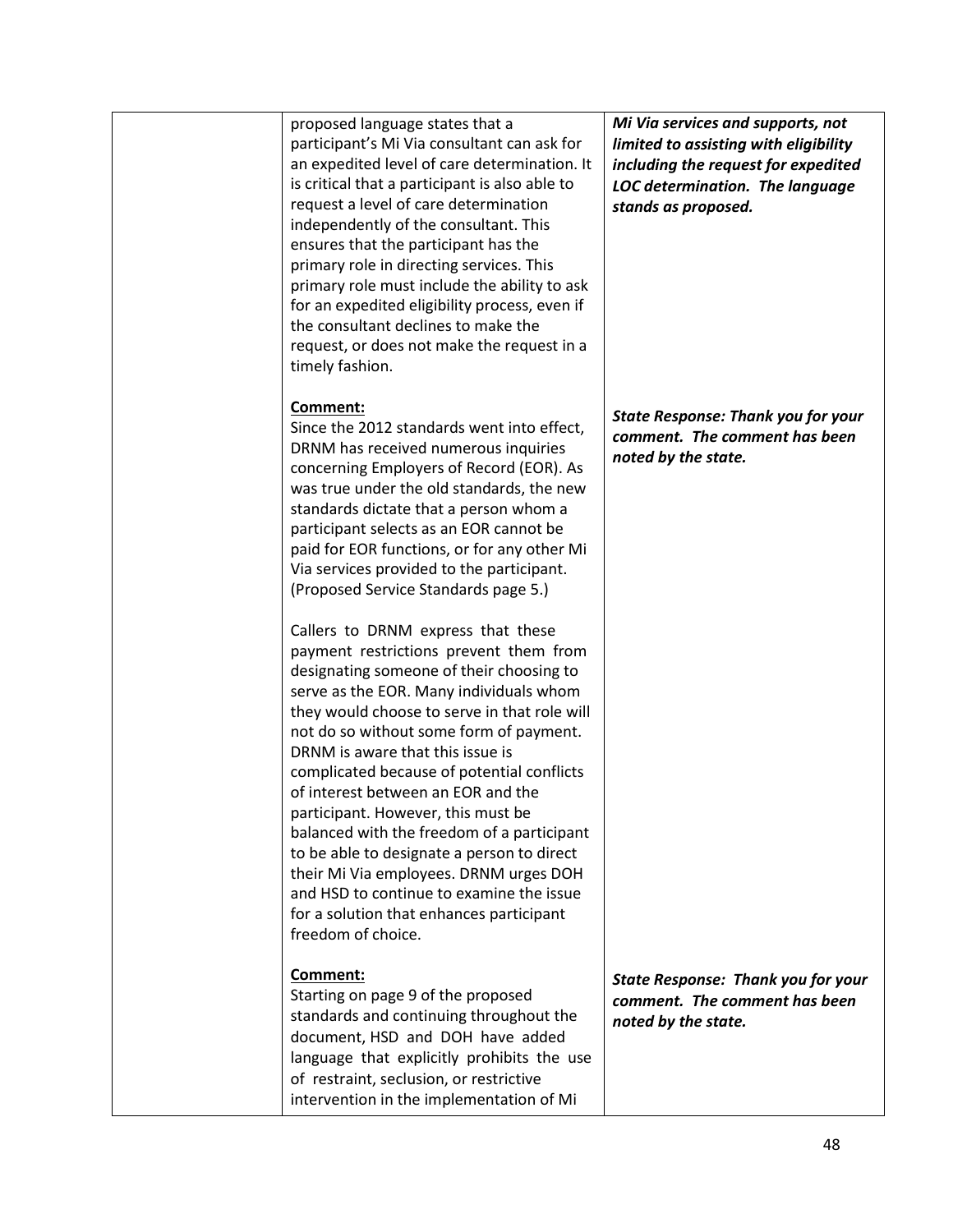| | | |
|---|---|---|
| | proposed language states that a participant's Mi Via consultant can ask for an expedited level of care determination. It is critical that a participant is also able to request a level of care determination independently of the consultant. This ensures that the participant has the primary role in directing services. This primary role must include the ability to ask for an expedited eligibility process, even if the consultant declines to make the request, or does not make the request in a timely fashion. | ***Mi Via services and supports, not limited to assisting with eligibility including the request for expedited LOC determination. The language stands as proposed.*** |
| | **Comment:**<br>Since the 2012 standards went into effect, DRNM has received numerous inquiries concerning Employers of Record (EOR). As was true under the old standards, the new standards dictate that a person whom a participant selects as an EOR cannot be paid for EOR functions, or for any other Mi Via services provided to the participant. (Proposed Service Standards page 5.)<br><br>Callers to DRNM express that these payment restrictions prevent them from designating someone of their choosing to serve as the EOR. Many individuals whom they would choose to serve in that role will not do so without some form of payment. DRNM is aware that this issue is complicated because of potential conflicts of interest between an EOR and the participant. However, this must be balanced with the freedom of a participant to be able to designate a person to direct their Mi Via employees. DRNM urges DOH and HSD to continue to examine the issue for a solution that enhances participant freedom of choice. | ***State Response: Thank you for your comment. The comment has been noted by the state.*** |
| | **Comment:**<br>Starting on page 9 of the proposed standards and continuing throughout the document, HSD and DOH have added language that explicitly prohibits the use of restraint, seclusion, or restrictive intervention in the implementation of Mi | ***State Response: Thank you for your comment. The comment has been noted by the state.*** |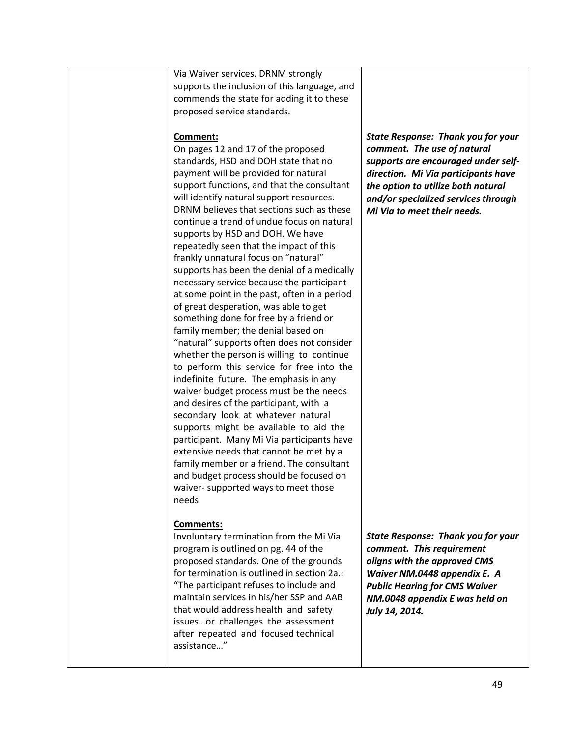| | | |
|---|---|---|
| | Via Waiver services. DRNM strongly supports the inclusion of this language, and commends the state for adding it to these proposed service standards. | |
| | **Comment:**<br>On pages 12 and 17 of the proposed standards, HSD and DOH state that no payment will be provided for natural support functions, and that the consultant will identify natural support resources. DRNM believes that sections such as these continue a trend of undue focus on natural supports by HSD and DOH. We have repeatedly seen that the impact of this frankly unnatural focus on "natural" supports has been the denial of a medically necessary service because the participant at some point in the past, often in a period of great desperation, was able to get something done for free by a friend or family member; the denial based on "natural" supports often does not consider whether the person is willing to continue to perform this service for free into the indefinite future. The emphasis in any waiver budget process must be the needs and desires of the participant, with a secondary look at whatever natural supports might be available to aid the participant. Many Mi Via participants have extensive needs that cannot be met by a family member or a friend. The consultant and budget process should be focused on waiver- supported ways to meet those needs | ***State Response: Thank you for your comment. The use of natural supports are encouraged under self-direction. Mi Via participants have the option to utilize both natural and/or specialized services through Mi Via to meet their needs.*** |
| | **Comments:**<br>Involuntary termination from the Mi Via program is outlined on pg. 44 of the proposed standards. One of the grounds for termination is outlined in section 2a.: "The participant refuses to include and maintain services in his/her SSP and AAB that would address health and safety issues…or challenges the assessment after repeated and focused technical assistance…" | ***State Response: Thank you for your comment. This requirement aligns with the approved CMS Waiver NM.0448 appendix E. A Public Hearing for CMS Waiver NM.0048 appendix E was held on July 14, 2014.*** |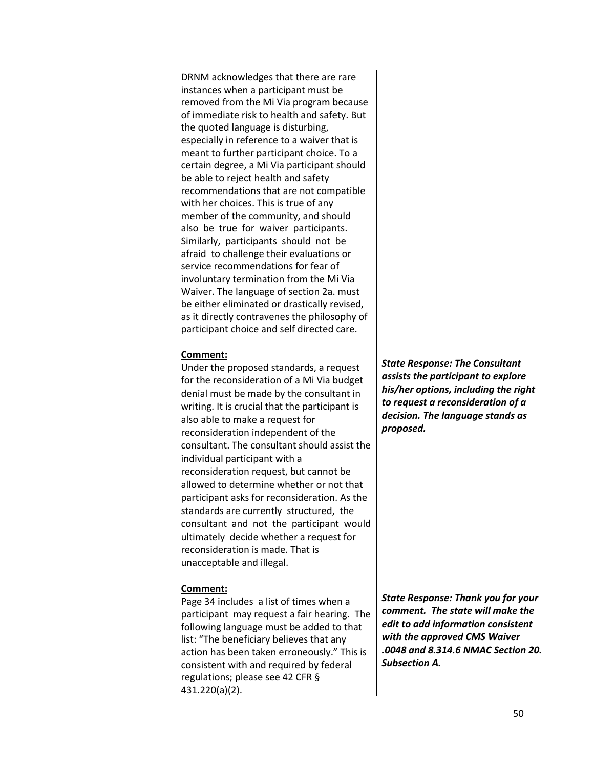| | | |
|---|---|---|
| | DRNM acknowledges that there are rare instances when a participant must be removed from the Mi Via program because of immediate risk to health and safety. But the quoted language is disturbing, especially in reference to a waiver that is meant to further participant choice. To a certain degree, a Mi Via participant should be able to reject health and safety recommendations that are not compatible with her choices. This is true of any member of the community, and should also be true for waiver participants. Similarly, participants should not be afraid to challenge their evaluations or service recommendations for fear of involuntary termination from the Mi Via Waiver. The language of section 2a. must be either eliminated or drastically revised, as it directly contravenes the philosophy of participant choice and self directed care. | |
| | **Comment:**<br>Under the proposed standards, a request for the reconsideration of a Mi Via budget denial must be made by the consultant in writing. It is crucial that the participant is also able to make a request for reconsideration independent of the consultant. The consultant should assist the individual participant with a reconsideration request, but cannot be allowed to determine whether or not that participant asks for reconsideration. As the standards are currently structured, the consultant and not the participant would ultimately decide whether a request for reconsideration is made. That is unacceptable and illegal. | ***State Response: The Consultant assists the participant to explore his/her options, including the right to request a reconsideration of a decision. The language stands as proposed.*** |
| | **Comment:**<br>Page 34 includes a list of times when a participant may request a fair hearing. The following language must be added to that list: "The beneficiary believes that any action has been taken erroneously." This is consistent with and required by federal regulations; please see 42 CFR § 431.220(a)(2). | ***State Response: Thank you for your comment. The state will make the edit to add information consistent with the approved CMS Waiver .0048 and 8.314.6 NMAC Section 20. Subsection A.*** |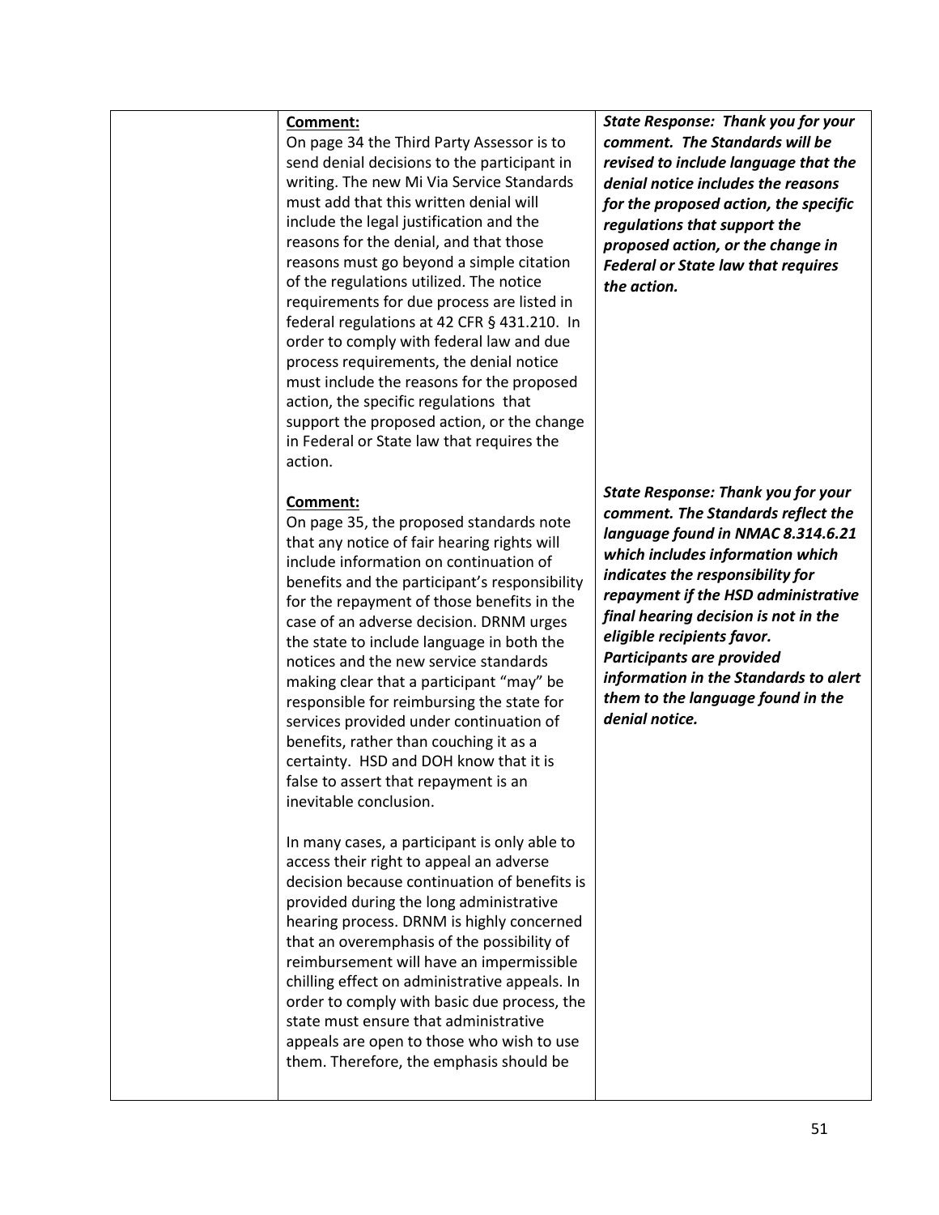| | | |
|---|---|---|
| | **Comment:**<br>On page 34 the Third Party Assessor is to send denial decisions to the participant in writing. The new Mi Via Service Standards must add that this written denial will include the legal justification and the reasons for the denial, and that those reasons must go beyond a simple citation of the regulations utilized. The notice requirements for due process are listed in federal regulations at 42 CFR § 431.210. In order to comply with federal law and due process requirements, the denial notice must include the reasons for the proposed action, the specific regulations that support the proposed action, or the change in Federal or State law that requires the action. | ***State Response: Thank you for your comment. The Standards will be revised to include language that the denial notice includes the reasons for the proposed action, the specific regulations that support the proposed action, or the change in Federal or State law that requires the action.*** |
| | **Comment:**<br>On page 35, the proposed standards note that any notice of fair hearing rights will include information on continuation of benefits and the participant's responsibility for the repayment of those benefits in the case of an adverse decision. DRNM urges the state to include language in both the notices and the new service standards making clear that a participant "may" be responsible for reimbursing the state for services provided under continuation of benefits, rather than couching it as a certainty. HSD and DOH know that it is false to assert that repayment is an inevitable conclusion.<br><br>In many cases, a participant is only able to access their right to appeal an adverse decision because continuation of benefits is provided during the long administrative hearing process. DRNM is highly concerned that an overemphasis of the possibility of reimbursement will have an impermissible chilling effect on administrative appeals. In order to comply with basic due process, the state must ensure that administrative appeals are open to those who wish to use them. Therefore, the emphasis should be | ***State Response: Thank you for your comment. The Standards reflect the language found in NMAC 8.314.6.21 which includes information which indicates the responsibility for repayment if the HSD administrative final hearing decision is not in the eligible recipients favor. Participants are provided information in the Standards to alert them to the language found in the denial notice.*** |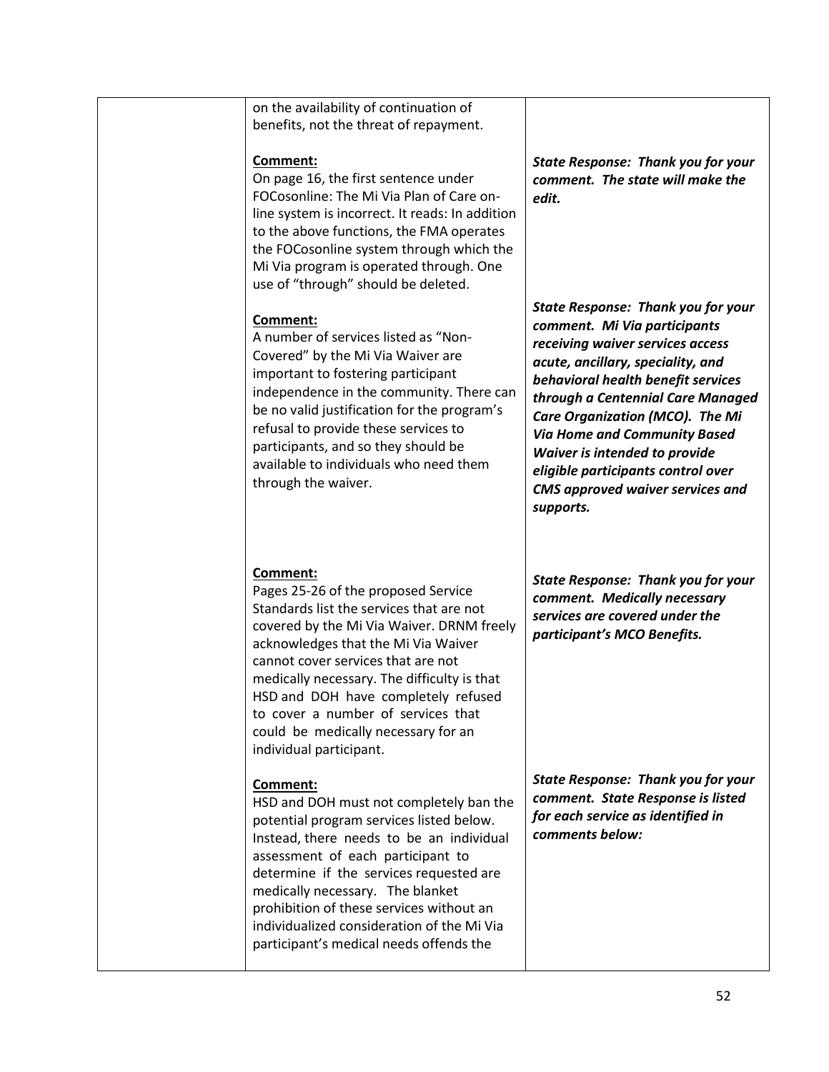| | | |
|---|---|---|
| | on the availability of continuation of benefits, not the threat of repayment. | |
| | **Comment:**<br>On page 16, the first sentence under FOCosonline: The Mi Via Plan of Care on-line system is incorrect. It reads: In addition to the above functions, the FMA operates the FOCosonline system through which the Mi Via program is operated through. One use of "through" should be deleted. | ***State Response: Thank you for your comment. The state will make the edit.*** |
| | **Comment:**<br>A number of services listed as "Non-Covered" by the Mi Via Waiver are important to fostering participant independence in the community. There can be no valid justification for the program's refusal to provide these services to participants, and so they should be available to individuals who need them through the waiver. | ***State Response: Thank you for your comment. Mi Via participants receiving waiver services access acute, ancillary, speciality, and behavioral health benefit services through a Centennial Care Managed Care Organization (MCO). The Mi Via Home and Community Based Waiver is intended to provide eligible participants control over CMS approved waiver services and supports.*** |
| | **Comment:**<br>Pages 25-26 of the proposed Service Standards list the services that are not covered by the Mi Via Waiver. DRNM freely acknowledges that the Mi Via Waiver cannot cover services that are not medically necessary. The difficulty is that HSD and DOH have completely refused to cover a number of services that could be medically necessary for an individual participant. | ***State Response: Thank you for your comment. Medically necessary services are covered under the participant's MCO Benefits.*** |
| | **Comment:**<br>HSD and DOH must not completely ban the potential program services listed below. Instead, there needs to be an individual assessment of each participant to determine if the services requested are medically necessary. The blanket prohibition of these services without an individualized consideration of the Mi Via participant's medical needs offends the | ***State Response: Thank you for your comment. State Response is listed for each service as identified in comments below:*** |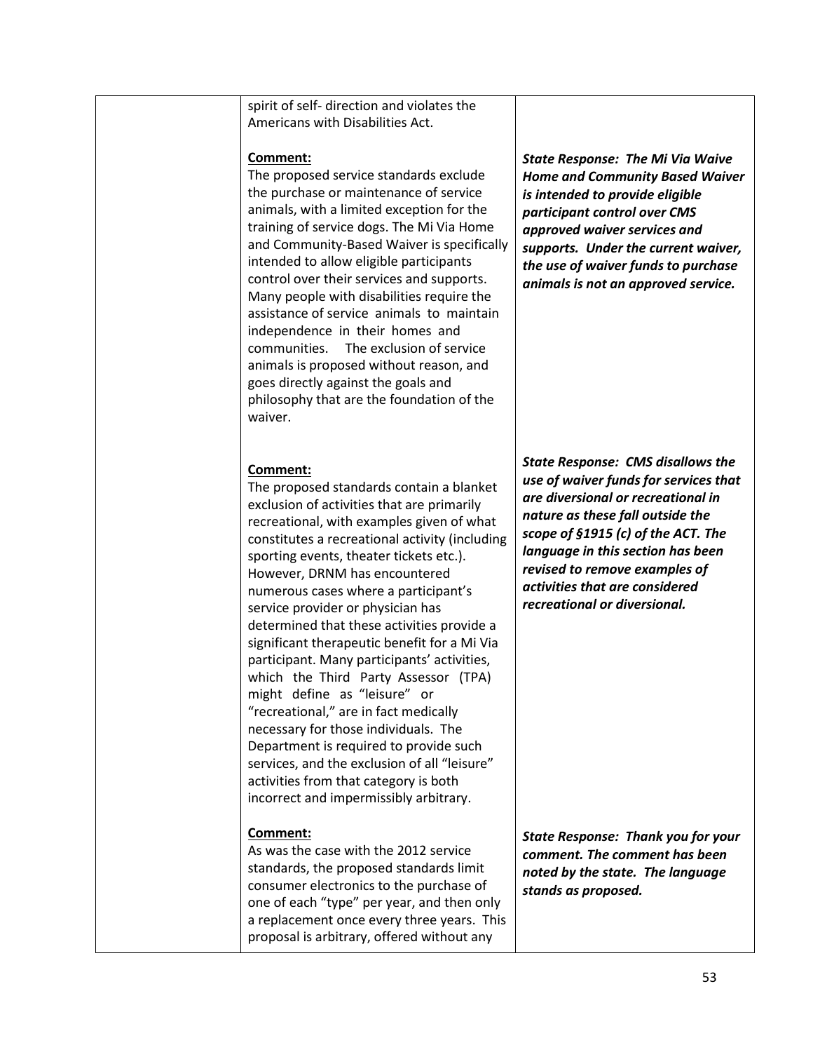| | | |
|---|---|---|
| | spirit of self- direction and violates the Americans with Disabilities Act. | |
| | **Comment:** The proposed service standards exclude the purchase or maintenance of service animals, with a limited exception for the training of service dogs. The Mi Via Home and Community-Based Waiver is specifically intended to allow eligible participants control over their services and supports. Many people with disabilities require the assistance of service animals to maintain independence in their homes and communities. The exclusion of service animals is proposed without reason, and goes directly against the goals and philosophy that are the foundation of the waiver. | ***State Response: The Mi Via Waive Home and Community Based Waiver is intended to provide eligible participant control over CMS approved waiver services and supports. Under the current waiver, the use of waiver funds to purchase animals is not an approved service.*** |
| | **Comment:** The proposed standards contain a blanket exclusion of activities that are primarily recreational, with examples given of what constitutes a recreational activity (including sporting events, theater tickets etc.). However, DRNM has encountered numerous cases where a participant's service provider or physician has determined that these activities provide a significant therapeutic benefit for a Mi Via participant. Many participants' activities, which the Third Party Assessor (TPA) might define as "leisure" or "recreational," are in fact medically necessary for those individuals. The Department is required to provide such services, and the exclusion of all "leisure" activities from that category is both incorrect and impermissibly arbitrary. | ***State Response: CMS disallows the use of waiver funds for services that are diversional or recreational in nature as these fall outside the scope of §1915 (c) of the ACT. The language in this section has been revised to remove examples of activities that are considered recreational or diversional.*** |
| | **Comment:** As was the case with the 2012 service standards, the proposed standards limit consumer electronics to the purchase of one of each "type" per year, and then only a replacement once every three years. This proposal is arbitrary, offered without any | ***State Response: Thank you for your comment. The comment has been noted by the state. The language stands as proposed.*** |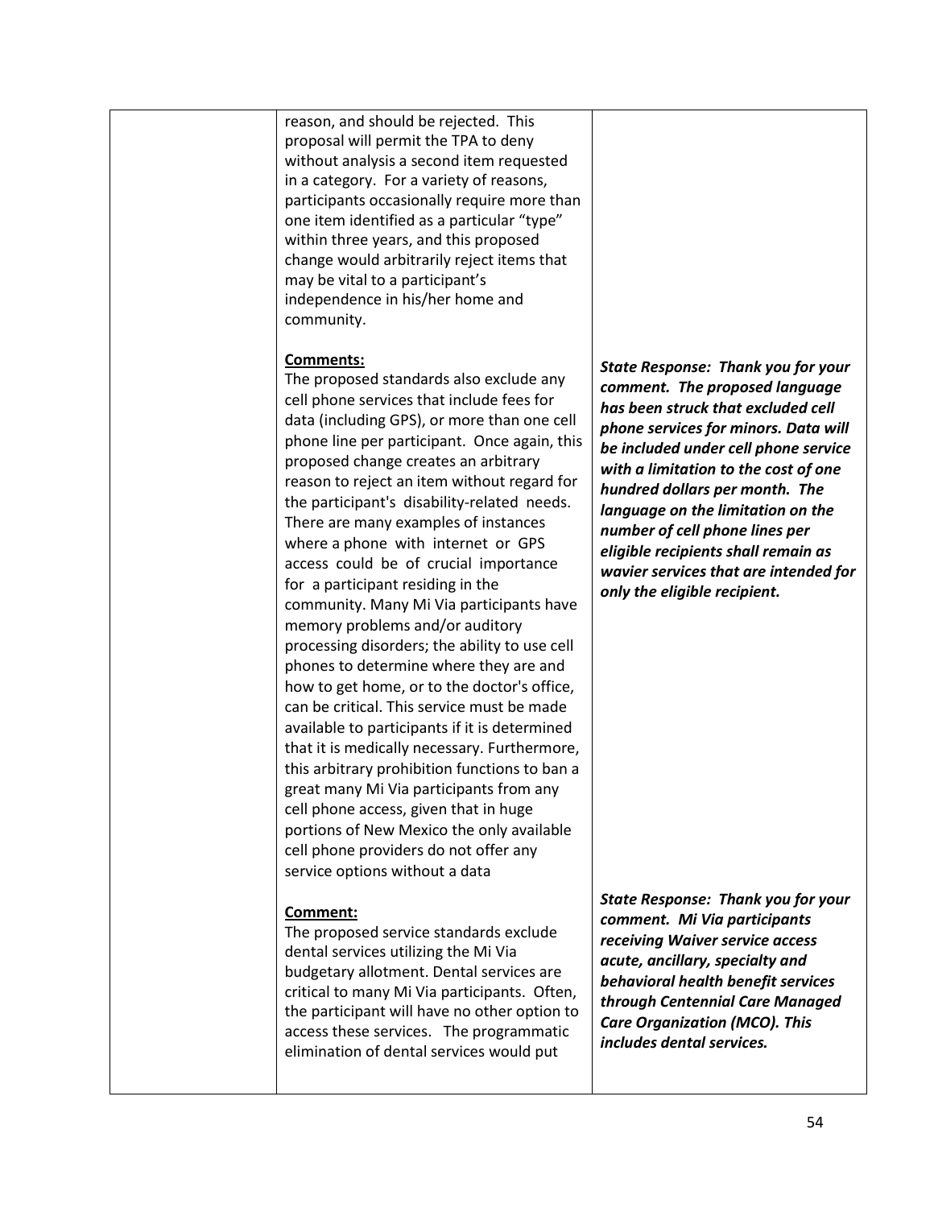| | | |
|---|---|---|
| | reason, and should be rejected. This proposal will permit the TPA to deny without analysis a second item requested in a category. For a variety of reasons, participants occasionally require more than one item identified as a particular "type" within three years, and this proposed change would arbitrarily reject items that may be vital to a participant's independence in his/her home and community.<br><br>**Comments:**<br>The proposed standards also exclude any cell phone services that include fees for data (including GPS), or more than one cell phone line per participant. Once again, this proposed change creates an arbitrary reason to reject an item without regard for the participant's disability-related needs. There are many examples of instances where a phone with internet or GPS access could be of crucial importance for a participant residing in the community. Many Mi Via participants have memory problems and/or auditory processing disorders; the ability to use cell phones to determine where they are and how to get home, or to the doctor's office, can be critical. This service must be made available to participants if it is determined that it is medically necessary. Furthermore, this arbitrary prohibition functions to ban a great many Mi Via participants from any cell phone access, given that in huge portions of New Mexico the only available cell phone providers do not offer any service options without a data<br><br>**Comment:**<br>The proposed service standards exclude dental services utilizing the Mi Via budgetary allotment. Dental services are critical to many Mi Via participants. Often, the participant will have no other option to access these services. The programmatic elimination of dental services would put | <br><br><br><br><br><br><br><br><br><br>***State Response: Thank you for your comment. The proposed language has been struck that excluded cell phone services for minors. Data will be included under cell phone service with a limitation to the cost of one hundred dollars per month. The language on the limitation on the number of cell phone lines per eligible recipients shall remain as wavier services that are intended for only the eligible recipient.***<br><br><br><br><br><br><br><br><br><br><br><br><br>***State Response: Thank you for your comment. Mi Via participants receiving Waiver service access acute, ancillary, specialty and behavioral health benefit services through Centennial Care Managed Care Organization (MCO). This includes dental services.*** |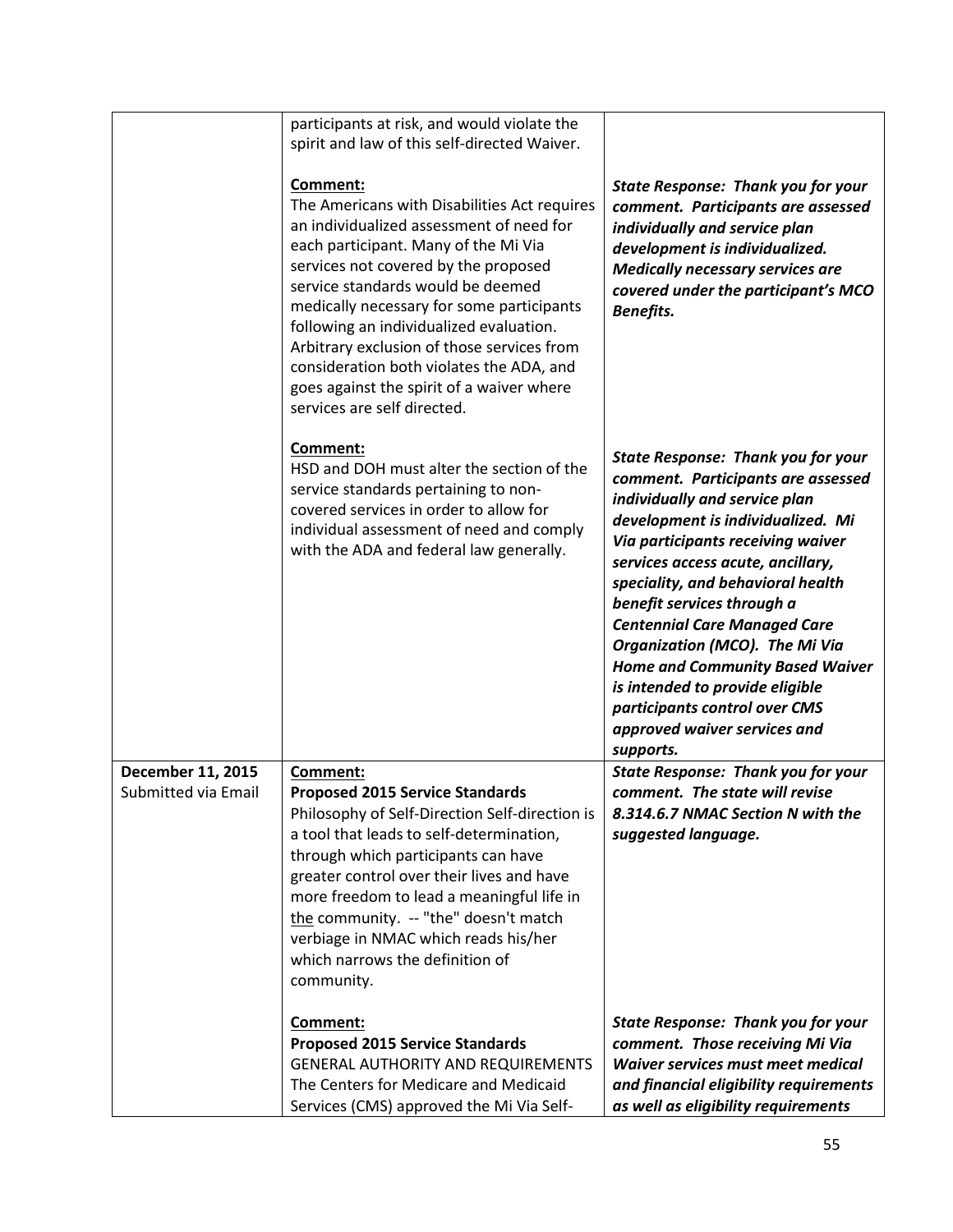| | | |
|---|---|---|
| | participants at risk, and would violate the spirit and law of this self-directed Waiver.<br><br>**Comment:**<br>The Americans with Disabilities Act requires an individualized assessment of need for each participant. Many of the Mi Via services not covered by the proposed service standards would be deemed medically necessary for some participants following an individualized evaluation. Arbitrary exclusion of those services from consideration both violates the ADA, and goes against the spirit of a waiver where services are self directed. | <br><br><br>***State Response: Thank you for your comment. Participants are assessed individually and service plan development is individualized. Medically necessary services are covered under the participant's MCO Benefits.*** |
| | **Comment:**<br>HSD and DOH must alter the section of the service standards pertaining to non-covered services in order to allow for individual assessment of need and comply with the ADA and federal law generally. | ***State Response: Thank you for your comment. Participants are assessed individually and service plan development is individualized. Mi Via participants receiving waiver services access acute, ancillary, speciality, and behavioral health benefit services through a Centennial Care Managed Care Organization (MCO). The Mi Via Home and Community Based Waiver is intended to provide eligible participants control over CMS approved waiver services and supports.*** |
| **December 11, 2015**<br>Submitted via Email | **Comment:**<br>**Proposed 2015 Service Standards**<br>Philosophy of Self-Direction Self-direction is a tool that leads to self-determination, through which participants can have greater control over their lives and have more freedom to lead a meaningful life in <u>the</u> community. -- "the" doesn't match verbiage in NMAC which reads his/her which narrows the definition of community. | ***State Response: Thank you for your comment. The state will revise 8.314.6.7 NMAC Section N with the suggested language.*** |
| | **Comment:**<br>**Proposed 2015 Service Standards**<br>GENERAL AUTHORITY AND REQUIREMENTS The Centers for Medicare and Medicaid Services (CMS) approved the Mi Via Self- | ***State Response: Thank you for your comment. Those receiving Mi Via Waiver services must meet medical and financial eligibility requirements as well as eligibility requirements*** |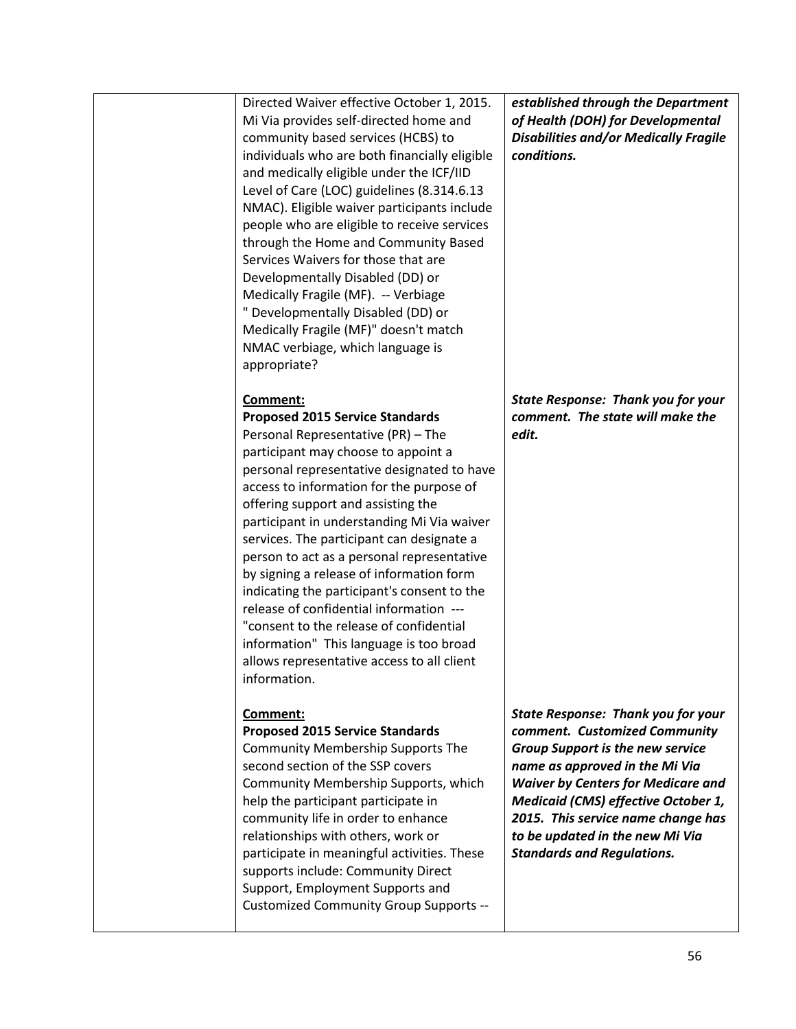| | | |
|---|---|---|
| | Directed Waiver effective October 1, 2015. Mi Via provides self-directed home and community based services (HCBS) to individuals who are both financially eligible and medically eligible under the ICF/IID Level of Care (LOC) guidelines (8.314.6.13 NMAC). Eligible waiver participants include people who are eligible to receive services through the Home and Community Based Services Waivers for those that are Developmentally Disabled (DD) or Medically Fragile (MF). -- Verbiage " Developmentally Disabled (DD) or Medically Fragile (MF)" doesn't match NMAC verbiage, which language is appropriate? | ***established through the Department of Health (DOH) for Developmental Disabilities and/or Medically Fragile conditions.*** |
| | <u>**Comment:**</u><br>**Proposed 2015 Service Standards**<br>Personal Representative (PR) – The participant may choose to appoint a personal representative designated to have access to information for the purpose of offering support and assisting the participant in understanding Mi Via waiver services. The participant can designate a person to act as a personal representative by signing a release of information form indicating the participant's consent to the release of confidential information --- "consent to the release of confidential information" This language is too broad allows representative access to all client information. | ***State Response: Thank you for your comment. The state will make the edit.*** |
| | <u>**Comment:**</u><br>**Proposed 2015 Service Standards**<br>Community Membership Supports The second section of the SSP covers Community Membership Supports, which help the participant participate in community life in order to enhance relationships with others, work or participate in meaningful activities. These supports include: Community Direct Support, Employment Supports and Customized Community Group Supports -- | ***State Response: Thank you for your comment. Customized Community Group Support is the new service name as approved in the Mi Via Waiver by Centers for Medicare and Medicaid (CMS) effective October 1, 2015. This service name change has to be updated in the new Mi Via Standards and Regulations.*** |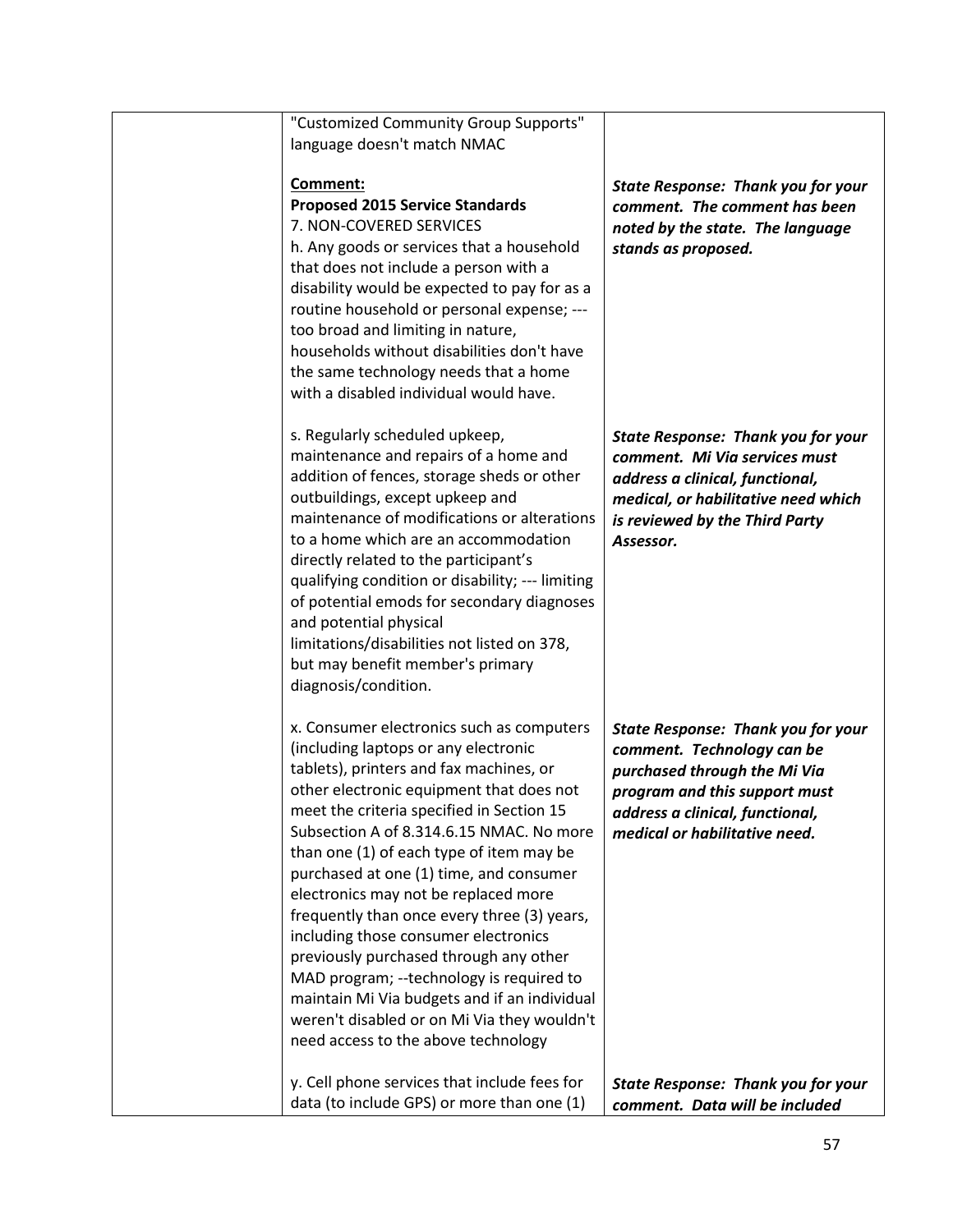| | | |
|---|---|---|
| | "Customized Community Group Supports" language doesn't match NMAC<br><br>**Comment:**<br>**Proposed 2015 Service Standards**<br>7. NON-COVERED SERVICES<br>h. Any goods or services that a household that does not include a person with a disability would be expected to pay for as a routine household or personal expense; --- too broad and limiting in nature, households without disabilities don't have the same technology needs that a home with a disabled individual would have. | ***State Response: Thank you for your comment. The comment has been noted by the state. The language stands as proposed.*** |
| | s. Regularly scheduled upkeep, maintenance and repairs of a home and addition of fences, storage sheds or other outbuildings, except upkeep and maintenance of modifications or alterations to a home which are an accommodation directly related to the participant's qualifying condition or disability; --- limiting of potential emods for secondary diagnoses and potential physical limitations/disabilities not listed on 378, but may benefit member's primary diagnosis/condition. | ***State Response: Thank you for your comment. Mi Via services must address a clinical, functional, medical, or habilitative need which is reviewed by the Third Party Assessor.*** |
| | x. Consumer electronics such as computers (including laptops or any electronic tablets), printers and fax machines, or other electronic equipment that does not meet the criteria specified in Section 15 Subsection A of 8.314.6.15 NMAC. No more than one (1) of each type of item may be purchased at one (1) time, and consumer electronics may not be replaced more frequently than once every three (3) years, including those consumer electronics previously purchased through any other MAD program; --technology is required to maintain Mi Via budgets and if an individual weren't disabled or on Mi Via they wouldn't need access to the above technology | ***State Response: Thank you for your comment. Technology can be purchased through the Mi Via program and this support must address a clinical, functional, medical or habilitative need.*** |
| | y. Cell phone services that include fees for data (to include GPS) or more than one (1) | ***State Response: Thank you for your comment. Data will be included*** |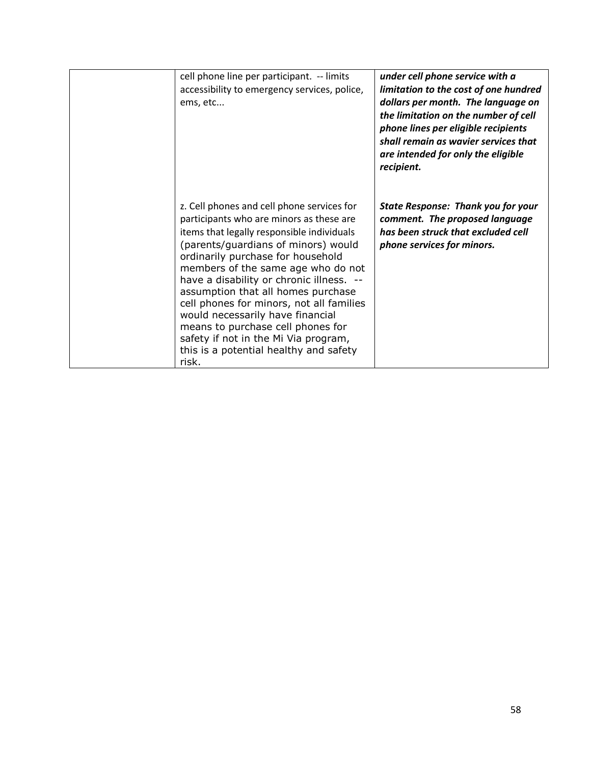| | | |
|---|---|---|
| | cell phone line per participant. -- limits accessibility to emergency services, police, ems, etc... | ***under cell phone service with a limitation to the cost of one hundred dollars per month. The language on the limitation on the number of cell phone lines per eligible recipients shall remain as wavier services that are intended for only the eligible recipient.*** |
| | z. Cell phones and cell phone services for participants who are minors as these are items that legally responsible individuals (parents/guardians of minors) would ordinarily purchase for household members of the same age who do not have a disability or chronic illness. -- assumption that all homes purchase cell phones for minors, not all families would necessarily have financial means to purchase cell phones for safety if not in the Mi Via program, this is a potential healthy and safety risk. | ***State Response: Thank you for your comment. The proposed language has been struck that excluded cell phone services for minors.*** |